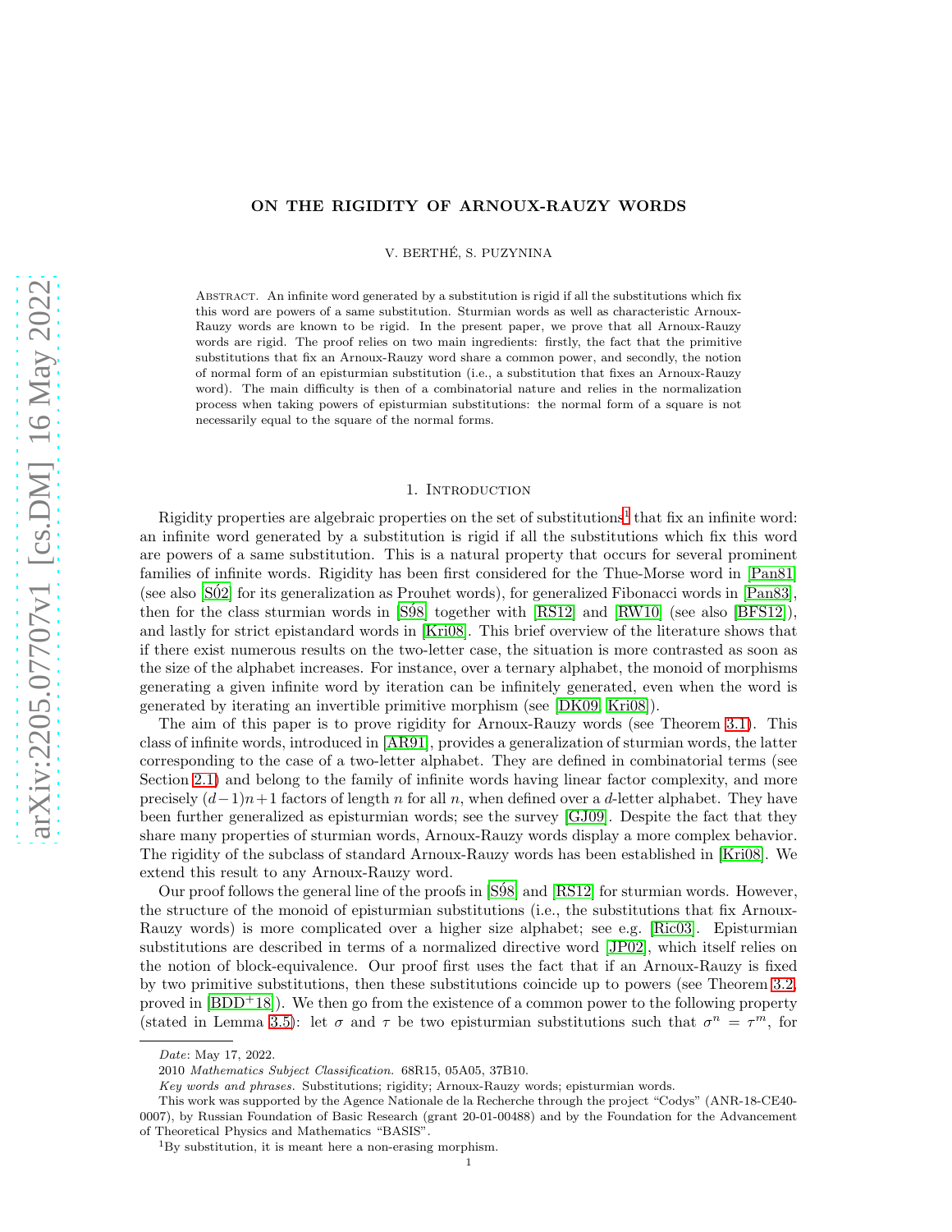# ON THE RIGIDITY OF ARNOUX-RAUZY WORDS

V. BERTHÉ, S. PUZYNINA

Abstract. An infinite word generated by a substitution is rigid if all the substitutions which fix this word are powers of a same substitution. Sturmian words as well as characteristic Arnoux-Rauzy words are known to be rigid. In the present paper, we prove that all Arnoux-Rauzy words are rigid. The proof relies on two main ingredients: firstly, the fact that the primitive substitutions that fix an Arnoux-Rauzy word share a common power, and secondly, the notion of normal form of an episturmian substitution (i.e., a substitution that fixes an Arnoux-Rauzy word). The main difficulty is then of a combinatorial nature and relies in the normalization process when taking powers of episturmian substitutions: the normal form of a square is not necessarily equal to the square of the normal forms.

## 1. Introduction

Rigidity properties are algebraic properties on the set of substitutions[1] that fix an infinite word: an infinite word generated by a substitution is rigid if all the substitutions which fix this word are powers of a same substitution. This is a natural property that occurs for several prominent families of infinite words. Rigidity has been first considered for the Thue-Morse word in [Pan81] (see also [Ś02] for its generalization as Prouhet words), for generalized Fibonacci words in [Pan83], then for the class sturmian words in [Ś98] together with [RS12] and [RW10] (see also [BFS12]), and lastly for strict epistandard words in [Kri08]. This brief overview of the literature shows that if there exist numerous results on the two-letter case, the situation is more contrasted as soon as the size of the alphabet increases. For instance, over a ternary alphabet, the monoid of morphisms generating a given infinite word by iteration can be infinitely generated, even when the word is generated by iterating an invertible primitive morphism (see [DK09, Kri08]).

The aim of this paper is to prove rigidity for Arnoux-Rauzy words (see Theorem 3.1). This class of infinite words, introduced in [AR91], provides a generalization of sturmian words, the latter corresponding to the case of a two-letter alphabet. They are defined in combinatorial terms (see Section 2.1) and belong to the family of infinite words having linear factor complexity, and more precisely $(d-1)n+1$ factors of length $n$ for all $n$, when defined over a $d$-letter alphabet. They have been further generalized as episturmian words; see the survey [GJ09]. Despite the fact that they share many properties of sturmian words, Arnoux-Rauzy words display a more complex behavior. The rigidity of the subclass of standard Arnoux-Rauzy words has been established in [Kri08]. We extend this result to any Arnoux-Rauzy word.

Our proof follows the general line of the proofs in [Ś98] and [RS12] for sturmian words. However, the structure of the monoid of episturmian substitutions (i.e., the substitutions that fix Arnoux-Rauzy words) is more complicated over a higher size alphabet; see e.g. [Ric03]. Episturmian substitutions are described in terms of a normalized directive word [JP02], which itself relies on the notion of block-equivalence. Our proof first uses the fact that if an Arnoux-Rauzy is fixed by two primitive substitutions, then these substitutions coincide up to powers (see Theorem 3.2, proved in [BDD+18]). We then go from the existence of a common power to the following property (stated in Lemma 3.5): let $\sigma$ and $\tau$ be two episturmian substitutions such that $\sigma^n = \tau^m$, for

---

*Date*: May 17, 2022.

2010 *Mathematics Subject Classification.* 68R15, 05A05, 37B10.

*Key words and phrases.* Substitutions; rigidity; Arnoux-Rauzy words; episturmian words.

This work was supported by the Agence Nationale de la Recherche through the project "Codys" (ANR-18-CE40-0007), by Russian Foundation of Basic Research (grant 20-01-00488) and by the Foundation for the Advancement of Theoretical Physics and Mathematics "BASIS".

[1]By substitution, it is meant here a non-erasing morphism.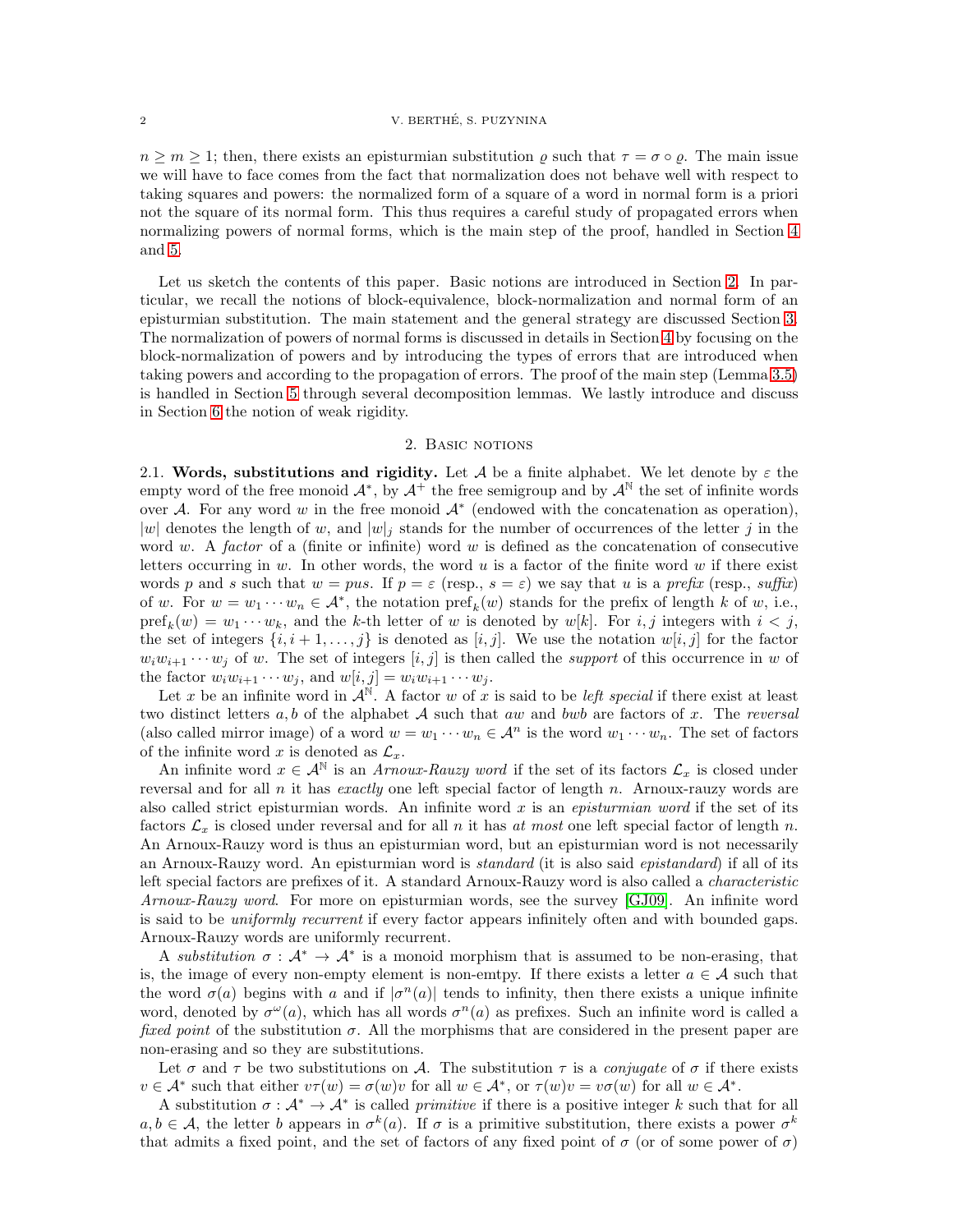$n \geq m \geq 1$; then, there exists an episturmian substitution $\varrho$ such that $\tau = \sigma \circ \varrho$. The main issue we will have to face comes from the fact that normalization does not behave well with respect to taking squares and powers: the normalized form of a square of a word in normal form is a priori not the square of its normal form. This thus requires a careful study of propagated errors when normalizing powers of normal forms, which is the main step of the proof, handled in Section 4 and 5.

Let us sketch the contents of this paper. Basic notions are introduced in Section 2. In particular, we recall the notions of block-equivalence, block-normalization and normal form of an episturmian substitution. The main statement and the general strategy are discussed Section 3. The normalization of powers of normal forms is discussed in details in Section 4 by focusing on the block-normalization of powers and by introducing the types of errors that are introduced when taking powers and according to the propagation of errors. The proof of the main step (Lemma 3.5) is handled in Section 5 through several decomposition lemmas. We lastly introduce and discuss in Section 6 the notion of weak rigidity.

## 2. Basic notions

**2.1. Words, substitutions and rigidity.** Let $\mathcal{A}$ be a finite alphabet. We let denote by $\varepsilon$ the empty word of the free monoid $\mathcal{A}^*$, by $\mathcal{A}^+$ the free semigroup and by $\mathcal{A}^{\mathbb{N}}$ the set of infinite words over $\mathcal{A}$. For any word $w$ in the free monoid $\mathcal{A}^*$ (endowed with the concatenation as operation), $|w|$ denotes the length of $w$, and $|w|_j$ stands for the number of occurrences of the letter $j$ in the word $w$. A *factor* of a (finite or infinite) word $w$ is defined as the concatenation of consecutive letters occurring in $w$. In other words, the word $u$ is a factor of the finite word $w$ if there exist words $p$ and $s$ such that $w = pus$. If $p = \varepsilon$ (resp., $s = \varepsilon$) we say that $u$ is a *prefix* (resp., *suffix*) of $w$. For $w = w_1 \cdots w_n \in \mathcal{A}^*$, the notation $\mathrm{pref}_k(w)$ stands for the prefix of length $k$ of $w$, i.e., $\mathrm{pref}_k(w) = w_1 \cdots w_k$, and the $k$-th letter of $w$ is denoted by $w[k]$. For $i, j$ integers with $i < j$, the set of integers $\{i, i+1, \ldots, j\}$ is denoted as $[i, j]$. We use the notation $w[i, j]$ for the factor $w_i w_{i+1} \cdots w_j$ of $w$. The set of integers $[i, j]$ is then called the *support* of this occurrence in $w$ of the factor $w_i w_{i+1} \cdots w_j$, and $w[i, j] = w_i w_{i+1} \cdots w_j$.

Let $x$ be an infinite word in $\mathcal{A}^{\mathbb{N}}$. A factor $w$ of $x$ is said to be *left special* if there exist at least two distinct letters $a, b$ of the alphabet $\mathcal{A}$ such that $aw$ and $bwb$ are factors of $x$. The *reversal* (also called mirror image) of a word $w = w_1 \cdots w_n \in \mathcal{A}^n$ is the word $w_1 \cdots w_n$. The set of factors of the infinite word $x$ is denoted as $\mathcal{L}_x$.

An infinite word $x \in \mathcal{A}^{\mathbb{N}}$ is an *Arnoux-Rauzy word* if the set of its factors $\mathcal{L}_x$ is closed under reversal and for all $n$ it has *exactly* one left special factor of length $n$. Arnoux-rauzy words are also called strict episturmian words. An infinite word $x$ is an *episturmian word* if the set of its factors $\mathcal{L}_x$ is closed under reversal and for all $n$ it has *at most* one left special factor of length $n$. An Arnoux-Rauzy word is thus an episturmian word, but an episturmian word is not necessarily an Arnoux-Rauzy word. An episturmian word is *standard* (it is also said *epistandard*) if all of its left special factors are prefixes of it. A standard Arnoux-Rauzy word is also called a *characteristic Arnoux-Rauzy word*. For more on episturmian words, see the survey [GJ09]. An infinite word is said to be *uniformly recurrent* if every factor appears infinitely often and with bounded gaps. Arnoux-Rauzy words are uniformly recurrent.

A *substitution* $\sigma : \mathcal{A}^* \to \mathcal{A}^*$ is a monoid morphism that is assumed to be non-erasing, that is, the image of every non-empty element is non-emtpy. If there exists a letter $a \in \mathcal{A}$ such that the word $\sigma(a)$ begins with $a$ and if $|\sigma^n(a)|$ tends to infinity, then there exists a unique infinite word, denoted by $\sigma^\omega(a)$, which has all words $\sigma^n(a)$ as prefixes. Such an infinite word is called a *fixed point* of the substitution $\sigma$. All the morphisms that are considered in the present paper are non-erasing and so they are substitutions.

Let $\sigma$ and $\tau$ be two substitutions on $\mathcal{A}$. The substitution $\tau$ is a *conjugate* of $\sigma$ if there exists $v \in \mathcal{A}^*$ such that either $v\tau(w) = \sigma(w)v$ for all $w \in \mathcal{A}^*$, or $\tau(w)v = v\sigma(w)$ for all $w \in \mathcal{A}^*$.

A substitution $\sigma : \mathcal{A}^* \to \mathcal{A}^*$ is called *primitive* if there is a positive integer $k$ such that for all $a, b \in \mathcal{A}$, the letter $b$ appears in $\sigma^k(a)$. If $\sigma$ is a primitive substitution, there exists a power $\sigma^k$ that admits a fixed point, and the set of factors of any fixed point of $\sigma$ (or of some power of $\sigma$)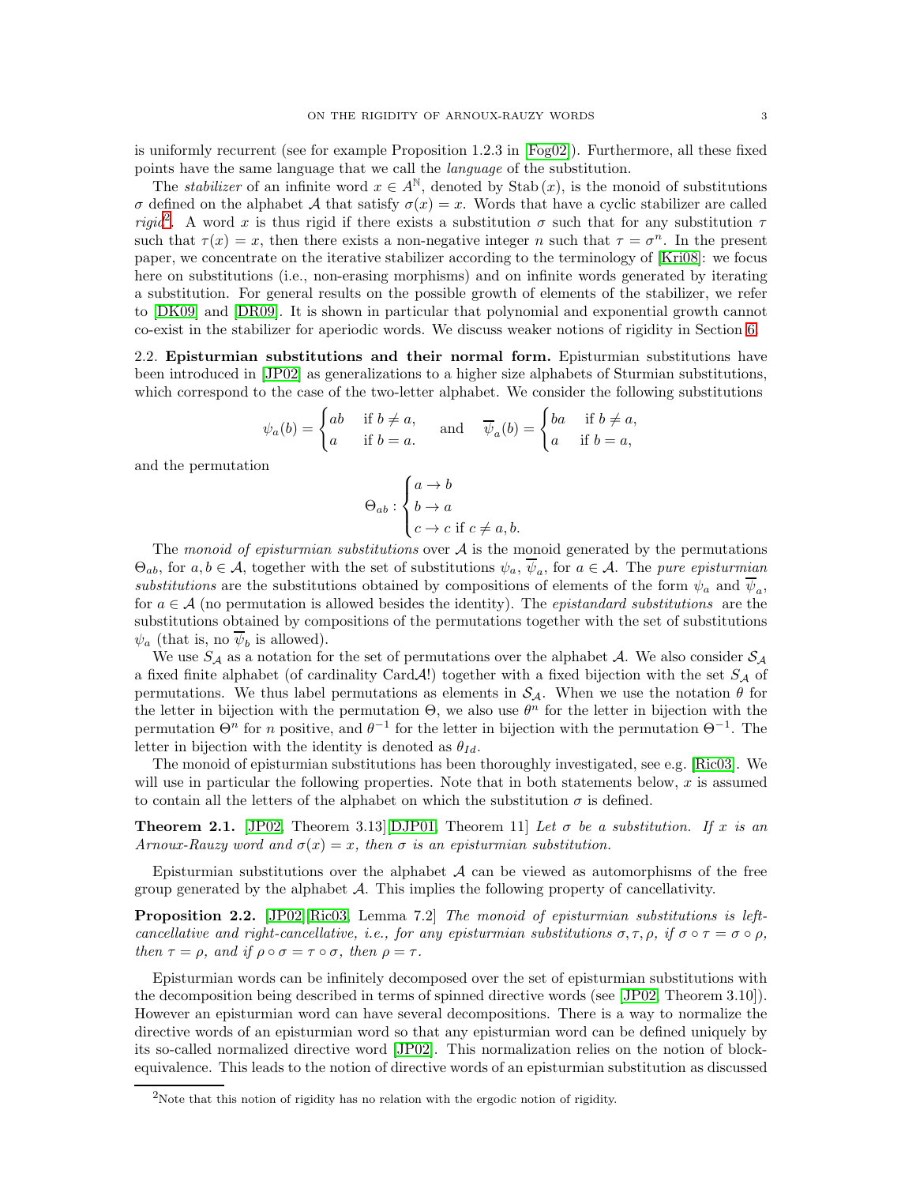is uniformly recurrent (see for example Proposition 1.2.3 in [Fog02]). Furthermore, all these fixed points have the same language that we call the *language* of the substitution.

The *stabilizer* of an infinite word $x \in A^{\mathbb{N}}$, denoted by $\mathrm{Stab}(x)$, is the monoid of substitutions $\sigma$ defined on the alphabet $\mathcal{A}$ that satisfy $\sigma(x) = x$. Words that have a cyclic stabilizer are called *rigid*[2]. A word $x$ is thus rigid if there exists a substitution $\sigma$ such that for any substitution $\tau$ such that $\tau(x) = x$, then there exists a non-negative integer $n$ such that $\tau = \sigma^n$. In the present paper, we concentrate on the iterative stabilizer according to the terminology of [Kri08]: we focus here on substitutions (i.e., non-erasing morphisms) and on infinite words generated by iterating a substitution. For general results on the possible growth of elements of the stabilizer, we refer to [DK09] and [DR09]. It is shown in particular that polynomial and exponential growth cannot co-exist in the stabilizer for aperiodic words. We discuss weaker notions of rigidity in Section 6.

## 2.2. Episturmian substitutions and their normal form.

Episturmian substitutions have been introduced in [JP02] as generalizations to a higher size alphabets of Sturmian substitutions, which correspond to the case of the two-letter alphabet. We consider the following substitutions

$$\psi_a(b) = \begin{cases} ab & \text{if } b \neq a, \\ a & \text{if } b = a. \end{cases} \quad \text{and} \quad \overline{\psi}_a(b) = \begin{cases} ba & \text{if } b \neq a, \\ a & \text{if } b = a, \end{cases}$$

and the permutation

$$\Theta_{ab} : \begin{cases} a \to b \\ b \to a \\ c \to c \text{ if } c \neq a, b. \end{cases}$$

The *monoid of episturmian substitutions* over $\mathcal{A}$ is the monoid generated by the permutations $\Theta_{ab}$, for $a, b \in \mathcal{A}$, together with the set of substitutions $\psi_a$, $\overline{\psi}_a$, for $a \in \mathcal{A}$. The *pure episturmian substitutions* are the substitutions obtained by compositions of elements of the form $\psi_a$ and $\overline{\psi}_a$, for $a \in \mathcal{A}$ (no permutation is allowed besides the identity). The *epistandard substitutions* are the substitutions obtained by compositions of the permutations together with the set of substitutions $\psi_a$ (that is, no $\overline{\psi}_b$ is allowed).

We use $S_{\mathcal{A}}$ as a notation for the set of permutations over the alphabet $\mathcal{A}$. We also consider $\mathcal{S}_{\mathcal{A}}$ a fixed finite alphabet (of cardinality $\mathrm{Card}\mathcal{A}!$) together with a fixed bijection with the set $S_{\mathcal{A}}$ of permutations. We thus label permutations as elements in $\mathcal{S}_{\mathcal{A}}$. When we use the notation $\theta$ for the letter in bijection with the permutation $\Theta$, we also use $\theta^n$ for the letter in bijection with the permutation $\Theta^n$ for $n$ positive, and $\theta^{-1}$ for the letter in bijection with the permutation $\Theta^{-1}$. The letter in bijection with the identity is denoted as $\theta_{Id}$.

The monoid of episturmian substitutions has been thoroughly investigated, see e.g. [Ric03]. We will use in particular the following properties. Note that in both statements below, $x$ is assumed to contain all the letters of the alphabet on which the substitution $\sigma$ is defined.

**Theorem 2.1.** [JP02, Theorem 3.13][DJP01, Theorem 11] *Let $\sigma$ be a substitution. If $x$ is an Arnoux-Rauzy word and $\sigma(x) = x$, then $\sigma$ is an episturmian substitution.*

Episturmian substitutions over the alphabet $\mathcal{A}$ can be viewed as automorphisms of the free group generated by the alphabet $\mathcal{A}$. This implies the following property of cancellativity.

**Proposition 2.2.** [JP02][Ric03, Lemma 7.2] *The monoid of episturmian substitutions is left-cancellative and right-cancellative, i.e., for any episturmian substitutions $\sigma, \tau, \rho$, if $\sigma \circ \tau = \sigma \circ \rho$, then $\tau = \rho$, and if $\rho \circ \sigma = \tau \circ \sigma$, then $\rho = \tau$.*

Episturmian words can be infinitely decomposed over the set of episturmian substitutions with the decomposition being described in terms of spinned directive words (see [JP02, Theorem 3.10]). However an episturmian word can have several decompositions. There is a way to normalize the directive words of an episturmian word so that any episturmian word can be defined uniquely by its so-called normalized directive word [JP02]. This normalization relies on the notion of block-equivalence. This leads to the notion of directive words of an episturmian substitution as discussed

[2] Note that this notion of rigidity has no relation with the ergodic notion of rigidity.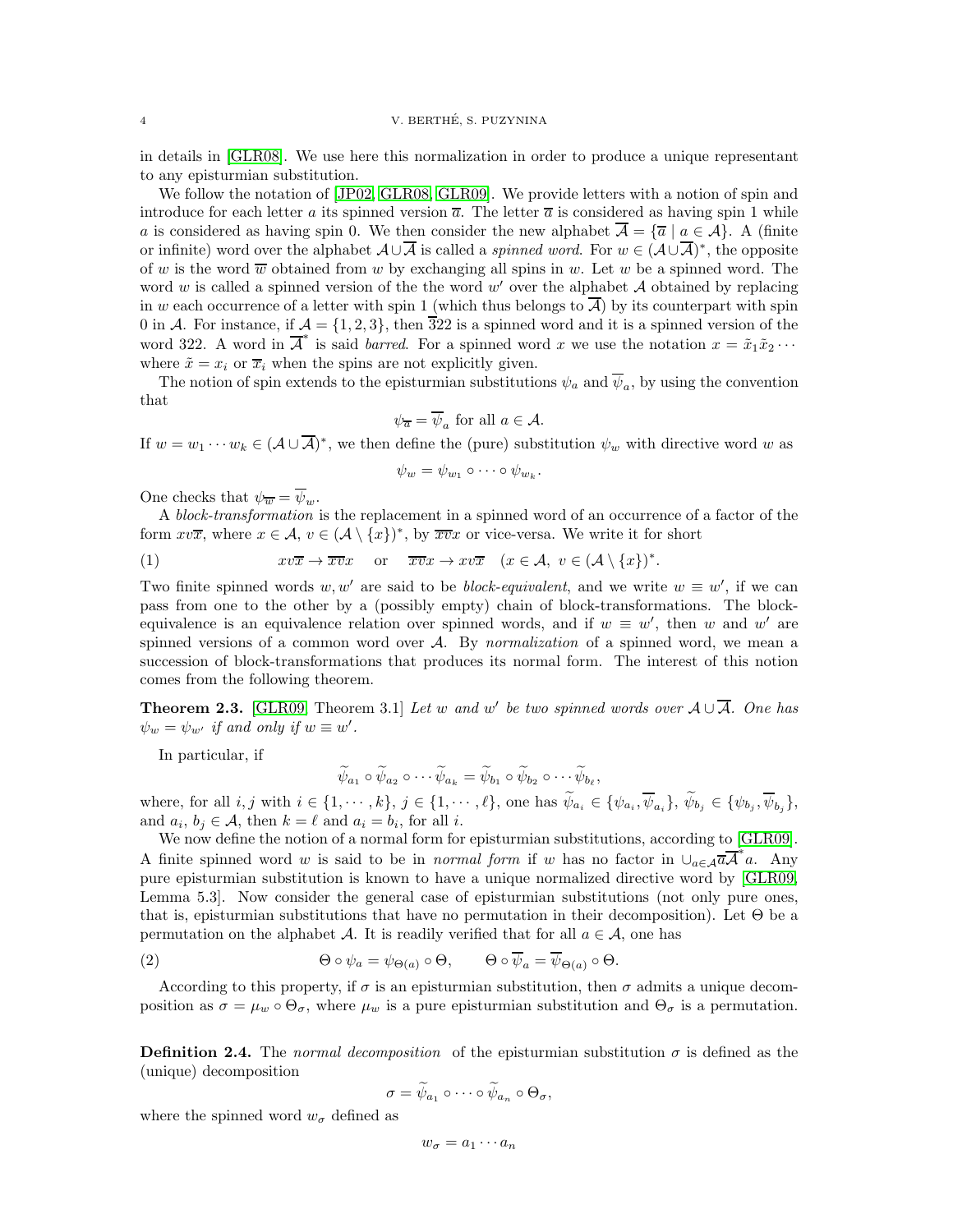in details in [GLR08]. We use here this normalization in order to produce a unique representant to any episturmian substitution.

We follow the notation of [JP02, GLR08, GLR09]. We provide letters with a notion of spin and introduce for each letter $a$ its spinned version $\overline{a}$. The letter $\overline{a}$ is considered as having spin 1 while $a$ is considered as having spin 0. We then consider the new alphabet $\overline{\mathcal{A}} = \{\overline{a} \mid a \in \mathcal{A}\}$. A (finite or infinite) word over the alphabet $\mathcal{A} \cup \overline{\mathcal{A}}$ is called a *spinned word*. For $w \in (\mathcal{A} \cup \overline{\mathcal{A}})^*$, the opposite of $w$ is the word $\overline{w}$ obtained from $w$ by exchanging all spins in $w$. Let $w$ be a spinned word. The word $w$ is called a spinned version of the the word $w'$ over the alphabet $\mathcal{A}$ obtained by replacing in $w$ each occurrence of a letter with spin 1 (which thus belongs to $\overline{\mathcal{A}}$) by its counterpart with spin 0 in $\mathcal{A}$. For instance, if $\mathcal{A} = \{1, 2, 3\}$, then $\overline{3}22$ is a spinned word and it is a spinned version of the word 322. A word in $\overline{\mathcal{A}}^*$ is said *barred*. For a spinned word $x$ we use the notation $x = \tilde{x}_1\tilde{x}_2\cdots$ where $\tilde{x} = x_i$ or $\overline{x}_i$ when the spins are not explicitly given.

The notion of spin extends to the episturmian substitutions $\psi_a$ and $\overline{\psi}_a$, by using the convention that

$$\psi_{\overline{a}} = \overline{\psi}_a \text{ for all } a \in \mathcal{A}.$$

If $w = w_1 \cdots w_k \in (\mathcal{A} \cup \overline{\mathcal{A}})^*$, we then define the (pure) substitution $\psi_w$ with directive word $w$ as

$$\psi_w = \psi_{w_1} \circ \cdots \circ \psi_{w_k}.$$

One checks that $\psi_{\overline{w}} = \overline{\psi}_w$.

A *block-transformation* is the replacement in a spinned word of an occurrence of a factor of the form $xv\overline{x}$, where $x \in \mathcal{A}$, $v \in (\mathcal{A} \setminus \{x\})^*$, by $\overline{xv}x$ or vice-versa. We write it for short

$$xv\overline{x} \to \overline{xv}x \quad \text{ or } \quad \overline{xv}x \to xv\overline{x} \quad (x \in \mathcal{A},\ v \in (\mathcal{A} \setminus \{x\})^*. \tag{1}$$

Two finite spinned words $w, w'$ are said to be *block-equivalent*, and we write $w \equiv w'$, if we can pass from one to the other by a (possibly empty) chain of block-transformations. The block-equivalence is an equivalence relation over spinned words, and if $w \equiv w'$, then $w$ and $w'$ are spinned versions of a common word over $\mathcal{A}$. By *normalization* of a spinned word, we mean a succession of block-transformations that produces its normal form. The interest of this notion comes from the following theorem.

**Theorem 2.3.** [GLR09, Theorem 3.1] *Let $w$ and $w'$ be two spinned words over $\mathcal{A} \cup \overline{\mathcal{A}}$. One has $\psi_w = \psi_{w'}$ if and only if $w \equiv w'$.*

In particular, if

$$\widetilde{\psi}_{a_1} \circ \widetilde{\psi}_{a_2} \circ \cdots \widetilde{\psi}_{a_k} = \widetilde{\psi}_{b_1} \circ \widetilde{\psi}_{b_2} \circ \cdots \widetilde{\psi}_{b_\ell},$$

where, for all $i, j$ with $i \in \{1, \cdots, k\}$, $j \in \{1, \cdots, \ell\}$, one has $\widetilde{\psi}_{a_i} \in \{\psi_{a_i}, \overline{\psi}_{a_i}\}$, $\widetilde{\psi}_{b_j} \in \{\psi_{b_j}, \overline{\psi}_{b_j}\}$, and $a_i,\ b_j \in \mathcal{A}$, then $k = \ell$ and $a_i = b_i$, for all $i$.

We now define the notion of a normal form for episturmian substitutions, according to [GLR09]. A finite spinned word $w$ is said to be in *normal form* if $w$ has no factor in $\cup_{a \in \mathcal{A}} \overline{a}\overline{\mathcal{A}}^* a$. Any pure episturmian substitution is known to have a unique normalized directive word by [GLR09, Lemma 5.3]. Now consider the general case of episturmian substitutions (not only pure ones, that is, episturmian substitutions that have no permutation in their decomposition). Let $\Theta$ be a permutation on the alphabet $\mathcal{A}$. It is readily verified that for all $a \in \mathcal{A}$, one has

$$\Theta \circ \psi_a = \psi_{\Theta(a)} \circ \Theta, \qquad \Theta \circ \overline{\psi}_a = \overline{\psi}_{\Theta(a)} \circ \Theta. \tag{2}$$

According to this property, if $\sigma$ is an episturmian substitution, then $\sigma$ admits a unique decomposition as $\sigma = \mu_w \circ \Theta_\sigma$, where $\mu_w$ is a pure episturmian substitution and $\Theta_\sigma$ is a permutation.

**Definition 2.4.** The *normal decomposition* of the episturmian substitution $\sigma$ is defined as the (unique) decomposition

$$\sigma = \widetilde{\psi}_{a_1} \circ \cdots \circ \widetilde{\psi}_{a_n} \circ \Theta_\sigma,$$

where the spinned word $w_\sigma$ defined as

$$w_\sigma = a_1 \cdots a_n$$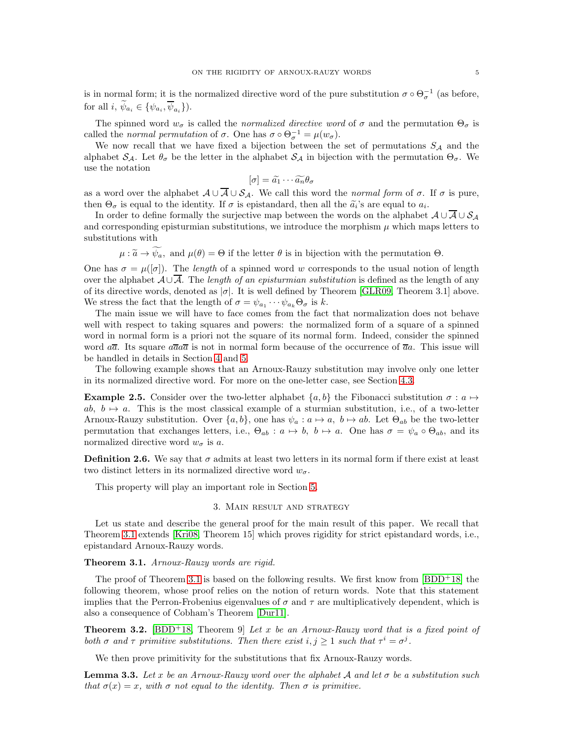is in normal form; it is the normalized directive word of the pure substitution $\sigma \circ \Theta_\sigma^{-1}$ (as before, for all $i$, $\widetilde{\psi}_{a_i} \in \{\psi_{a_i}, \overline{\psi}_{a_i}\}$).

The spinned word $w_\sigma$ is called the *normalized directive word* of $\sigma$ and the permutation $\Theta_\sigma$ is called the *normal permutation* of $\sigma$. One has $\sigma \circ \Theta_\sigma^{-1} = \mu(w_\sigma)$.

We now recall that we have fixed a bijection between the set of permutations $S_{\mathcal{A}}$ and the alphabet $\mathcal{S}_{\mathcal{A}}$. Let $\theta_\sigma$ be the letter in the alphabet $\mathcal{S}_{\mathcal{A}}$ in bijection with the permutation $\Theta_\sigma$. We use the notation

$$[\sigma] = \widetilde{a_1} \cdots \widetilde{a_n} \theta_\sigma$$

as a word over the alphabet $\mathcal{A} \cup \overline{\mathcal{A}} \cup \mathcal{S}_{\mathcal{A}}$. We call this word the *normal form* of $\sigma$. If $\sigma$ is pure, then $\Theta_\sigma$ is equal to the identity. If $\sigma$ is epistandard, then all the $\widetilde{a_i}$'s are equal to $a_i$.

In order to define formally the surjective map between the words on the alphabet $\mathcal{A} \cup \overline{\mathcal{A}} \cup \mathcal{S}_{\mathcal{A}}$ and corresponding episturmian substitutions, we introduce the morphism $\mu$ which maps letters to substitutions with

$$\mu : \widetilde{a} \to \widetilde{\psi_a}, \text{ and } \mu(\theta) = \Theta \text{ if the letter } \theta \text{ is in bijection with the permutation } \Theta.$$

One has $\sigma = \mu([\sigma])$. The *length* of a spinned word $w$ corresponds to the usual notion of length over the alphabet $\mathcal{A} \cup \overline{\mathcal{A}}$. The *length of an episturmian substitution* is defined as the length of any of its directive words, denoted as $|\sigma|$. It is well defined by Theorem [GLR09, Theorem 3.1] above. We stress the fact that the length of $\sigma = \psi_{a_1} \cdots \psi_{a_k} \Theta_\sigma$ is $k$.

The main issue we will have to face comes from the fact that normalization does not behave well with respect to taking squares and powers: the normalized form of a square of a spinned word in normal form is a priori not the square of its normal form. Indeed, consider the spinned word $a\overline{a}$. Its square $a\overline{a}a\overline{a}$ is not in normal form because of the occurrence of $\overline{a}a$. This issue will be handled in details in Section 4 and 5.

The following example shows that an Arnoux-Rauzy substitution may involve only one letter in its normalized directive word. For more on the one-letter case, see Section 4.3.

**Example 2.5.** Consider over the two-letter alphabet $\{a, b\}$ the Fibonacci substitution $\sigma : a \mapsto ab,\ b \mapsto a$. This is the most classical example of a sturmian substitution, i.e., of a two-letter Arnoux-Rauzy substitution. Over $\{a, b\}$, one has $\psi_a : a \mapsto a,\ b \mapsto ab$. Let $\Theta_{ab}$ be the two-letter permutation that exchanges letters, i.e., $\Theta_{ab} : a \mapsto b,\ b \mapsto a$. One has $\sigma = \psi_a \circ \Theta_{ab}$, and its normalized directive word $w_\sigma$ is $a$.

**Definition 2.6.** We say that $\sigma$ admits at least two letters in its normal form if there exist at least two distinct letters in its normalized directive word $w_\sigma$.

This property will play an important role in Section 5.

## 3. Main result and strategy

Let us state and describe the general proof for the main result of this paper. We recall that Theorem 3.1 extends [Kri08, Theorem 15] which proves rigidity for strict epistandard words, i.e., epistandard Arnoux-Rauzy words.

**Theorem 3.1.** *Arnoux-Rauzy words are rigid.*

The proof of Theorem 3.1 is based on the following results. We first know from [BDD+18] the following theorem, whose proof relies on the notion of return words. Note that this statement implies that the Perron-Frobenius eigenvalues of $\sigma$ and $\tau$ are multiplicatively dependent, which is also a consequence of Cobham's Theorem [Dur11].

**Theorem 3.2.** [BDD+18, Theorem 9] *Let $x$ be an Arnoux-Rauzy word that is a fixed point of both $\sigma$ and $\tau$ primitive substitutions. Then there exist $i, j \geq 1$ such that $\tau^i = \sigma^j$.*

We then prove primitivity for the substitutions that fix Arnoux-Rauzy words.

**Lemma 3.3.** *Let $x$ be an Arnoux-Rauzy word over the alphabet $\mathcal{A}$ and let $\sigma$ be a substitution such that $\sigma(x) = x$, with $\sigma$ not equal to the identity. Then $\sigma$ is primitive.*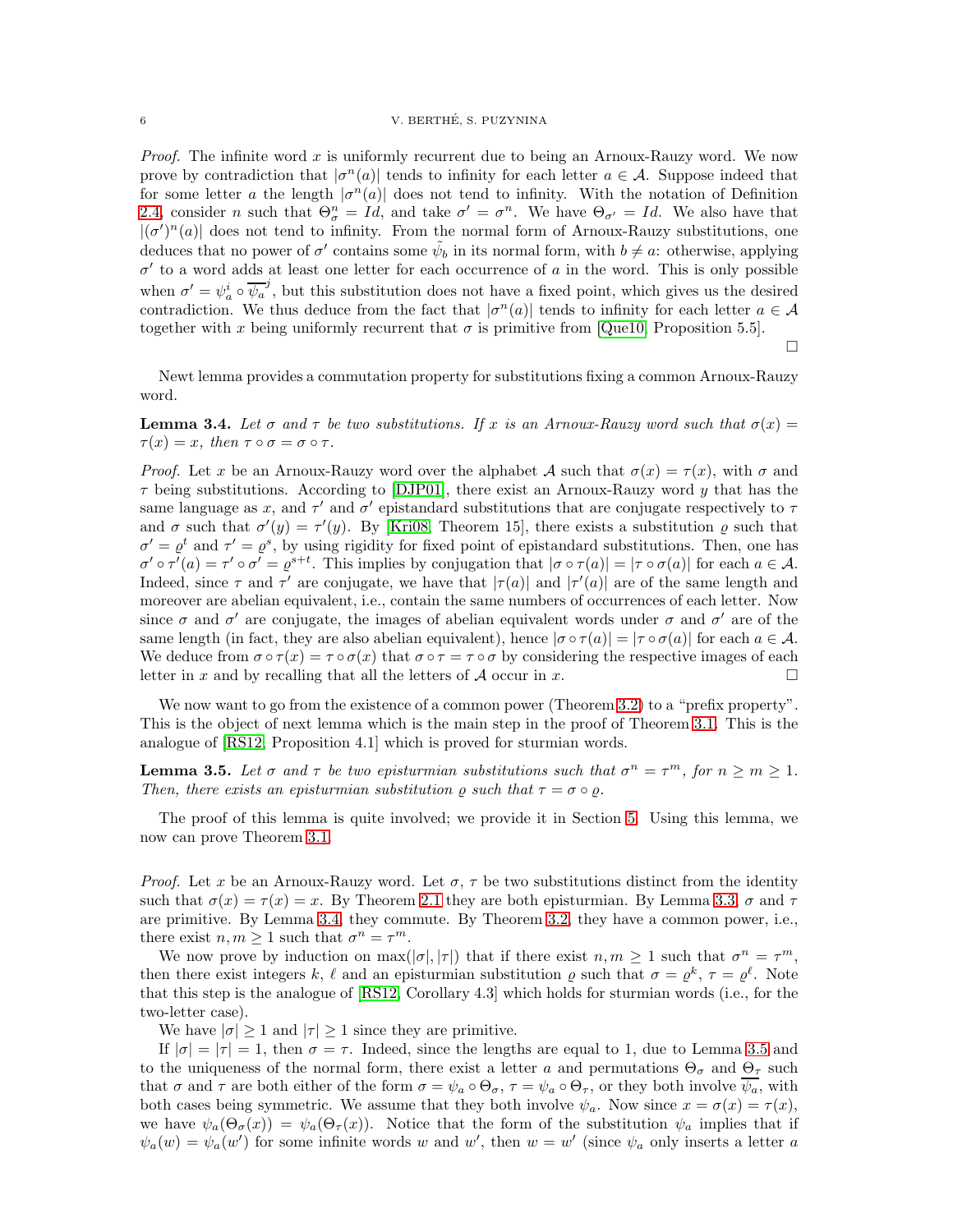*Proof.* The infinite word $x$ is uniformly recurrent due to being an Arnoux-Rauzy word. We now prove by contradiction that $|\sigma^n(a)|$ tends to infinity for each letter $a \in \mathcal{A}$. Suppose indeed that for some letter $a$ the length $|\sigma^n(a)|$ does not tend to infinity. With the notation of Definition 2.4, consider $n$ such that $\Theta_\sigma^n = Id$, and take $\sigma' = \sigma^n$. We have $\Theta_{\sigma'} = Id$. We also have that $|(\sigma')^n(a)|$ does not tend to infinity. From the normal form of Arnoux-Rauzy substitutions, one deduces that no power of $\sigma'$ contains some $\tilde{\psi}_b$ in its normal form, with $b \neq a$: otherwise, applying $\sigma'$ to a word adds at least one letter for each occurrence of $a$ in the word. This is only possible when $\sigma' = \psi_a^i \circ \overline{\psi_a}^j$, but this substitution does not have a fixed point, which gives us the desired contradiction. We thus deduce from the fact that $|\sigma^n(a)|$ tends to infinity for each letter $a \in \mathcal{A}$ together with $x$ being uniformly recurrent that $\sigma$ is primitive from [Que10, Proposition 5.5]. □

Newt lemma provides a commutation property for substitutions fixing a common Arnoux-Rauzy word.

**Lemma 3.4.** *Let $\sigma$ and $\tau$ be two substitutions. If $x$ is an Arnoux-Rauzy word such that $\sigma(x) = \tau(x) = x$, then $\tau \circ \sigma = \sigma \circ \tau$.*

*Proof.* Let $x$ be an Arnoux-Rauzy word over the alphabet $\mathcal{A}$ such that $\sigma(x) = \tau(x)$, with $\sigma$ and $\tau$ being substitutions. According to [DJP01], there exist an Arnoux-Rauzy word $y$ that has the same language as $x$, and $\tau'$ and $\sigma'$ epistandard substitutions that are conjugate respectively to $\tau$ and $\sigma$ such that $\sigma'(y) = \tau'(y)$. By [Kri08, Theorem 15], there exists a substitution $\varrho$ such that $\sigma' = \varrho^t$ and $\tau' = \varrho^s$, by using rigidity for fixed point of epistandard substitutions. Then, one has $\sigma' \circ \tau'(a) = \tau' \circ \sigma' = \varrho^{s+t}$. This implies by conjugation that $|\sigma \circ \tau(a)| = |\tau \circ \sigma(a)|$ for each $a \in \mathcal{A}$. Indeed, since $\tau$ and $\tau'$ are conjugate, we have that $|\tau(a)|$ and $|\tau'(a)|$ are of the same length and moreover are abelian equivalent, i.e., contain the same numbers of occurrences of each letter. Now since $\sigma$ and $\sigma'$ are conjugate, the images of abelian equivalent words under $\sigma$ and $\sigma'$ are of the same length (in fact, they are also abelian equivalent), hence $|\sigma \circ \tau(a)| = |\tau \circ \sigma(a)|$ for each $a \in \mathcal{A}$. We deduce from $\sigma \circ \tau(x) = \tau \circ \sigma(x)$ that $\sigma \circ \tau = \tau \circ \sigma$ by considering the respective images of each letter in $x$ and by recalling that all the letters of $\mathcal{A}$ occur in $x$. □

We now want to go from the existence of a common power (Theorem 3.2) to a "prefix property". This is the object of next lemma which is the main step in the proof of Theorem 3.1. This is the analogue of [RS12, Proposition 4.1] which is proved for sturmian words.

**Lemma 3.5.** *Let $\sigma$ and $\tau$ be two episturmian substitutions such that $\sigma^n = \tau^m$, for $n \geq m \geq 1$. Then, there exists an episturmian substitution $\varrho$ such that $\tau = \sigma \circ \varrho$.*

The proof of this lemma is quite involved; we provide it in Section 5. Using this lemma, we now can prove Theorem 3.1.

*Proof.* Let $x$ be an Arnoux-Rauzy word. Let $\sigma$, $\tau$ be two substitutions distinct from the identity such that $\sigma(x) = \tau(x) = x$. By Theorem 2.1 they are both episturmian. By Lemma 3.3, $\sigma$ and $\tau$ are primitive. By Lemma 3.4, they commute. By Theorem 3.2, they have a common power, i.e., there exist $n, m \geq 1$ such that $\sigma^n = \tau^m$.

We now prove by induction on $\max(|\sigma|, |\tau|)$ that if there exist $n, m \geq 1$ such that $\sigma^n = \tau^m$, then there exist integers $k$, $\ell$ and an episturmian substitution $\varrho$ such that $\sigma = \varrho^k$, $\tau = \varrho^\ell$. Note that this step is the analogue of [RS12, Corollary 4.3] which holds for sturmian words (i.e., for the two-letter case).

We have $|\sigma| \geq 1$ and $|\tau| \geq 1$ since they are primitive.

If $|\sigma| = |\tau| = 1$, then $\sigma = \tau$. Indeed, since the lengths are equal to 1, due to Lemma 3.5 and to the uniqueness of the normal form, there exist a letter $a$ and permutations $\Theta_\sigma$ and $\Theta_\tau$ such that $\sigma$ and $\tau$ are both either of the form $\sigma = \psi_a \circ \Theta_\sigma$, $\tau = \psi_a \circ \Theta_\tau$, or they both involve $\overline{\psi_a}$, with both cases being symmetric. We assume that they both involve $\psi_a$. Now since $x = \sigma(x) = \tau(x)$, we have $\psi_a(\Theta_\sigma(x)) = \psi_a(\Theta_\tau(x))$. Notice that the form of the substitution $\psi_a$ implies that if $\psi_a(w) = \psi_a(w')$ for some infinite words $w$ and $w'$, then $w = w'$ (since $\psi_a$ only inserts a letter $a$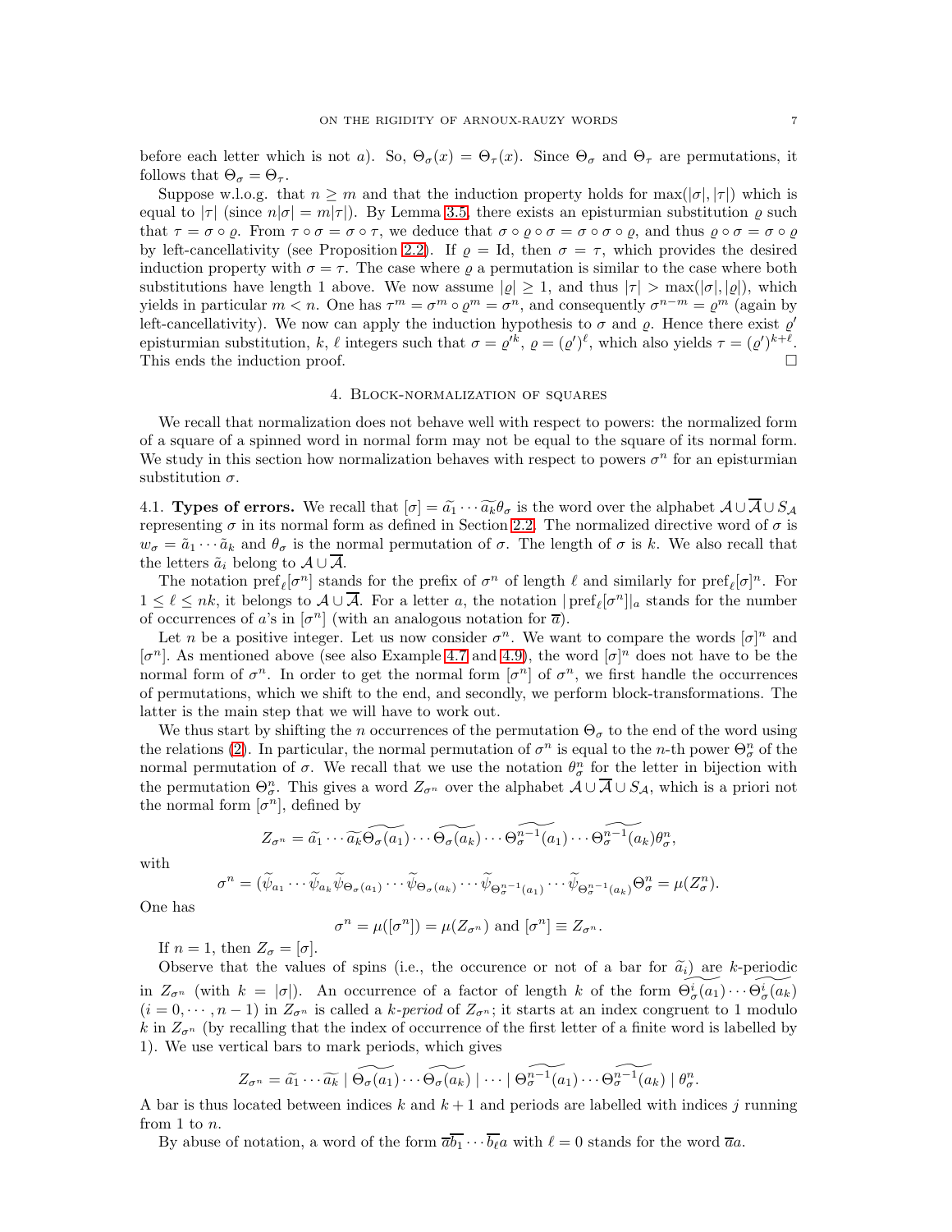before each letter which is not $a$). So, $\Theta_\sigma(x) = \Theta_\tau(x)$. Since $\Theta_\sigma$ and $\Theta_\tau$ are permutations, it follows that $\Theta_\sigma = \Theta_\tau$.

Suppose w.l.o.g. that $n \geq m$ and that the induction property holds for $\max(|\sigma|, |\tau|)$ which is equal to $|\tau|$ (since $n|\sigma| = m|\tau|$). By Lemma 3.5, there exists an episturmian substitution $\varrho$ such that $\tau = \sigma \circ \varrho$. From $\tau \circ \sigma = \sigma \circ \tau$, we deduce that $\sigma \circ \varrho \circ \sigma = \sigma \circ \sigma \circ \varrho$, and thus $\varrho \circ \sigma = \sigma \circ \varrho$ by left-cancellativity (see Proposition 2.2). If $\varrho = \mathrm{Id}$, then $\sigma = \tau$, which provides the desired induction property with $\sigma = \tau$. The case where $\varrho$ a permutation is similar to the case where both substitutions have length 1 above. We now assume $|\varrho| \geq 1$, and thus $|\tau| > \max(|\sigma|, |\varrho|)$, which yields in particular $m < n$. One has $\tau^m = \sigma^m \circ \varrho^m = \sigma^n$, and consequently $\sigma^{n-m} = \varrho^m$ (again by left-cancellativity). We now can apply the induction hypothesis to $\sigma$ and $\varrho$. Hence there exist $\varrho'$ episturmian substitution, $k$, $\ell$ integers such that $\sigma = \varrho'^k$, $\varrho = (\varrho')^\ell$, which also yields $\tau = (\varrho')^{k+\ell}$. This ends the induction proof. $\square$

## 4. Block-normalization of squares

We recall that normalization does not behave well with respect to powers: the normalized form of a square of a spinned word in normal form may not be equal to the square of its normal form. We study in this section how normalization behaves with respect to powers $\sigma^n$ for an episturmian substitution $\sigma$.

### 4.1. Types of errors.

We recall that $[\sigma] = \widetilde{a_1} \cdots \widetilde{a_k} \theta_\sigma$ is the word over the alphabet $\mathcal{A} \cup \overline{\mathcal{A}} \cup S_\mathcal{A}$ representing $\sigma$ in its normal form as defined in Section 2.2. The normalized directive word of $\sigma$ is $w_\sigma = \tilde{a}_1 \cdots \tilde{a}_k$ and $\theta_\sigma$ is the normal permutation of $\sigma$. The length of $\sigma$ is $k$. We also recall that the letters $\tilde{a}_i$ belong to $\mathcal{A} \cup \overline{\mathcal{A}}$.

The notation $\mathrm{pref}_\ell[\sigma^n]$ stands for the prefix of $\sigma^n$ of length $\ell$ and similarly for $\mathrm{pref}_\ell[\sigma]^n$. For $1 \leq \ell \leq nk$, it belongs to $\mathcal{A} \cup \overline{\mathcal{A}}$. For a letter $a$, the notation $|\,\mathrm{pref}_\ell[\sigma^n]|_a$ stands for the number of occurrences of $a$'s in $[\sigma^n]$ (with an analogous notation for $\overline{a}$).

Let $n$ be a positive integer. Let us now consider $\sigma^n$. We want to compare the words $[\sigma]^n$ and $[\sigma^n]$. As mentioned above (see also Example 4.7 and 4.9), the word $[\sigma]^n$ does not have to be the normal form of $\sigma^n$. In order to get the normal form $[\sigma^n]$ of $\sigma^n$, we first handle the occurrences of permutations, which we shift to the end, and secondly, we perform block-transformations. The latter is the main step that we will have to work out.

We thus start by shifting the $n$ occurrences of the permutation $\Theta_\sigma$ to the end of the word using the relations (2). In particular, the normal permutation of $\sigma^n$ is equal to the $n$-th power $\Theta_\sigma^n$ of the normal permutation of $\sigma$. We recall that we use the notation $\theta_\sigma^n$ for the letter in bijection with the permutation $\Theta_\sigma^n$. This gives a word $Z_{\sigma^n}$ over the alphabet $\mathcal{A} \cup \overline{\mathcal{A}} \cup S_\mathcal{A}$, which is a priori not the normal form $[\sigma^n]$, defined by

$$Z_{\sigma^n} = \widetilde{a_1} \cdots \widetilde{a_k} \widetilde{\Theta_\sigma(a_1)} \cdots \widetilde{\Theta_\sigma(a_k)} \cdots \widetilde{\Theta_\sigma^{n-1}(a_1)} \cdots \widetilde{\Theta_\sigma^{n-1}(a_k)} \theta_\sigma^n,$$

with

$$\sigma^n = (\widetilde{\psi}_{a_1} \cdots \widetilde{\psi}_{a_k} \widetilde{\psi}_{\Theta_\sigma(a_1)} \cdots \widetilde{\psi}_{\Theta_\sigma(a_k)} \cdots \widetilde{\psi}_{\Theta_\sigma^{n-1}(a_1)} \cdots \widetilde{\psi}_{\Theta_\sigma^{n-1}(a_k)} \Theta_\sigma^n = \mu(Z_\sigma^n).$$

One has

$$\sigma^n = \mu([\sigma^n]) = \mu(Z_{\sigma^n}) \text{ and } [\sigma^n] \equiv Z_{\sigma^n}.$$

If $n = 1$, then $Z_\sigma = [\sigma]$.

Observe that the values of spins (i.e., the occurence or not of a bar for $\widetilde{a}_i$) are $k$-periodic in $Z_{\sigma^n}$ (with $k = |\sigma|$). An occurrence of a factor of length $k$ of the form $\widetilde{\Theta_\sigma^i(a_1)} \cdots \widetilde{\Theta_\sigma^i(a_k)}$ ($i = 0, \cdots, n-1$) in $Z_{\sigma^n}$ is called a *$k$-period* of $Z_{\sigma^n}$; it starts at an index congruent to 1 modulo $k$ in $Z_{\sigma^n}$ (by recalling that the index of occurrence of the first letter of a finite word is labelled by 1). We use vertical bars to mark periods, which gives

$$Z_{\sigma^n} = \widetilde{a_1} \cdots \widetilde{a_k} \mid \widetilde{\Theta_\sigma(a_1)} \cdots \widetilde{\Theta_\sigma(a_k)} \mid \cdots \mid \widetilde{\Theta_\sigma^{n-1}(a_1)} \cdots \widetilde{\Theta_\sigma^{n-1}(a_k)} \mid \theta_\sigma^n.$$

A bar is thus located between indices $k$ and $k+1$ and periods are labelled with indices $j$ running from 1 to $n$.

By abuse of notation, a word of the form $\overline{a}\overline{b_1} \cdots \overline{b_\ell} a$ with $\ell = 0$ stands for the word $\overline{a}a$.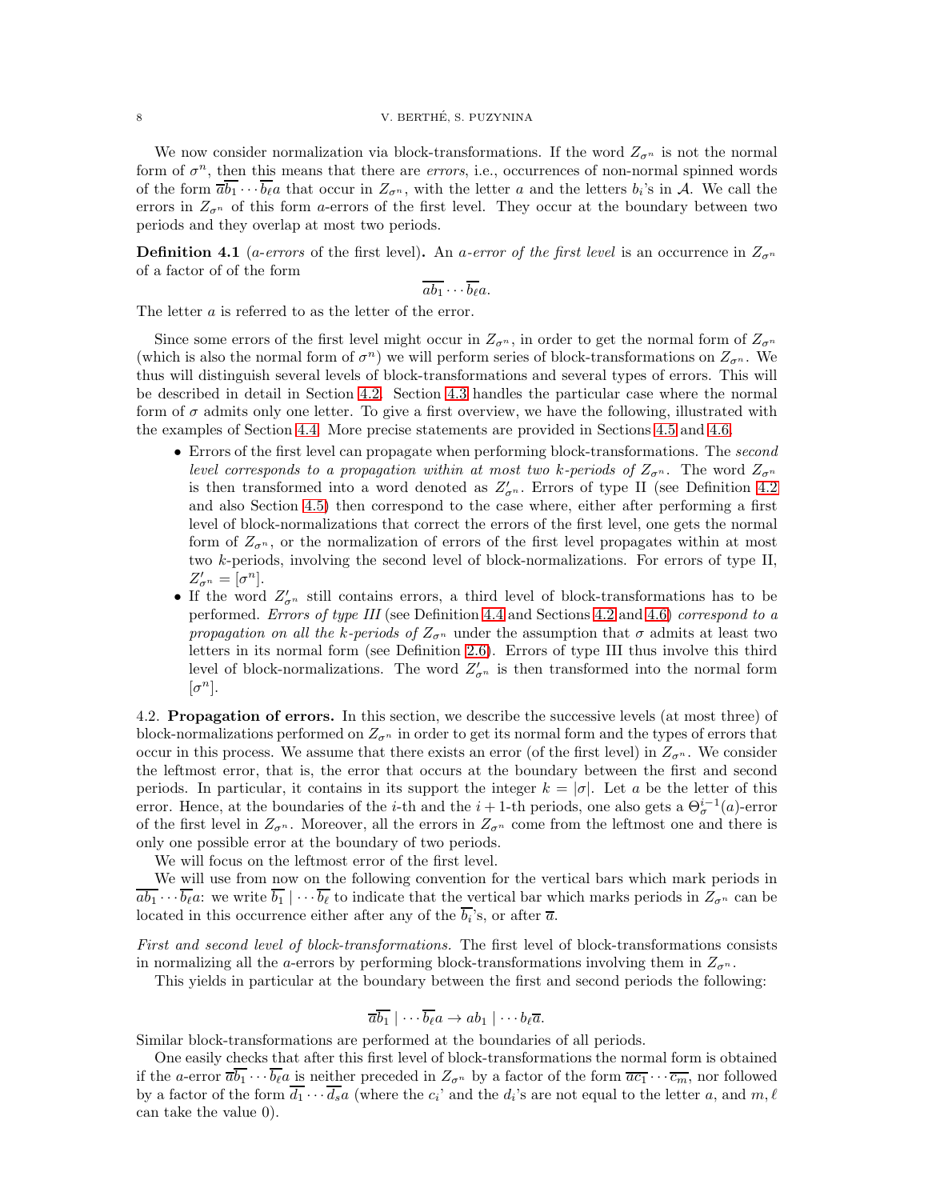We now consider normalization via block-transformations. If the word $Z_{\sigma^n}$ is not the normal form of $\sigma^n$, then this means that there are *errors*, i.e., occurrences of non-normal spinned words of the form $\overline{ab_1}\cdots\overline{b_\ell}a$ that occur in $Z_{\sigma^n}$, with the letter $a$ and the letters $b_i$'s in $\mathcal{A}$. We call the errors in $Z_{\sigma^n}$ of this form $a$-errors of the first level. They occur at the boundary between two periods and they overlap at most two periods.

**Definition 4.1** (*a-errors* of the first level)**.** An *a-error of the first level* is an occurrence in $Z_{\sigma^n}$ of a factor of of the form

$$\overline{ab_1}\cdots\overline{b_\ell}a.$$

The letter $a$ is referred to as the letter of the error.

Since some errors of the first level might occur in $Z_{\sigma^n}$, in order to get the normal form of $Z_{\sigma^n}$ (which is also the normal form of $\sigma^n$) we will perform series of block-transformations on $Z_{\sigma^n}$. We thus will distinguish several levels of block-transformations and several types of errors. This will be described in detail in Section 4.2. Section 4.3 handles the particular case where the normal form of $\sigma$ admits only one letter. To give a first overview, we have the following, illustrated with the examples of Section 4.4. More precise statements are provided in Sections 4.5 and 4.6.

- Errors of the first level can propagate when performing block-transformations. The *second level corresponds to a propagation within at most two $k$-periods of $Z_{\sigma^n}$.* The word $Z_{\sigma^n}$ is then transformed into a word denoted as $Z'_{\sigma^n}$. Errors of type II (see Definition 4.2 and also Section 4.5) then correspond to the case where, either after performing a first level of block-normalizations that correct the errors of the first level, one gets the normal form of $Z_{\sigma^n}$, or the normalization of errors of the first level propagates within at most two $k$-periods, involving the second level of block-normalizations. For errors of type II, $Z'_{\sigma^n} = [\sigma^n]$.
- If the word $Z'_{\sigma^n}$ still contains errors, a third level of block-transformations has to be performed. *Errors of type III* (see Definition 4.4 and Sections 4.2 and 4.6) *correspond to a propagation on all the $k$-periods of $Z_{\sigma^n}$* under the assumption that $\sigma$ admits at least two letters in its normal form (see Definition 2.6). Errors of type III thus involve this third level of block-normalizations. The word $Z'_{\sigma^n}$ is then transformed into the normal form $[\sigma^n]$.

4.2. **Propagation of errors.** In this section, we describe the successive levels (at most three) of block-normalizations performed on $Z_{\sigma^n}$ in order to get its normal form and the types of errors that occur in this process. We assume that there exists an error (of the first level) in $Z_{\sigma^n}$. We consider the leftmost error, that is, the error that occurs at the boundary between the first and second periods. In particular, it contains in its support the integer $k = |\sigma|$. Let $a$ be the letter of this error. Hence, at the boundaries of the $i$-th and the $i+1$-th periods, one also gets a $\Theta_\sigma^{i-1}(a)$-error of the first level in $Z_{\sigma^n}$. Moreover, all the errors in $Z_{\sigma^n}$ come from the leftmost one and there is only one possible error at the boundary of two periods.

We will focus on the leftmost error of the first level.

We will use from now on the following convention for the vertical bars which mark periods in $\overline{ab_1}\cdots\overline{b_\ell}a$: we write $\overline{b_1}\mid\cdots\overline{b_\ell}$ to indicate that the vertical bar which marks periods in $Z_{\sigma^n}$ can be located in this occurrence either after any of the $\overline{b_i}$'s, or after $\overline{a}$.

*First and second level of block-transformations.* The first level of block-transformations consists in normalizing all the $a$-errors by performing block-transformations involving them in $Z_{\sigma^n}$.

This yields in particular at the boundary between the first and second periods the following:

$$\overline{a}\overline{b_1}\mid\cdots\overline{b_\ell}a \to ab_1\mid\cdots b_\ell\overline{a}.$$

Similar block-transformations are performed at the boundaries of all periods.

One easily checks that after this first level of block-transformations the normal form is obtained if the $a$-error $\overline{a}\overline{b_1}\cdots\overline{b_\ell}a$ is neither preceded in $Z_{\sigma^n}$ by a factor of the form $\overline{ac_1}\cdots\overline{c_m}$, nor followed by a factor of the form $\overline{d_1}\cdots\overline{d_s}a$ (where the $c_i$' and the $d_i$'s are not equal to the letter $a$, and $m,\ell$ can take the value 0).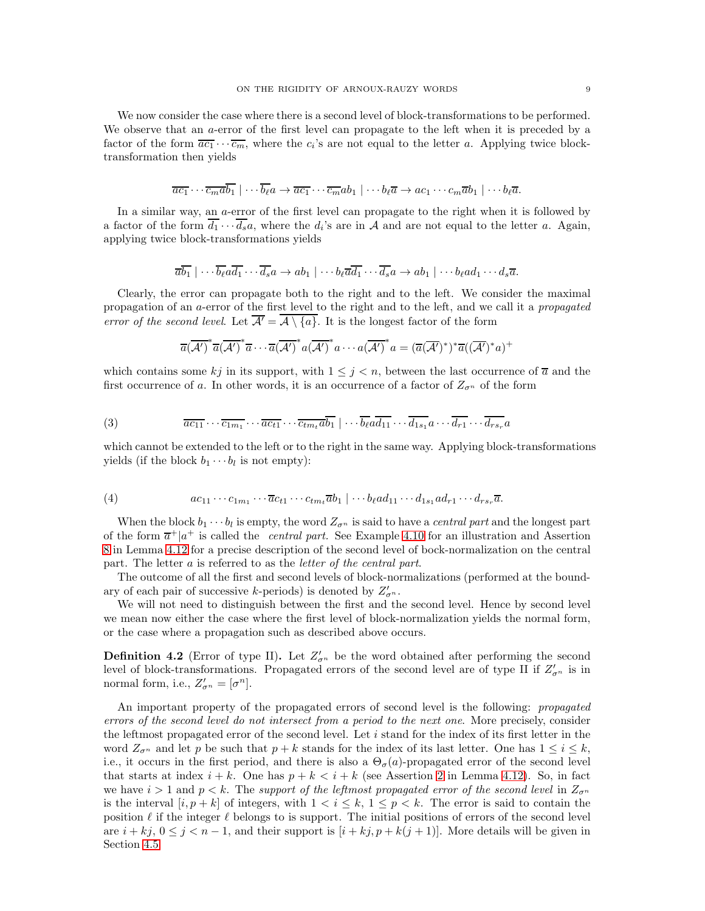We now consider the case where there is a second level of block-transformations to be performed. We observe that an $a$-error of the first level can propagate to the left when it is preceded by a factor of the form $\overline{ac_1} \cdots \overline{c_m}$, where the $c_i$'s are not equal to the letter $a$. Applying twice block-transformation then yields

$$\overline{ac_1} \cdots \overline{c_m}\overline{a}\overline{b_1} \mid \cdots \overline{b_\ell} a \to \overline{ac_1} \cdots \overline{c_m} a b_1 \mid \cdots b_\ell \overline{a} \to a c_1 \cdots c_m \overline{a} b_1 \mid \cdots b_\ell \overline{a}.$$

In a similar way, an $a$-error of the first level can propagate to the right when it is followed by a factor of the form $\overline{d_1} \cdots \overline{d_s} a$, where the $d_i$'s are in $\mathcal{A}$ and are not equal to the letter $a$. Again, applying twice block-transformations yields

$$\overline{a}\overline{b_1} \mid \cdots \overline{b_\ell} a \overline{d_1} \cdots \overline{d_s} a \to a b_1 \mid \cdots b_\ell \overline{a}\overline{d_1} \cdots \overline{d_s} a \to a b_1 \mid \cdots b_\ell a d_1 \cdots d_s \overline{a}.$$

Clearly, the error can propagate both to the right and to the left. We consider the maximal propagation of an $a$-error of the first level to the right and to the left, and we call it a *propagated error of the second level*. Let $\overline{\mathcal{A}'} = \overline{\mathcal{A} \setminus \{a\}}$. It is the longest factor of the form

$$\overline{a}(\overline{\mathcal{A}'})^* \overline{a}(\overline{\mathcal{A}'})^* \overline{a} \cdots \overline{a}(\overline{\mathcal{A}'})^* a (\overline{\mathcal{A}'})^* a \cdots a (\overline{\mathcal{A}'})^* a = (\overline{a}(\overline{\mathcal{A}'})^*)^* \overline{a}((\overline{\mathcal{A}'})^* a)^+$$

which contains some $kj$ in its support, with $1 \leq j < n$, between the last occurrence of $\overline{a}$ and the first occurrence of $a$. In other words, it is an occurrence of a factor of $Z_{\sigma^n}$ of the form

$$\overline{ac_{11}} \cdots \overline{c_{1m_1}} \cdots \overline{ac_{t1}} \cdots \overline{c_{tm_t}}\overline{a}\overline{b_1} \mid \cdots \overline{b_\ell} a \overline{d_{11}} \cdots \overline{d_{1s_1}} a \cdots \overline{d_{r1}} \cdots \overline{d_{rs_r}} a \tag{3}$$

which cannot be extended to the left or to the right in the same way. Applying block-transformations yields (if the block $b_1 \cdots b_l$ is not empty):

$$a c_{11} \cdots c_{1m_1} \cdots \overline{a} c_{t1} \cdots c_{tm_t} \overline{a} b_1 \mid \cdots b_\ell a d_{11} \cdots d_{1s_1} a d_{r1} \cdots d_{rs_r} \overline{a}. \tag{4}$$

When the block $b_1 \cdots b_l$ is empty, the word $Z_{\sigma^n}$ is said to have a *central part* and the longest part of the form $\overline{a}^+ | a^+$ is called the *central part*. See Example 4.10 for an illustration and Assertion 8 in Lemma 4.12 for a precise description of the second level of bock-normalization on the central part. The letter $a$ is referred to as the *letter of the central part*.

The outcome of all the first and second levels of block-normalizations (performed at the boundary of each pair of successive $k$-periods) is denoted by $Z'_{\sigma^n}$.

We will not need to distinguish between the first and the second level. Hence by second level we mean now either the case where the first level of block-normalization yields the normal form, or the case where a propagation such as described above occurs.

**Definition 4.2** (Error of type II)**.** Let $Z'_{\sigma^n}$ be the word obtained after performing the second level of block-transformations. Propagated errors of the second level are of type II if $Z'_{\sigma^n}$ is in normal form, i.e., $Z'_{\sigma^n} = [\sigma^n]$.

An important property of the propagated errors of second level is the following: *propagated errors of the second level do not intersect from a period to the next one*. More precisely, consider the leftmost propagated error of the second level. Let $i$ stand for the index of its first letter in the word $Z_{\sigma^n}$ and let $p$ be such that $p + k$ stands for the index of its last letter. One has $1 \leq i \leq k$, i.e., it occurs in the first period, and there is also a $\Theta_\sigma(a)$-propagated error of the second level that starts at index $i + k$. One has $p + k < i + k$ (see Assertion 2 in Lemma 4.12). So, in fact we have $i > 1$ and $p < k$. The *support of the leftmost propagated error of the second level* in $Z_{\sigma^n}$ is the interval $[i, p + k]$ of integers, with $1 < i \leq k$, $1 \leq p < k$. The error is said to contain the position $\ell$ if the integer $\ell$ belongs to is support. The initial positions of errors of the second level are $i + kj$, $0 \leq j < n - 1$, and their support is $[i + kj, p + k(j + 1)]$. More details will be given in Section 4.5.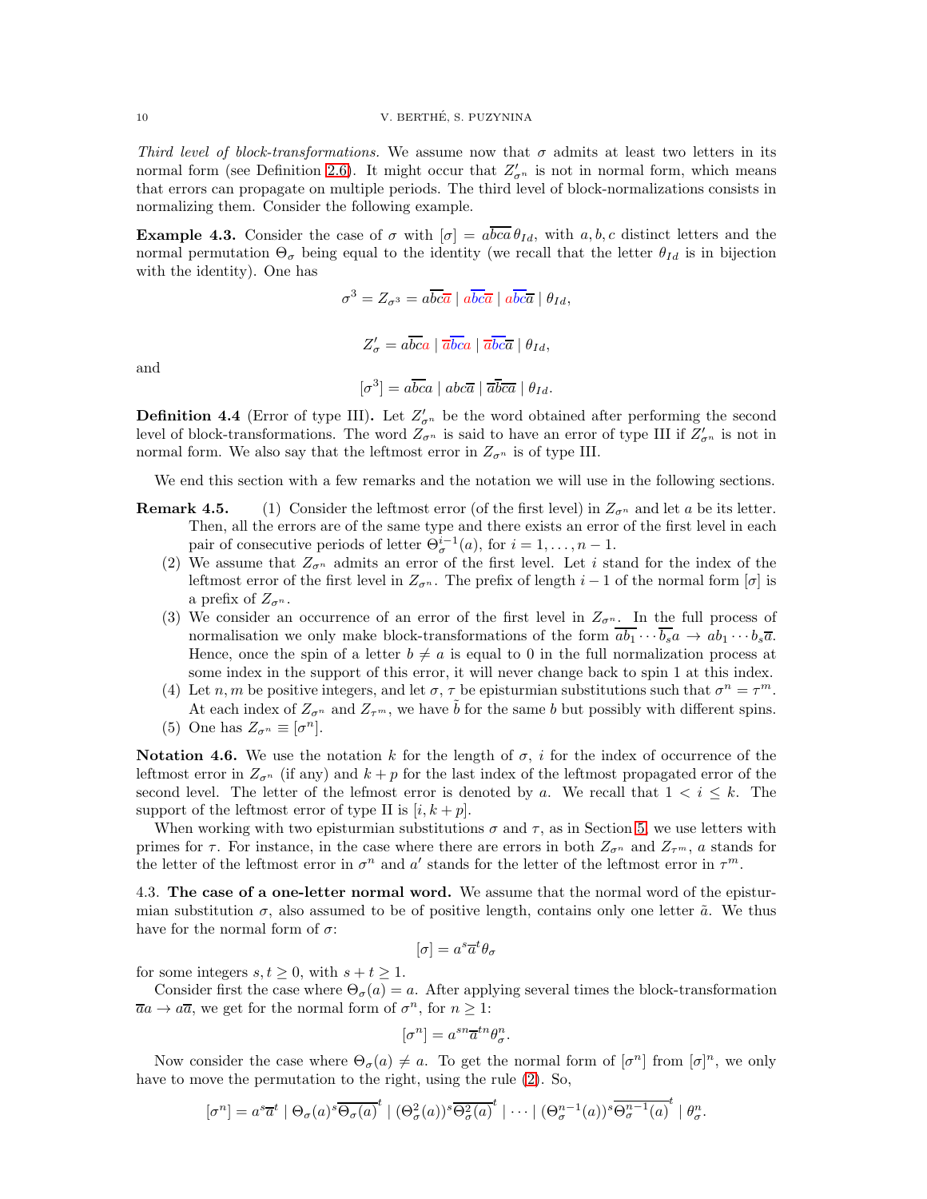*Third level of block-transformations.* We assume now that $\sigma$ admits at least two letters in its normal form (see Definition 2.6). It might occur that $Z'_{\sigma^n}$ is not in normal form, which means that errors can propagate on multiple periods. The third level of block-normalizations consists in normalizing them. Consider the following example.

**Example 4.3.** Consider the case of $\sigma$ with $[\sigma] = a\overline{bca}\,\theta_{Id}$, with $a, b, c$ distinct letters and the normal permutation $\Theta_\sigma$ being equal to the identity (we recall that the letter $\theta_{Id}$ is in bijection with the identity). One has

$$\sigma^3 = Z_{\sigma^3} = a\overline{bc}\overline{a} \mid a\overline{bc}\overline{a} \mid a\overline{bc}\overline{a} \mid \theta_{Id},$$

$$Z'_\sigma = a\overline{bc}a \mid \overline{a}\overline{bc}a \mid \overline{a}\overline{bc}\overline{a} \mid \theta_{Id},$$

and

$$[\sigma^3] = a\overline{bc}a \mid abc\overline{a} \mid \overline{a}\overline{bca} \mid \theta_{Id}.$$

**Definition 4.4** (Error of type III)**.** Let $Z'_{\sigma^n}$ be the word obtained after performing the second level of block-transformations. The word $Z_{\sigma^n}$ is said to have an error of type III if $Z'_{\sigma^n}$ is not in normal form. We also say that the leftmost error in $Z_{\sigma^n}$ is of type III.

We end this section with a few remarks and the notation we will use in the following sections.

**Remark 4.5.**
1. Consider the leftmost error (of the first level) in $Z_{\sigma^n}$ and let $a$ be its letter. Then, all the errors are of the same type and there exists an error of the first level in each pair of consecutive periods of letter $\Theta_\sigma^{i-1}(a)$, for $i = 1, \ldots, n-1$.
2. We assume that $Z_{\sigma^n}$ admits an error of the first level. Let $i$ stand for the index of the leftmost error of the first level in $Z_{\sigma^n}$. The prefix of length $i-1$ of the normal form $[\sigma]$ is a prefix of $Z_{\sigma^n}$.
3. We consider an occurrence of an error of the first level in $Z_{\sigma^n}$. In the full process of normalisation we only make block-transformations of the form $\overline{ab_1}\cdots\overline{b_s}a \to ab_1\cdots b_s\overline{a}$. Hence, once the spin of a letter $b \neq a$ is equal to 0 in the full normalization process at some index in the support of this error, it will never change back to spin 1 at this index.
4. Let $n, m$ be positive integers, and let $\sigma$, $\tau$ be episturmian substitutions such that $\sigma^n = \tau^m$. At each index of $Z_{\sigma^n}$ and $Z_{\tau^m}$, we have $\tilde{b}$ for the same $b$ but possibly with different spins.
5. One has $Z_{\sigma^n} \equiv [\sigma^n]$.

**Notation 4.6.** We use the notation $k$ for the length of $\sigma$, $i$ for the index of occurrence of the leftmost error in $Z_{\sigma^n}$ (if any) and $k+p$ for the last index of the leftmost propagated error of the second level. The letter of the lefmost error is denoted by $a$. We recall that $1 < i \leq k$. The support of the leftmost error of type II is $[i, k+p]$.

When working with two episturmian substitutions $\sigma$ and $\tau$, as in Section 5, we use letters with primes for $\tau$. For instance, in the case where there are errors in both $Z_{\sigma^n}$ and $Z_{\tau^m}$, $a$ stands for the letter of the leftmost error in $\sigma^n$ and $a'$ stands for the letter of the leftmost error in $\tau^m$.

4.3. **The case of a one-letter normal word.** We assume that the normal word of the episturmian substitution $\sigma$, also assumed to be of positive length, contains only one letter $\tilde{a}$. We thus have for the normal form of $\sigma$:

$$[\sigma] = a^s\overline{a}^t\theta_\sigma$$

for some integers $s, t \geq 0$, with $s + t \geq 1$.

Consider first the case where $\Theta_\sigma(a) = a$. After applying several times the block-transformation $\overline{a}a \to a\overline{a}$, we get for the normal form of $\sigma^n$, for $n \geq 1$:

$$[\sigma^n] = a^{sn}\overline{a}^{tn}\theta_\sigma^n.$$

Now consider the case where $\Theta_\sigma(a) \neq a$. To get the normal form of $[\sigma^n]$ from $[\sigma]^n$, we only have to move the permutation to the right, using the rule (2). So,

$$[\sigma^n] = a^s\overline{a}^t \mid \Theta_\sigma(a)^s\overline{\Theta_\sigma(a)}^t \mid (\Theta_\sigma^2(a))^s\overline{\Theta_\sigma^2(a)}^t \mid \cdots \mid (\Theta_\sigma^{n-1}(a))^s\overline{\Theta_\sigma^{n-1}(a)}^t \mid \theta_\sigma^n.$$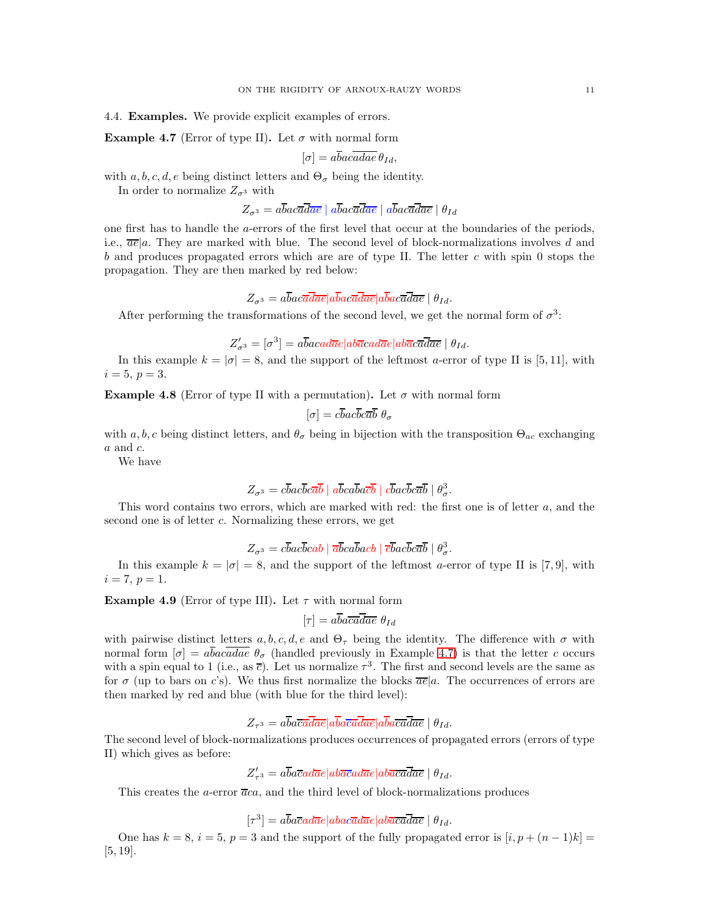4.4. **Examples.** We provide explicit examples of errors.

**Example 4.7** (Error of type II)**.** Let $\sigma$ with normal form

$$[\sigma] = a\overline{b}ac\overline{adae}\,\theta_{Id},$$

with $a, b, c, d, e$ being distinct letters and $\Theta_\sigma$ being the identity.

In order to normalize $Z_{\sigma^3}$ with

$$Z_{\sigma^3} = a\overline{b}ac\overline{a}\overline{d}\overline{ae} \mid a\overline{b}ac\overline{a}\overline{d}\overline{ae} \mid a\overline{b}ac\overline{a}\overline{d}\overline{ae} \mid \theta_{Id}$$

one first has to handle the $a$-errors of the first level that occur at the boundaries of the periods, i.e., $\overline{ae}|a$. They are marked with blue. The second level of block-normalizations involves $d$ and $b$ and produces propagated errors which are are of type II. The letter $c$ with spin 0 stops the propagation. They are then marked by red below:

$$Z_{\sigma^3} = a\overline{b}ac\overline{a}\overline{d}\overline{ae}|a\overline{b}ac\overline{a}\overline{d}\overline{ae}|a\overline{b}ac\overline{a}\overline{d}\overline{ae} \mid \theta_{Id}.$$

After performing the transformations of the second level, we get the normal form of $\sigma^3$:

$$Z'_{\sigma^3} = [\sigma^3] = a\overline{b}acad\overline{a}e|ab\overline{a}cad\overline{a}e|ab\overline{a}c\overline{a}\overline{d}\overline{ae} \mid \theta_{Id}.$$

In this example $k = |\sigma| = 8$, and the support of the leftmost $a$-error of type II is $[5, 11]$, with $i = 5$, $p = 3$.

**Example 4.8** (Error of type II with a permutation)**.** Let $\sigma$ with normal form

$$[\sigma] = c\overline{b}ac\overline{b}c\overline{ab}\;\theta_\sigma$$

with $a, b, c$ being distinct letters, and $\theta_\sigma$ being in bijection with the transposition $\Theta_{ac}$ exchanging $a$ and $c$.

We have

$$Z_{\sigma^3} = c\overline{b}ac\overline{b}c\overline{ab} \mid a\overline{b}ca\overline{b}a\overline{cb} \mid c\overline{b}ac\overline{b}c\overline{ab} \mid \theta_\sigma^3.$$

This word contains two errors, which are marked with red: the first one is of letter $a$, and the second one is of letter $c$. Normalizing these errors, we get

$$Z_{\sigma^3} = c\overline{b}ac\overline{b}cab \mid \overline{a}bca\overline{b}acb \mid \overline{c}bac\overline{b}c\overline{ab} \mid \theta_\sigma^3.$$

In this example $k = |\sigma| = 8$, and the support of the leftmost $a$-error of type II is $[7, 9]$, with $i = 7$, $p = 1$.

**Example 4.9** (Error of type III)**.** Let $\tau$ with normal form

$$[\tau] = a\overline{b}a\overline{c}\overline{a}\overline{d}\overline{ae}\;\theta_{Id}$$

with pairwise distinct letters $a, b, c, d, e$ and $\Theta_\tau$ being the identity. The difference with $\sigma$ with normal form $[\sigma] = a\overline{b}ac\overline{adae}\;\theta_\sigma$ (handled previously in Example 4.7) is that the letter $c$ occurs with a spin equal to 1 (i.e., as $\overline{c}$). Let us normalize $\tau^3$. The first and second levels are the same as for $\sigma$ (up to bars on $c$'s). We thus first normalize the blocks $\overline{ae}|a$. The occurrences of errors are then marked by red and blue (with blue for the third level):

$$Z_{\tau^3} = a\overline{b}a\overline{c}\overline{a}\overline{d}\overline{ae}|a\overline{b}a\overline{c}\overline{a}\overline{d}\overline{ae}|a\overline{b}a\overline{c}\overline{a}\overline{d}\overline{ae} \mid \theta_{Id}.$$

The second level of block-normalizations produces occurrences of propagated errors (errors of type II) which gives as before:

$$Z'_{\tau^3} = a\overline{b}a\overline{c}ad\overline{a}e|ab\overline{a}\overline{c}ad\overline{a}e|ab\overline{a}\overline{c}\overline{a}\overline{d}\overline{ae} \mid \theta_{Id}.$$

This creates the $a$-error $\overline{a}ca$, and the third level of block-normalizations produces

$$[\tau^3] = a\overline{b}a\overline{c}ad\overline{a}e|abac\overline{a}d\overline{a}e|ab\overline{a}\overline{c}\overline{a}\overline{d}\overline{ae} \mid \theta_{Id}.$$

One has $k = 8$, $i = 5$, $p = 3$ and the support of the fully propagated error is $[i, p + (n-1)k] = [5, 19]$.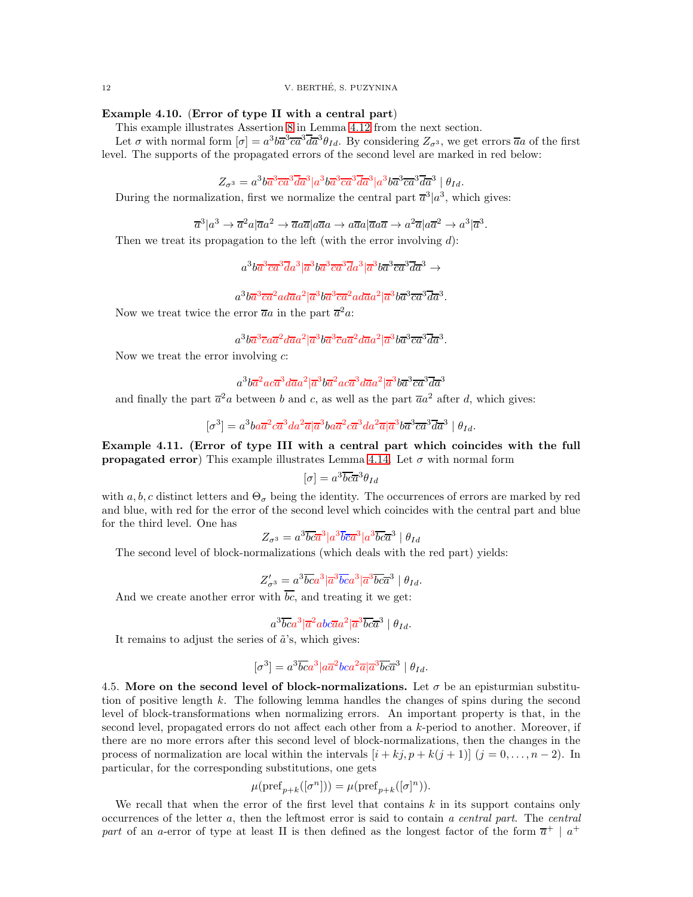**Example 4.10.** (**Error of type II with a central part**)

This example illustrates Assertion 8 in Lemma 4.12 from the next section.

Let $\sigma$ with normal form $[\sigma] = a^3 b\overline{a}^3\overline{c}\overline{a}^3\overline{d}\overline{a}^3\theta_{Id}$. By considering $Z_{\sigma^3}$, we get errors $\overline{a}a$ of the first level. The supports of the propagated errors of the second level are marked in red below:

$$Z_{\sigma^3} = a^3 b\overline{a}^3\overline{c}\overline{a}^3\overline{d}\overline{a}^3|a^3 b\overline{a}^3\overline{c}\overline{a}^3\overline{d}\overline{a}^3|a^3 b\overline{a}^3\overline{c}\overline{a}^3\overline{d}\overline{a}^3 \mid \theta_{Id}.$$

During the normalization, first we normalize the central part $\overline{a}^3|a^3$, which gives:

$$\overline{a}^3|a^3 \to \overline{a}^2 a|\overline{a}a^2 \to \overline{a}a\overline{a}|a\overline{a}a \to a\overline{a}a|\overline{a}a\overline{a} \to a^2\overline{a}|a\overline{a}^2 \to a^3|\overline{a}^3.$$

Then we treat its propagation to the left (with the error involving $d$):

$$a^3 b\overline{a}^3\overline{c}\overline{a}^3\overline{d}a^3|\overline{a}^3 b\overline{a}^3\overline{c}\overline{a}^3\overline{d}a^3|\overline{a}^3 b\overline{a}^3\overline{c}\overline{a}^3\overline{d}\overline{a}^3 \to$$

$$a^3 b\overline{a}^3\overline{c}\overline{a}^2 a d\overline{a}a^2|\overline{a}^3 b\overline{a}^3\overline{c}\overline{a}^2 a d\overline{a}a^2|\overline{a}^3 b\overline{a}^3\overline{c}\overline{a}^3\overline{d}\overline{a}^3.$$

Now we treat twice the error $\overline{a}a$ in the part $\overline{a}^2 a$:

$$a^3 b\overline{a}^3\overline{c}a\overline{a}^2 d\overline{a}a^2|\overline{a}^3 b\overline{a}^3\overline{c}a\overline{a}^2 d\overline{a}a^2|\overline{a}^3 b\overline{a}^3\overline{c}\overline{a}^3\overline{d}\overline{a}^3.$$

Now we treat the error involving $c$:

$$a^3 b\overline{a}^2 a c\overline{a}^3 d\overline{a}a^2|\overline{a}^3 b\overline{a}^2 a c\overline{a}^3 d\overline{a}a^2|\overline{a}^3 b\overline{a}^3\overline{c}\overline{a}^3\overline{d}\overline{a}^3$$

and finally the part $\overline{a}^2 a$ between $b$ and $c$, as well as the part $\overline{a}a^2$ after $d$, which gives:

$$[\sigma^3] = a^3 b a\overline{a}^2 c\overline{a}^3 d a^2\overline{a}|\overline{a}^3 b a\overline{a}^2 c\overline{a}^3 d a^2\overline{a}|\overline{a}^3 b\overline{a}^3\overline{c}\overline{a}^3\overline{d}\overline{a}^3 \mid \theta_{Id}.$$

**Example 4.11.** (**Error of type III with a central part which coincides with the full propagated error**) This example illustrates Lemma 4.14. Let $\sigma$ with normal form

$$[\sigma] = a^3\overline{b}\overline{c}\overline{a}^3\theta_{Id}$$

with $a, b, c$ distinct letters and $\Theta_\sigma$ being the identity. The occurrences of errors are marked by red and blue, with red for the error of the second level which coincides with the central part and blue for the third level. One has

$$Z_{\sigma^3} = a^3\overline{b}\overline{c}\overline{a}^3|a^3\overline{b}\overline{c}\overline{a}^3|a^3\overline{b}\overline{c}\overline{a}^3 \mid \theta_{Id}$$

The second level of block-normalizations (which deals with the red part) yields:

$$Z'_{\sigma^3} = a^3\overline{b}\overline{c}a^3|\overline{a}^3\overline{b}\overline{c}a^3|\overline{a}^3\overline{b}\overline{c}\overline{a}^3 \mid \theta_{Id}.$$

And we create another error with $\overline{b}\overline{c}$, and treating it we get:

$$a^3\overline{b}\overline{c}a^3|\overline{a}^2 a b c\overline{a}a^2|\overline{a}^3\overline{b}\overline{c}\overline{a}^3 \mid \theta_{Id}.$$

It remains to adjust the series of $\tilde{a}$'s, which gives:

$$[\sigma^3] = a^3\overline{b}\overline{c}a^3|a\overline{a}^2 b c a^2\overline{a}|\overline{a}^3\overline{b}\overline{c}\overline{a}^3 \mid \theta_{Id}.$$

4.5. **More on the second level of block-normalizations.** Let $\sigma$ be an episturmian substitution of positive length $k$. The following lemma handles the changes of spins during the second level of block-transformations when normalizing errors. An important property is that, in the second level, propagated errors do not affect each other from a $k$-period to another. Moreover, if there are no more errors after this second level of block-normalizations, then the changes in the process of normalization are local within the intervals $[i + kj, p + k(j + 1)]$ $(j = 0, \dots, n - 2)$. In particular, for the corresponding substitutions, one gets

$$\mu(\text{pref}_{p+k}([\sigma^n])) = \mu(\text{pref}_{p+k}([\sigma]^n)).$$

We recall that when the error of the first level that contains $k$ in its support contains only occurrences of the letter $a$, then the leftmost error is said to contain *a central part*. The *central part* of an $a$-error of type at least II is then defined as the longest factor of the form $\overline{a}^+ \mid a^+$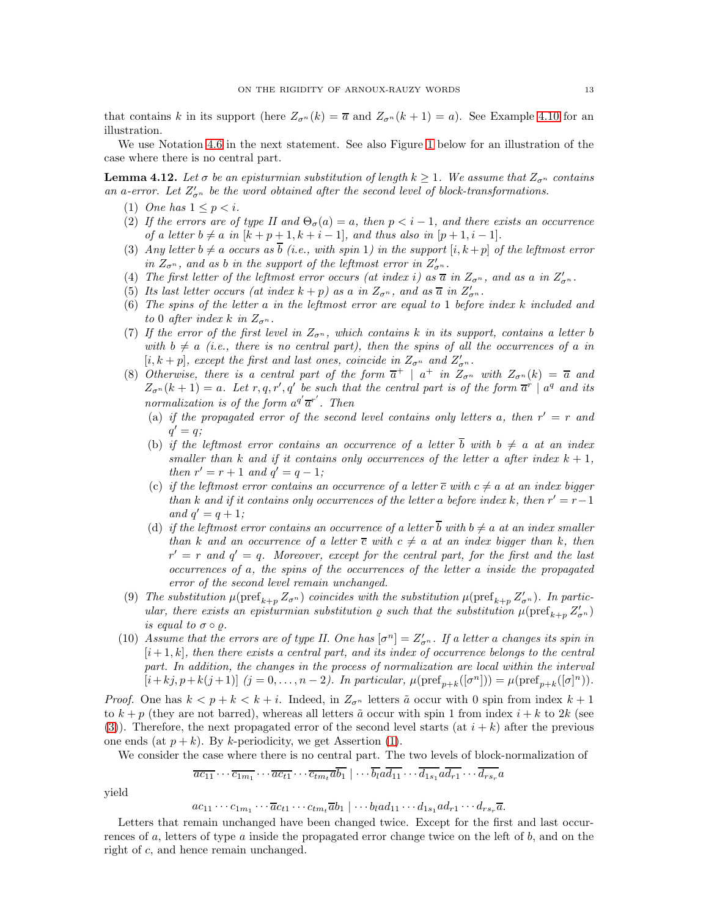that contains $k$ in its support (here $Z_{\sigma^n}(k) = \overline{a}$ and $Z_{\sigma^n}(k+1) = a$). See Example 4.10 for an illustration.

We use Notation 4.6 in the next statement. See also Figure 1 below for an illustration of the case where there is no central part.

**Lemma 4.12.** *Let $\sigma$ be an episturmian substitution of length $k \geq 1$. We assume that $Z_{\sigma^n}$ contains an $a$-error. Let $Z'_{\sigma^n}$ be the word obtained after the second level of block-transformations.*

1. *One has $1 \leq p < i$.*
2. *If the errors are of type II and $\Theta_\sigma(a) = a$, then $p < i - 1$, and there exists an occurrence of a letter $b \neq a$ in $[k+p+1, k+i-1]$, and thus also in $[p+1, i-1]$.*
3. *Any letter $b \neq a$ occurs as $\overline{b}$ (i.e., with spin 1) in the support $[i, k+p]$ of the leftmost error in $Z_{\sigma^n}$, and as $b$ in the support of the leftmost error in $Z'_{\sigma^n}$.*
4. *The first letter of the leftmost error occurs (at index $i$) as $\overline{a}$ in $Z_{\sigma^n}$, and as $a$ in $Z'_{\sigma^n}$.*
5. *Its last letter occurs (at index $k+p$) as $a$ in $Z_{\sigma^n}$, and as $\overline{a}$ in $Z'_{\sigma^n}$.*
6. *The spins of the letter $a$ in the leftmost error are equal to 1 before index $k$ included and to 0 after index $k$ in $Z_{\sigma^n}$.*
7. *If the error of the first level in $Z_{\sigma^n}$, which contains $k$ in its support, contains a letter $b$ with $b \neq a$ (i.e., there is no central part), then the spins of all the occurrences of $a$ in $[i, k+p]$, except the first and last ones, coincide in $Z_{\sigma^n}$ and $Z'_{\sigma^n}$.*
8. *Otherwise, there is a central part of the form $\overline{a}^+ \mid a^+$ in $Z_{\sigma^n}$ with $Z_{\sigma^n}(k) = \overline{a}$ and $Z_{\sigma^n}(k+1) = a$. Let $r, q, r', q'$ be such that the central part is of the form $\overline{a}^r \mid a^q$ and its normalization is of the form $a^{q'}\overline{a}^{r'}$. Then*
   (a) *if the propagated error of the second level contains only letters $a$, then $r' = r$ and $q' = q$;*
   (b) *if the leftmost error contains an occurrence of a letter $\overline{b}$ with $b \neq a$ at an index smaller than $k$ and if it contains only occurrences of the letter $a$ after index $k+1$, then $r' = r + 1$ and $q' = q - 1$;*
   (c) *if the leftmost error contains an occurrence of a letter $\overline{c}$ with $c \neq a$ at an index bigger than $k$ and if it contains only occurrences of the letter $a$ before index $k$, then $r' = r - 1$ and $q' = q + 1$;*
   (d) *if the leftmost error contains an occurrence of a letter $\overline{b}$ with $b \neq a$ at an index smaller than $k$ and an occurrence of a letter $\overline{c}$ with $c \neq a$ at an index bigger than $k$, then $r' = r$ and $q' = q$. Moreover, except for the central part, for the first and the last occurrences of $a$, the spins of the occurrences of the letter $a$ inside the propagated error of the second level remain unchanged.*
9. *The substitution $\mu(\mathrm{pref}_{k+p} Z_{\sigma^n})$ coincides with the substitution $\mu(\mathrm{pref}_{k+p} Z'_{\sigma^n})$. In particular, there exists an episturmian substitution $\varrho$ such that the substitution $\mu(\mathrm{pref}_{k+p} Z'_{\sigma^n})$ is equal to $\sigma \circ \varrho$.*
10. *Assume that the errors are of type II. One has $[\sigma^n] = Z'_{\sigma^n}$. If a letter $a$ changes its spin in $[i+1, k]$, then there exists a central part, and its index of occurrence belongs to the central part. In addition, the changes in the process of normalization are local within the interval $[i + kj, p + k(j+1)]$ $(j = 0, \ldots, n-2)$. In particular, $\mu(\mathrm{pref}_{p+k}([\sigma^n])) = \mu(\mathrm{pref}_{p+k}([\sigma]^n))$.*

*Proof.* One has $k < p + k < k + i$. Indeed, in $Z_{\sigma^n}$ letters $\tilde{a}$ occur with 0 spin from index $k+1$ to $k+p$ (they are not barred), whereas all letters $\tilde{a}$ occur with spin 1 from index $i+k$ to $2k$ (see (3)). Therefore, the next propagated error of the second level starts (at $i+k$) after the previous one ends (at $p+k$). By $k$-periodicity, we get Assertion (1).

We consider the case where there is no central part. The two levels of block-normalization of

$$\overline{ac_{11}} \cdots \overline{c_{1m_1}} \cdots \overline{ac_{t1}} \cdots \overline{c_{tm_t}} \overline{a} \overline{b_1} \mid \cdots \overline{b_l} a \overline{d_{11}} \cdots \overline{d_{1s_1}} a \overline{d_{r1}} \cdots \overline{d_{rs_r}} a$$

yield

$$ac_{11} \cdots c_{1m_1} \cdots \overline{a} c_{t1} \cdots c_{tm_t} \overline{a} b_1 \mid \cdots b_l a d_{11} \cdots d_{1s_1} a d_{r1} \cdots d_{rs_r} \overline{a}.$$

Letters that remain unchanged have been changed twice. Except for the first and last occurrences of $a$, letters of type $a$ inside the propagated error change twice on the left of $b$, and on the right of $c$, and hence remain unchanged.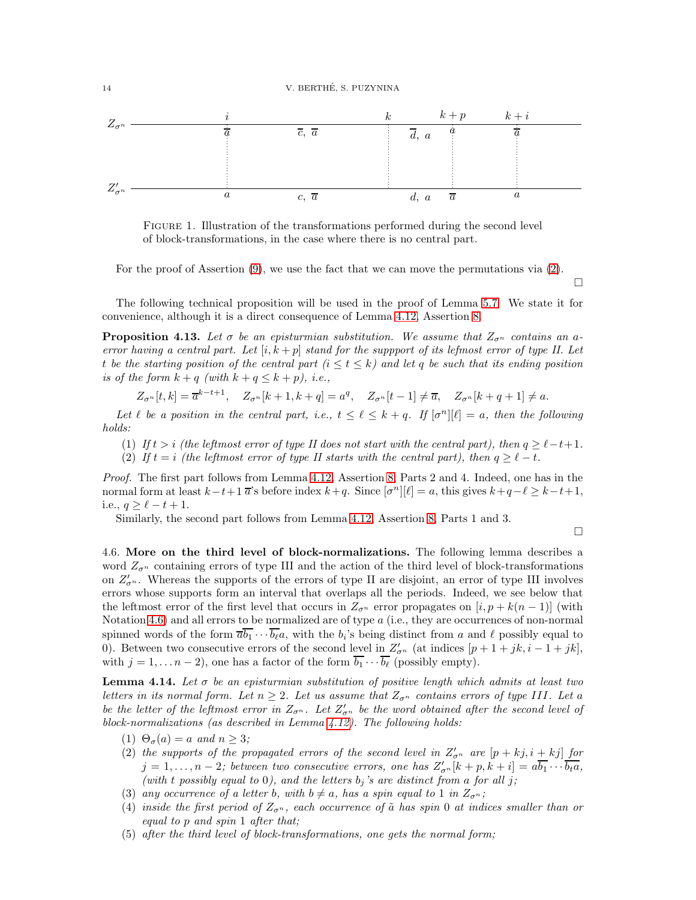FIGURE 1. Illustration of the transformations performed during the second level of block-transformations, in the case where there is no central part.

For the proof of Assertion (9), we use the fact that we can move the permutations via (2). □

The following technical proposition will be used in the proof of Lemma 5.7. We state it for convenience, although it is a direct consequence of Lemma 4.12, Assertion 8.

**Proposition 4.13.** *Let $\sigma$ be an epsturmian substitution. We assume that $Z_{\sigma^n}$ contains an a-error having a central part. Let $[i, k+p]$ stand for the suppport of its lefmost error of type II. Let $t$ be the starting position of the central part ($i \le t \le k$) and let $q$ be such that its ending position is of the form $k+q$ (with $k+q \le k+p$), i.e.,*

$$Z_{\sigma^n}[t,k] = \overline{a}^{k-t+1}, \quad Z_{\sigma^n}[k+1,k+q] = a^q, \quad Z_{\sigma^n}[t-1] \neq \overline{a}, \quad Z_{\sigma^n}[k+q+1] \neq a.$$

*Let $\ell$ be a position in the central part, i.e., $t \le \ell \le k+q$. If $[\sigma^n][\ell] = a$, then the following holds:*

1. *If $t > i$ (the leftmost error of type II does not start with the central part), then $q \ge \ell - t + 1$.*
2. *If $t = i$ (the leftmost error of type II starts with the central part), then $q \ge \ell - t$.*

*Proof.* The first part follows from Lemma 4.12, Assertion 8, Parts 2 and 4. Indeed, one has in the normal form at least $k-t+1$ $\overline{a}$'s before index $k+q$. Since $[\sigma^n][\ell] = a$, this gives $k+q-\ell \ge k-t+1$, i.e., $q \ge \ell - t + 1$.

Similarly, the second part follows from Lemma 4.12, Assertion 8, Parts 1 and 3. □

4.6. **More on the third level of block-normalizations.** The following lemma describes a word $Z_{\sigma^n}$ containing errors of type III and the action of the third level of block-transformations on $Z'_{\sigma^n}$. Whereas the supports of the errors of type II are disjoint, an error of type III involves errors whose supports form an interval that overlaps all the periods. Indeed, we see below that the leftmost error of the first level that occurs in $Z_{\sigma^n}$ error propagates on $[i, p+k(n-1)]$ (with Notation 4.6) and all errors to be normalized are of type $a$ (i.e., they are occurrences of non-normal spinned words of the form $\overline{a}\overline{b_1}\cdots\overline{b_\ell}a$, with the $b_i$'s being distinct from $a$ and $\ell$ possibly equal to 0). Between two consecutive errors of the second level in $Z'_{\sigma^n}$ (at indices $[p+1+jk, i-1+jk]$, with $j = 1, \ldots n-2$), one has a factor of the form $\overline{b_1}\cdots\overline{b_\ell}$ (possibly empty).

**Lemma 4.14.** *Let $\sigma$ be an episturmian substitution of positive length which admits at least two letters in its normal form. Let $n \ge 2$. Let us assume that $Z_{\sigma^n}$ contains errors of type III. Let $a$ be the letter of the leftmost error in $Z_{\sigma^n}$. Let $Z'_{\sigma^n}$ be the word obtained after the second level of block-normalizations (as described in Lemma 4.12). The following holds:*

1. *$\Theta_\sigma(a) = a$ and $n \ge 3$;*
2. *the supports of the propagated errors of the second level in $Z'_{\sigma^n}$ are $[p+kj, i+kj]$ for $j = 1, \ldots, n-2$; between two consecutive errors, one has $Z'_{\sigma^n}[k+p, k+i] = a\overline{b_1}\cdots\overline{b_t}a$, (with $t$ possibly equal to 0), and the letters $b_j$'s are distinct from $a$ for all $j$;*
3. *any occurrence of a letter $b$, with $b \neq a$, has a spin equal to 1 in $Z_{\sigma^n}$;*
4. *inside the first period of $Z_{\sigma^n}$, each occurrence of $\tilde{a}$ has spin 0 at indices smaller than or equal to $p$ and spin 1 after that;*
5. *after the third level of block-transformations, one gets the normal form;*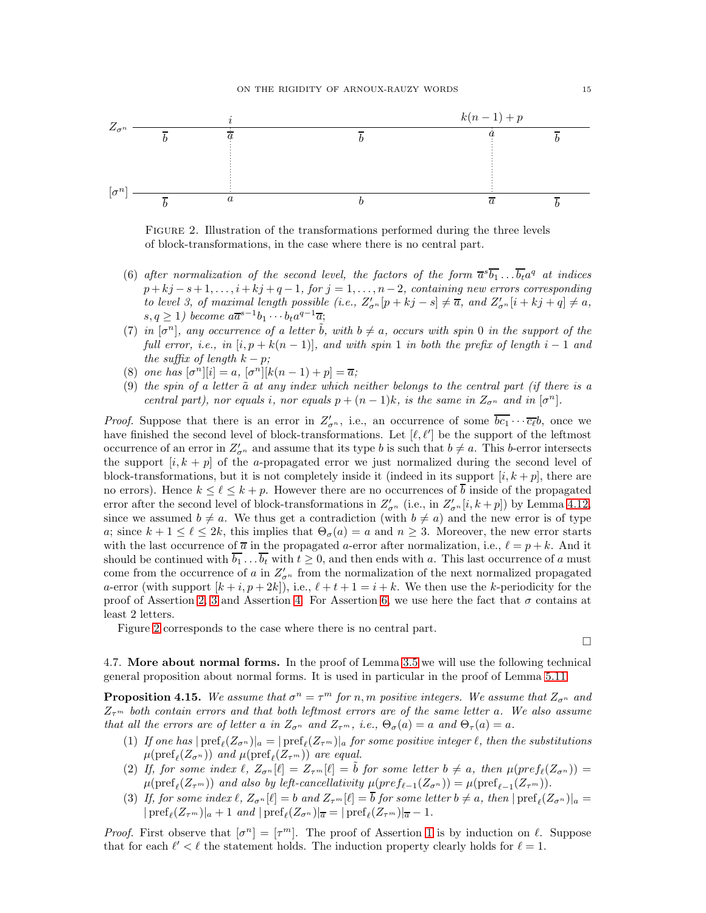Figure 2. Illustration of the transformations performed during the three levels of block-transformations, in the case where there is no central part.

(6) *after normalization of the second level, the factors of the form* $\overline{a}^s\overline{b_1}\ldots\overline{b_t}a^q$ *at indices* $p+kj-s+1,\ldots,i+kj+q-1$*, for* $j=1,\ldots,n-2$*, containing new errors corresponding to level 3, of maximal length possible (i.e.,* $Z'_{\sigma^n}[p+kj-s]\neq\overline{a}$*, and* $Z'_{\sigma^n}[i+kj+q]\neq a$*,* $s,q\geq 1$*) become* $a\overline{a}^{s-1}b_1\cdots b_ta^{q-1}\overline{a}$*;*

(7) *in* $[\sigma^n]$*, any occurrence of a letter* $\tilde{b}$*, with* $b\neq a$*, occurs with spin 0 in the support of the full error, i.e., in* $[i,p+k(n-1)]$*, and with spin 1 in both the prefix of length* $i-1$ *and the suffix of length* $k-p$*;*

(8) *one has* $[\sigma^n][i]=a$*,* $[\sigma^n][k(n-1)+p]=\overline{a}$*;*

(9) *the spin of a letter* $\tilde{a}$ *at any index which neither belongs to the central part (if there is a central part), nor equals* $i$*, nor equals* $p+(n-1)k$*, is the same in* $Z_{\sigma^n}$ *and in* $[\sigma^n]$*.*

*Proof.* Suppose that there is an error in $Z'_{\sigma^n}$, i.e., an occurrence of some $\overline{bc_1}\cdots\overline{c_\ell}b$, once we have finished the second level of block-transformations. Let $[\ell,\ell']$ be the support of the leftmost occurrence of an error in $Z'_{\sigma^n}$ and assume that its type $b$ is such that $b\neq a$. This $b$-error intersects the support $[i,k+p]$ of the $a$-propagated error we just normalized during the second level of block-transformations, but it is not completely inside it (indeed in its support $[i,k+p]$, there are no errors). Hence $k\leq\ell\leq k+p$. However there are no occurrences of $\overline{b}$ inside of the propagated error after the second level of block-transformations in $Z'_{\sigma^n}$ (i.e., in $Z'_{\sigma^n}[i,k+p]$) by Lemma 4.12, since we assumed $b\neq a$. We thus get a contradiction (with $b\neq a$) and the new error is of type $a$; since $k+1\leq\ell\leq 2k$, this implies that $\Theta_\sigma(a)=a$ and $n\geq 3$. Moreover, the new error starts with the last occurrence of $\overline{a}$ in the propagated $a$-error after normalization, i.e., $\ell=p+k$. And it should be continued with $\overline{b_1}\ldots\overline{b_t}$ with $t\geq 0$, and then ends with $a$. This last occurrence of $a$ must come from the occurrence of $a$ in $Z'_{\sigma^n}$ from the normalization of the next normalized propagated $a$-error (with support $[k+i,p+2k]$), i.e., $\ell+t+1=i+k$. We then use the $k$-periodicity for the proof of Assertion 2, 3 and Assertion 4. For Assertion 6, we use here the fact that $\sigma$ contains at least 2 letters.

Figure 2 corresponds to the case where there is no central part.

∎

4.7. **More about normal forms.** In the proof of Lemma 3.5 we will use the following technical general proposition about normal forms. It is used in particular in the proof of Lemma 5.11.

**Proposition 4.15.** *We assume that* $\sigma^n=\tau^m$ *for* $n,m$ *positive integers. We assume that* $Z_{\sigma^n}$ *and* $Z_{\tau^m}$ *both contain errors and that both leftmost errors are of the same letter* $a$*. We also assume that all the errors are of letter* $a$ *in* $Z_{\sigma^n}$ *and* $Z_{\tau^m}$*, i.e.,* $\Theta_\sigma(a)=a$ *and* $\Theta_\tau(a)=a$*.*

(1) *If one has* $|\operatorname{pref}_\ell(Z_{\sigma^n})|_a=|\operatorname{pref}_\ell(Z_{\tau^m})|_a$ *for some positive integer* $\ell$*, then the substitutions* $\mu(\operatorname{pref}_\ell(Z_{\sigma^n}))$ *and* $\mu(\operatorname{pref}_\ell(Z_{\tau^m}))$ *are equal.*

(2) *If, for some index* $\ell$*,* $Z_{\sigma^n}[\ell]=Z_{\tau^m}[\ell]=\tilde{b}$ *for some letter* $b\neq a$*, then* $\mu(pref_\ell(Z_{\sigma^n}))=\mu(\operatorname{pref}_\ell(Z_{\tau^m}))$ *and also by left-cancellativity* $\mu(pref_{\ell-1}(Z_{\sigma^n}))=\mu(\operatorname{pref}_{\ell-1}(Z_{\tau^m}))$*.*

(3) *If, for some index* $\ell$*,* $Z_{\sigma^n}[\ell]=b$ *and* $Z_{\tau^m}[\ell]=\overline{b}$ *for some letter* $b\neq a$*, then* $|\operatorname{pref}_\ell(Z_{\sigma^n})|_a=|\operatorname{pref}_\ell(Z_{\tau^m})|_a+1$ *and* $|\operatorname{pref}_\ell(Z_{\sigma^n})|_{\overline{a}}=|\operatorname{pref}_\ell(Z_{\tau^m})|_{\overline{a}}-1$*.*

*Proof.* First observe that $[\sigma^n]=[\tau^m]$. The proof of Assertion 1 is by induction on $\ell$. Suppose that for each $\ell'<\ell$ the statement holds. The induction property clearly holds for $\ell=1$.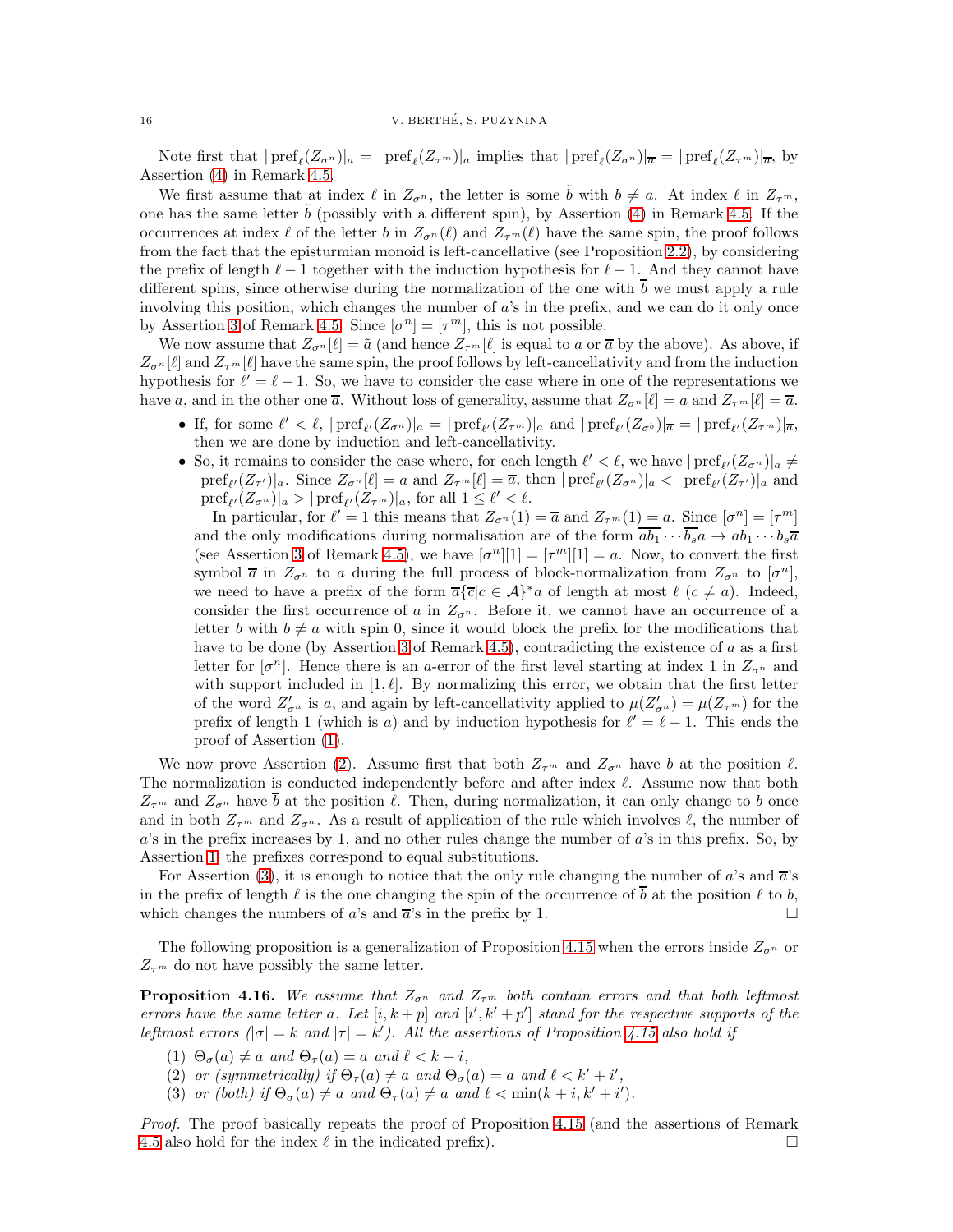Note first that $|\operatorname{pref}_\ell(Z_{\sigma^n})|_a = |\operatorname{pref}_\ell(Z_{\tau^m})|_a$ implies that $|\operatorname{pref}_\ell(Z_{\sigma^n})|_{\overline{a}} = |\operatorname{pref}_\ell(Z_{\tau^m})|_{\overline{a}}$, by Assertion (4) in Remark 4.5.

We first assume that at index $\ell$ in $Z_{\sigma^n}$, the letter is some $\tilde{b}$ with $b \neq a$. At index $\ell$ in $Z_{\tau^m}$, one has the same letter $\tilde{b}$ (possibly with a different spin), by Assertion (4) in Remark 4.5. If the occurrences at index $\ell$ of the letter $b$ in $Z_{\sigma^n}(\ell)$ and $Z_{\tau^m}(\ell)$ have the same spin, the proof follows from the fact that the epistumian monoid is left-cancellative (see Proposition 2.2), by considering the prefix of length $\ell - 1$ together with the induction hypothesis for $\ell - 1$. And they cannot have different spins, since otherwise during the normalization of the one with $\overline{b}$ we must apply a rule involving this position, which changes the number of $a$'s in the prefix, and we can do it only once by Assertion 3 of Remark 4.5. Since $[\sigma^n] = [\tau^m]$, this is not possible.

We now assume that $Z_{\sigma^n}[\ell] = \tilde{a}$ (and hence $Z_{\tau^m}[\ell]$ is equal to $a$ or $\overline{a}$ by the above). As above, if $Z_{\sigma^n}[\ell]$ and $Z_{\tau^m}[\ell]$ have the same spin, the proof follows by left-cancellativity and from the induction hypothesis for $\ell' = \ell - 1$. So, we have to consider the case where in one of the representations we have $a$, and in the other one $\overline{a}$. Without loss of generality, assume that $Z_{\sigma^n}[\ell] = a$ and $Z_{\tau^m}[\ell] = \overline{a}$.

- If, for some $\ell' < \ell$, $|\operatorname{pref}_{\ell'}(Z_{\sigma^n})|_a = |\operatorname{pref}_{\ell'}(Z_{\tau^m})|_a$ and $|\operatorname{pref}_{\ell'}(Z_{\sigma^b})|_{\overline{a}} = |\operatorname{pref}_{\ell'}(Z_{\tau^m})|_{\overline{a}}$, then we are done by induction and left-cancellativity.
- So, it remains to consider the case where, for each length $\ell' < \ell$, we have $|\operatorname{pref}_{\ell'}(Z_{\sigma^n})|_a \neq |\operatorname{pref}_{\ell'}(Z_{\tau'})|_a$. Since $Z_{\sigma^n}[\ell] = a$ and $Z_{\tau^m}[\ell] = \overline{a}$, then $|\operatorname{pref}_{\ell'}(Z_{\sigma^n})|_a < |\operatorname{pref}_{\ell'}(Z_{\tau'})|_a$ and $|\operatorname{pref}_{\ell'}(Z_{\sigma^n})|_{\overline{a}} > |\operatorname{pref}_{\ell'}(Z_{\tau^m})|_{\overline{a}}$, for all $1 \leq \ell' < \ell$.

  In particular, for $\ell' = 1$ this means that $Z_{\sigma^n}(1) = \overline{a}$ and $Z_{\tau^m}(1) = a$. Since $[\sigma^n] = [\tau^m]$ and the only modifications during normalisation are of the form $\overline{ab_1} \cdots \overline{b_s}a \to ab_1 \cdots b_s\overline{a}$ (see Assertion 3 of Remark 4.5), we have $[\sigma^n][1] = [\tau^m][1] = a$. Now, to convert the first symbol $\overline{a}$ in $Z_{\sigma^n}$ to $a$ during the full process of block-normalization from $Z_{\sigma^n}$ to $[\sigma^n]$, we need to have a prefix of the form $\overline{a}\{\overline{c} | c \in \mathcal{A}\}^* a$ of length at most $\ell$ ($c \neq a$). Indeed, consider the first occurrence of $a$ in $Z_{\sigma^n}$. Before it, we cannot have an occurrence of a letter $b$ with $b \neq a$ with spin 0, since it would block the prefix for the modifications that have to be done (by Assertion 3 of Remark 4.5), contradicting the existence of $a$ as a first letter for $[\sigma^n]$. Hence there is an $a$-error of the first level starting at index 1 in $Z_{\sigma^n}$ and with support included in $[1, \ell]$. By normalizing this error, we obtain that the first letter of the word $Z'_{\sigma^n}$ is $a$, and again by left-cancellativity applied to $\mu(Z'_{\sigma^n}) = \mu(Z_{\tau^m})$ for the prefix of length 1 (which is $a$) and by induction hypothesis for $\ell' = \ell - 1$. This ends the proof of Assertion (1).

We now prove Assertion (2). Assume first that both $Z_{\tau^m}$ and $Z_{\sigma^n}$ have $b$ at the position $\ell$. The normalization is conducted independently before and after index $\ell$. Assume now that both $Z_{\tau^m}$ and $Z_{\sigma^n}$ have $\overline{b}$ at the position $\ell$. Then, during normalization, it can only change to $b$ once and in both $Z_{\tau^m}$ and $Z_{\sigma^n}$. As a result of application of the rule which involves $\ell$, the number of $a$'s in the prefix increases by 1, and no other rules change the number of $a$'s in this prefix. So, by Assertion 1, the prefixes correspond to equal substitutions.

For Assertion (3), it is enough to notice that the only rule changing the number of $a$'s and $\overline{a}$'s in the prefix of length $\ell$ is the one changing the spin of the occurrence of $\overline{b}$ at the position $\ell$ to $b$, which changes the numbers of $a$'s and $\overline{a}$'s in the prefix by 1. $\square$

The following proposition is a generalization of Proposition 4.15 when the errors inside $Z_{\sigma^n}$ or $Z_{\tau^m}$ do not have possibly the same letter.

**Proposition 4.16.** *We assume that $Z_{\sigma^n}$ and $Z_{\tau^m}$ both contain errors and that both leftmost errors have the same letter $a$. Let $[i, k + p]$ and $[i', k' + p']$ stand for the respective supports of the leftmost errors ($|\sigma| = k$ and $|\tau| = k'$). All the assertions of Proposition 4.15 also hold if*

1. *$\Theta_\sigma(a) \neq a$ and $\Theta_\tau(a) = a$ and $\ell < k + i$,*
2. *or (symmetrically) if $\Theta_\tau(a) \neq a$ and $\Theta_\sigma(a) = a$ and $\ell < k' + i'$,*
3. *or (both) if $\Theta_\sigma(a) \neq a$ and $\Theta_\tau(a) \neq a$ and $\ell < \min(k + i, k' + i')$.*

*Proof.* The proof basically repeats the proof of Proposition 4.15 (and the assertions of Remark 4.5 also hold for the index $\ell$ in the indicated prefix). $\square$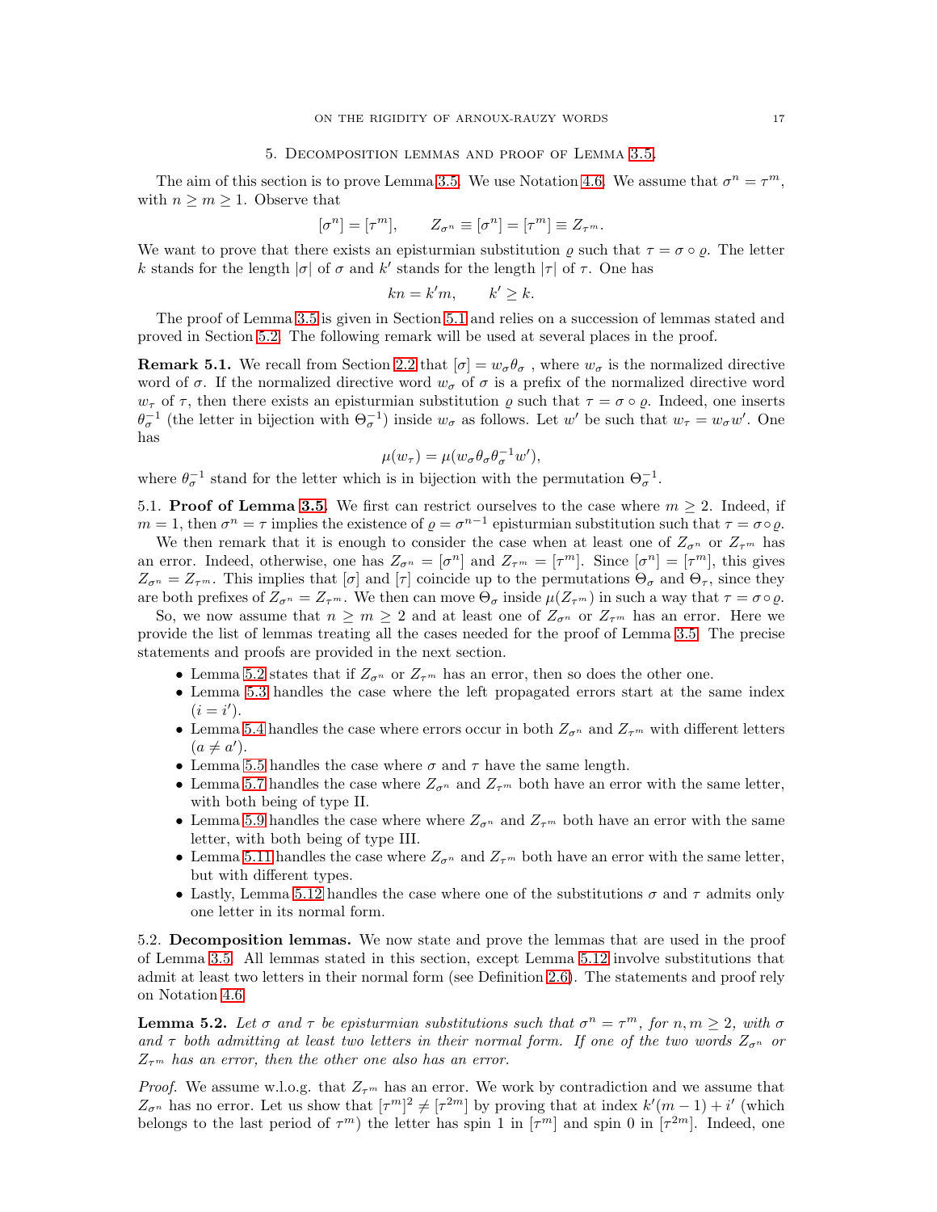## 5. Decomposition lemmas and proof of Lemma 3.5.

The aim of this section is to prove Lemma 3.5. We use Notation 4.6. We assume that $\sigma^n = \tau^m$, with $n \geq m \geq 1$. Observe that

$$[\sigma^n] = [\tau^m], \qquad Z_{\sigma^n} \equiv [\sigma^n] = [\tau^m] \equiv Z_{\tau^m}.$$

We want to prove that there exists an epistrurmian substitution $\varrho$ such that $\tau = \sigma \circ \varrho$. The letter $k$ stands for the length $|\sigma|$ of $\sigma$ and $k'$ stands for the length $|\tau|$ of $\tau$. One has

$$kn = k'm, \qquad k' \geq k.$$

The proof of Lemma 3.5 is given in Section 5.1 and relies on a succession of lemmas stated and proved in Section 5.2. The following remark will be used at several places in the proof.

**Remark 5.1.** We recall from Section 2.2 that $[\sigma] = w_\sigma \theta_\sigma$ , where $w_\sigma$ is the normalized directive word of $\sigma$. If the normalized directive word $w_\sigma$ of $\sigma$ is a prefix of the normalized directive word $w_\tau$ of $\tau$, then there exists an episturmian substitution $\varrho$ such that $\tau = \sigma \circ \varrho$. Indeed, one inserts $\theta_\sigma^{-1}$ (the letter in bijection with $\Theta_\sigma^{-1}$) inside $w_\sigma$ as follows. Let $w'$ be such that $w_\tau = w_\sigma w'$. One has

$$\mu(w_\tau) = \mu(w_\sigma \theta_\sigma \theta_\sigma^{-1} w'),$$

where $\theta_\sigma^{-1}$ stand for the letter which is in bijection with the permutation $\Theta_\sigma^{-1}$.

### 5.1. Proof of Lemma 3.5.

We first can restrict ourselves to the case where $m \geq 2$. Indeed, if $m = 1$, then $\sigma^n = \tau$ implies the existence of $\varrho = \sigma^{n-1}$ episturmian substitution such that $\tau = \sigma \circ \varrho$.

We then remark that it is enough to consider the case when at least one of $Z_{\sigma^n}$ or $Z_{\tau^m}$ has an error. Indeed, otherwise, one has $Z_{\sigma^n} = [\sigma^n]$ and $Z_{\tau^m} = [\tau^m]$. Since $[\sigma^n] = [\tau^m]$, this gives $Z_{\sigma^n} = Z_{\tau^m}$. This implies that $[\sigma]$ and $[\tau]$ coincide up to the permutations $\Theta_\sigma$ and $\Theta_\tau$, since they are both prefixes of $Z_{\sigma^n} = Z_{\tau^m}$. We then can move $\Theta_\sigma$ inside $\mu(Z_{\tau^m})$ in such a way that $\tau = \sigma \circ \varrho$.

So, we now assume that $n \geq m \geq 2$ and at least one of $Z_{\sigma^n}$ or $Z_{\tau^m}$ has an error. Here we provide the list of lemmas treating all the cases needed for the proof of Lemma 3.5. The precise statements and proofs are provided in the next section.

- Lemma 5.2 states that if $Z_{\sigma^n}$ or $Z_{\tau^m}$ has an error, then so does the other one.
- Lemma 5.3 handles the case where the left propagated errors start at the same index ($i = i'$).
- Lemma 5.4 handles the case where errors occur in both $Z_{\sigma^n}$ and $Z_{\tau^m}$ with different letters ($a \neq a'$).
- Lemma 5.5 handles the case where $\sigma$ and $\tau$ have the same length.
- Lemma 5.7 handles the case where $Z_{\sigma^n}$ and $Z_{\tau^m}$ both have an error with the same letter, with both being of type II.
- Lemma 5.9 handles the case where where $Z_{\sigma^n}$ and $Z_{\tau^m}$ both have an error with the same letter, with both being of type III.
- Lemma 5.11 handles the case where $Z_{\sigma^n}$ and $Z_{\tau^m}$ both have an error with the same letter, but with different types.
- Lastly, Lemma 5.12 handles the case where one of the substitutions $\sigma$ and $\tau$ admits only one letter in its normal form.

### 5.2. Decomposition lemmas.

We now state and prove the lemmas that are used in the proof of Lemma 3.5. All lemmas stated in this section, except Lemma 5.12 involve substitutions that admit at least two letters in their normal form (see Definition 2.6). The statements and proof rely on Notation 4.6.

**Lemma 5.2.** *Let $\sigma$ and $\tau$ be episturmian substitutions such that $\sigma^n = \tau^m$, for $n, m \geq 2$, with $\sigma$ and $\tau$ both admitting at least two letters in their normal form. If one of the two words $Z_{\sigma^n}$ or $Z_{\tau^m}$ has an error, then the other one also has an error.*

*Proof.* We assume w.l.o.g. that $Z_{\tau^m}$ has an error. We work by contradiction and we assume that $Z_{\sigma^n}$ has no error. Let us show that $[\tau^m]^2 \neq [\tau^{2m}]$ by proving that at index $k'(m-1) + i'$ (which belongs to the last period of $\tau^m$) the letter has spin 1 in $[\tau^m]$ and spin 0 in $[\tau^{2m}]$. Indeed, one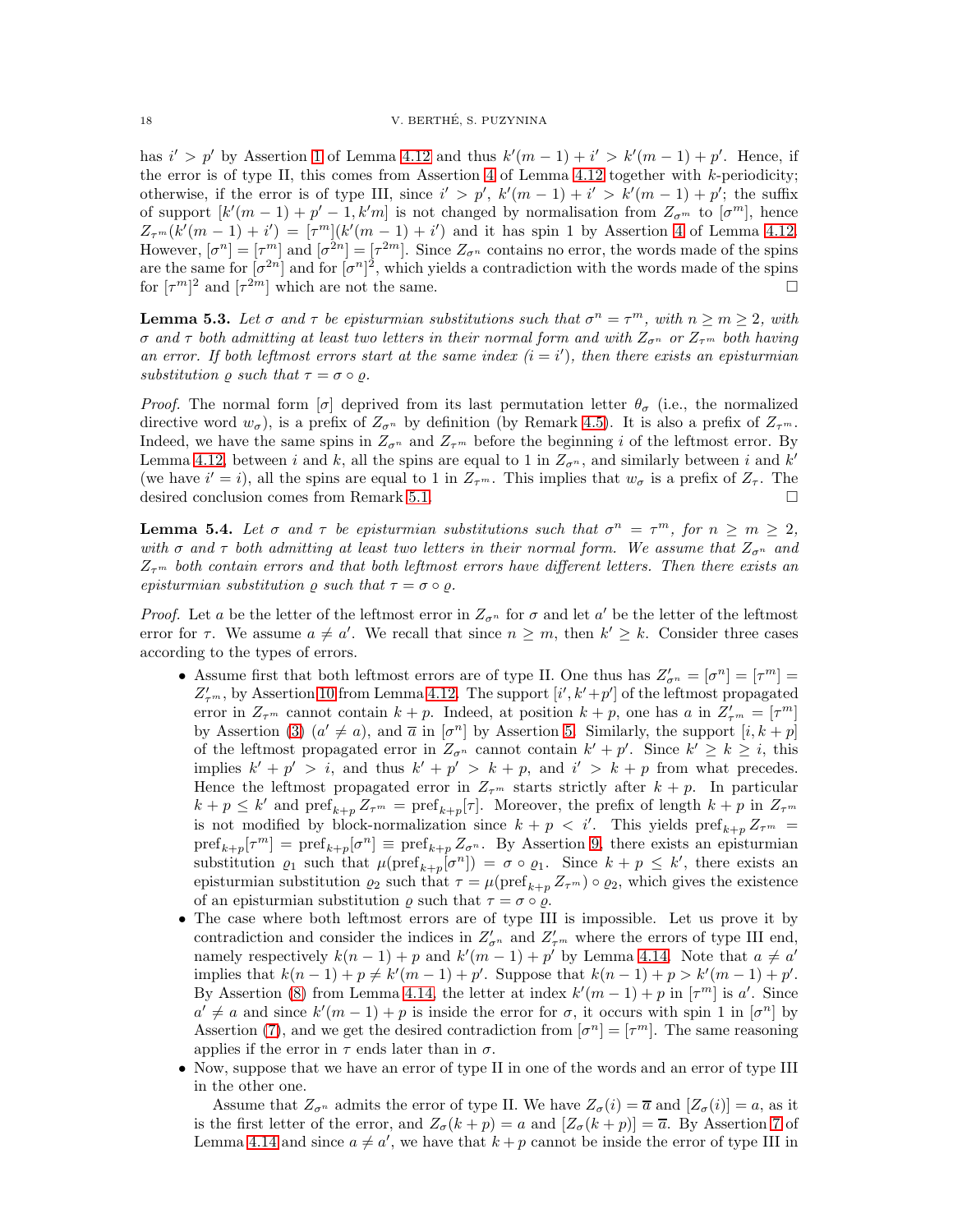has $i' > p'$ by Assertion 1 of Lemma 4.12 and thus $k'(m-1)+i' > k'(m-1)+p'$. Hence, if the error is of type II, this comes from Assertion 4 of Lemma 4.12 together with $k$-periodicity; otherwise, if the error is of type III, since $i' > p'$, $k'(m-1)+i' > k'(m-1)+p'$; the suffix of support $[k'(m-1)+p'-1, k'm]$ is not changed by normalisation from $Z_{\sigma^m}$ to $[\sigma^m]$, hence $Z_{\tau^m}(k'(m-1)+i') = [\tau^m](k'(m-1)+i')$ and it has spin 1 by Assertion 4 of Lemma 4.12. However, $[\sigma^n] = [\tau^m]$ and $[\sigma^{2n}] = [\tau^{2m}]$. Since $Z_{\sigma^n}$ contains no error, the words made of the spins are the same for $[\sigma^{2n}]$ and for $[\sigma^n]^2$, which yields a contradiction with the words made of the spins for $[\tau^m]^2$ and $[\tau^{2m}]$ which are not the same. $\square$

**Lemma 5.3.** *Let $\sigma$ and $\tau$ be episturmian substitutions such that $\sigma^n = \tau^m$, with $n \geq m \geq 2$, with $\sigma$ and $\tau$ both admitting at least two letters in their normal form and with $Z_{\sigma^n}$ or $Z_{\tau^m}$ both having an error. If both leftmost errors start at the same index ($i = i'$), then there exists an episturmian substitution $\varrho$ such that $\tau = \sigma \circ \varrho$.*

*Proof.* The normal form $[\sigma]$ deprived from its last permutation letter $\theta_\sigma$ (i.e., the normalized directive word $w_\sigma$), is a prefix of $Z_{\sigma^n}$ by definition (by Remark 4.5). It is also a prefix of $Z_{\tau^m}$. Indeed, we have the same spins in $Z_{\sigma^n}$ and $Z_{\tau^m}$ before the beginning $i$ of the leftmost error. By Lemma 4.12, between $i$ and $k$, all the spins are equal to 1 in $Z_{\sigma^n}$, and similarly between $i$ and $k'$ (we have $i' = i$), all the spins are equal to 1 in $Z_{\tau^m}$. This implies that $w_\sigma$ is a prefix of $Z_\tau$. The desired conclusion comes from Remark 5.1. $\square$

**Lemma 5.4.** *Let $\sigma$ and $\tau$ be episturmian substitutions such that $\sigma^n = \tau^m$, for $n \geq m \geq 2$, with $\sigma$ and $\tau$ both admitting at least two letters in their normal form. We assume that $Z_{\sigma^n}$ and $Z_{\tau^m}$ both contain errors and that both leftmost errors have different letters. Then there exists an episturmian substitution $\varrho$ such that $\tau = \sigma \circ \varrho$.*

*Proof.* Let $a$ be the letter of the leftmost error in $Z_{\sigma^n}$ for $\sigma$ and let $a'$ be the letter of the leftmost error for $\tau$. We assume $a \neq a'$. We recall that since $n \geq m$, then $k' \geq k$. Consider three cases according to the types of errors.

- Assume first that both leftmost errors are of type II. One thus has $Z'_{\sigma^n} = [\sigma^n] = [\tau^m] = Z'_{\tau^m}$, by Assertion 10 from Lemma 4.12. The support $[i', k'+p']$ of the leftmost propagated error in $Z_{\tau^m}$ cannot contain $k+p$. Indeed, at position $k+p$, one has $a$ in $Z'_{\tau^m} = [\tau^m]$ by Assertion (3) ($a' \neq a$), and $\overline{a}$ in $[\sigma^n]$ by Assertion 5. Similarly, the support $[i, k+p]$ of the leftmost propagated error in $Z_{\sigma^n}$ cannot contain $k'+p'$. Since $k' \geq k \geq i$, this implies $k'+p' > i$, and thus $k'+p' > k+p$, and $i' > k+p$ from what precedes. Hence the leftmost propagated error in $Z_{\tau^m}$ starts strictly after $k+p$. In particular $k+p \leq k'$ and $\mathrm{pref}_{k+p} Z_{\tau^m} = \mathrm{pref}_{k+p}[\tau]$. Moreover, the prefix of length $k+p$ in $Z_{\tau^m}$ is not modified by block-normalization since $k+p < i'$. This yields $\mathrm{pref}_{k+p} Z_{\tau^m} = \mathrm{pref}_{k+p}[\tau^m] = \mathrm{pref}_{k+p}[\sigma^n] \equiv \mathrm{pref}_{k+p} Z_{\sigma^n}$. By Assertion 9, there exists an episturmian substitution $\varrho_1$ such that $\mu(\mathrm{pref}_{k+p}[\sigma^n]) = \sigma \circ \varrho_1$. Since $k+p \leq k'$, there exists an episturmian substitution $\varrho_2$ such that $\tau = \mu(\mathrm{pref}_{k+p} Z_{\tau^m}) \circ \varrho_2$, which gives the existence of an episturmian substitution $\varrho$ such that $\tau = \sigma \circ \varrho$.
- The case where both leftmost errors are of type III is impossible. Let us prove it by contradiction and consider the indices in $Z'_{\sigma^n}$ and $Z'_{\tau^m}$ where the errors of type III end, namely respectively $k(n-1)+p$ and $k'(m-1)+p'$ by Lemma 4.14. Note that $a \neq a'$ implies that $k(n-1)+p \neq k'(m-1)+p'$. Suppose that $k(n-1)+p > k'(m-1)+p'$. By Assertion (8) from Lemma 4.14, the letter at index $k'(m-1)+p$ in $[\tau^m]$ is $a'$. Since $a' \neq a$ and since $k'(m-1)+p$ is inside the error for $\sigma$, it occurs with spin 1 in $[\sigma^n]$ by Assertion (7), and we get the desired contradiction from $[\sigma^n] = [\tau^m]$. The same reasoning applies if the error in $\tau$ ends later than in $\sigma$.
- Now, suppose that we have an error of type II in one of the words and an error of type III in the other one.

  Assume that $Z_{\sigma^n}$ admits the error of type II. We have $Z_\sigma(i) = \overline{a}$ and $[Z_\sigma(i)] = a$, as it is the first letter of the error, and $Z_\sigma(k+p) = a$ and $[Z_\sigma(k+p)] = \overline{a}$. By Assertion 7 of Lemma 4.14 and since $a \neq a'$, we have that $k+p$ cannot be inside the error of type III in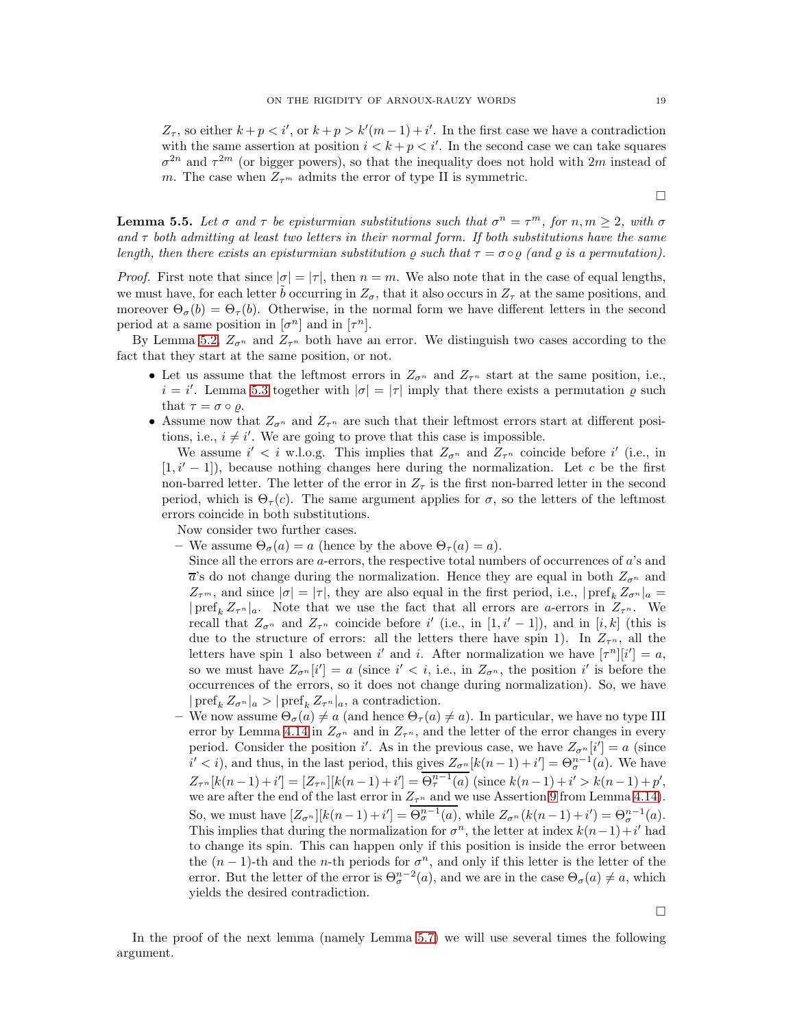$Z_\tau$, so either $k+p < i'$, or $k+p > k'(m-1)+i'$. In the first case we have a contradiction with the same assertion at position $i < k+p < i'$. In the second case we can take squares $\sigma^{2n}$ and $\tau^{2m}$ (or bigger powers), so that the inequality does not hold with $2m$ instead of $m$. The case when $Z_{\tau^m}$ admits the error of type II is symmetric.

□

**Lemma 5.5.** *Let $\sigma$ and $\tau$ be episturmian substitutions such that $\sigma^n = \tau^m$, for $n, m \geq 2$, with $\sigma$ and $\tau$ both admitting at least two letters in their normal form. If both substitutions have the same length, then there exists an episturmian substitution $\varrho$ such that $\tau = \sigma \circ \varrho$ (and $\varrho$ is a permutation).*

*Proof.* First note that since $|\sigma| = |\tau|$, then $n = m$. We also note that in the case of equal lengths, we must have, for each letter $\tilde{b}$ occurring in $Z_\sigma$, that it also occurs in $Z_\tau$ at the same positions, and moreover $\Theta_\sigma(b) = \Theta_\tau(b)$. Otherwise, in the normal form we have different letters in the second period at a same position in $[\sigma^n]$ and in $[\tau^n]$.

By Lemma 5.2, $Z_{\sigma^n}$ and $Z_{\tau^n}$ both have an error. We distinguish two cases according to the fact that they start at the same position, or not.

- Let us assume that the leftmost errors in $Z_{\sigma^n}$ and $Z_{\tau^n}$ start at the same position, i.e., $i = i'$. Lemma 5.3 together with $|\sigma| = |\tau|$ imply that there exists a permutation $\varrho$ such that $\tau = \sigma \circ \varrho$.
- Assume now that $Z_{\sigma^n}$ and $Z_{\tau^n}$ are such that their leftmost errors start at different positions, i.e., $i \neq i'$. We are going to prove that this case is impossible.

  We assume $i' < i$ w.l.o.g. This implies that $Z_{\sigma^n}$ and $Z_{\tau^n}$ coincide before $i'$ (i.e., in $[1, i'-1]$), because nothing changes here during the normalization. Let $c$ be the first non-barred letter. The letter of the error in $Z_\tau$ is the first non-barred letter in the second period, which is $\Theta_\tau(c)$. The same argument applies for $\sigma$, so the letters of the leftmost errors coincide in both substitutions.

  Now consider two further cases.
  - We assume $\Theta_\sigma(a) = a$ (hence by the above $\Theta_\tau(a) = a$).
    Since all the errors are $a$-errors, the respective total numbers of occurrences of $a$'s and $\overline{a}$'s do not change during the normalization. Hence they are equal in both $Z_{\sigma^n}$ and $Z_{\tau^m}$, and since $|\sigma| = |\tau|$, they are also equal in the first period, i.e., $|\operatorname{pref}_k Z_{\sigma^n}|_a = |\operatorname{pref}_k Z_{\tau^n}|_a$. Note that we use the fact that all errors are $a$-errors in $Z_{\tau^n}$. We recall that $Z_{\sigma^n}$ and $Z_{\tau^n}$ coincide before $i'$ (i.e., in $[1, i'-1]$), and in $[i, k]$ (this is due to the structure of errors: all the letters there have spin 1). In $Z_{\tau^n}$, all the letters have spin 1 also between $i'$ and $i$. After normalization we have $[\tau^n][i'] = a$, so we must have $Z_{\sigma^n}[i'] = a$ (since $i' < i$, i.e., in $Z_{\sigma^n}$, the position $i'$ is before the occurrences of the errors, so it does not change during normalization). So, we have $|\operatorname{pref}_k Z_{\sigma^n}|_a > |\operatorname{pref}_k Z_{\tau^n}|_a$, a contradiction.
  - We now assume $\Theta_\sigma(a) \neq a$ (and hence $\Theta_\tau(a) \neq a$). In particular, we have no type III error by Lemma 4.14 in $Z_{\sigma^n}$ and in $Z_{\tau^n}$, and the letter of the error changes in every period. Consider the position $i'$. As in the previous case, we have $Z_{\sigma^n}[i'] = a$ (since $i' < i$), and thus, in the last period, this gives $Z_{\sigma^n}[k(n-1)+i'] = \Theta_\sigma^{n-1}(a)$. We have $Z_{\tau^n}[k(n-1)+i'] = [Z_{\tau^n}][k(n-1)+i'] = \overline{\Theta_\tau^{n-1}(a)}$ (since $k(n-1)+i' > k(n-1)+p'$, we are after the end of the last error in $Z_{\tau^n}$ and we use Assertion 9 from Lemma 4.14). So, we must have $[Z_{\sigma^n}][k(n-1)+i'] = \overline{\Theta_\sigma^{n-1}(a)}$, while $Z_{\sigma^n}(k(n-1)+i') = \Theta_\sigma^{n-1}(a)$. This implies that during the normalization for $\sigma^n$, the letter at index $k(n-1)+i'$ had to change its spin. This can happen only if this position is inside the error between the $(n-1)$-th and the $n$-th periods for $\sigma^n$, and only if this letter is the letter of the error. But the letter of the error is $\Theta_\sigma^{n-2}(a)$, and we are in the case $\Theta_\sigma(a) \neq a$, which yields the desired contradiction.

□

In the proof of the next lemma (namely Lemma 5.7) we will use several times the following argument.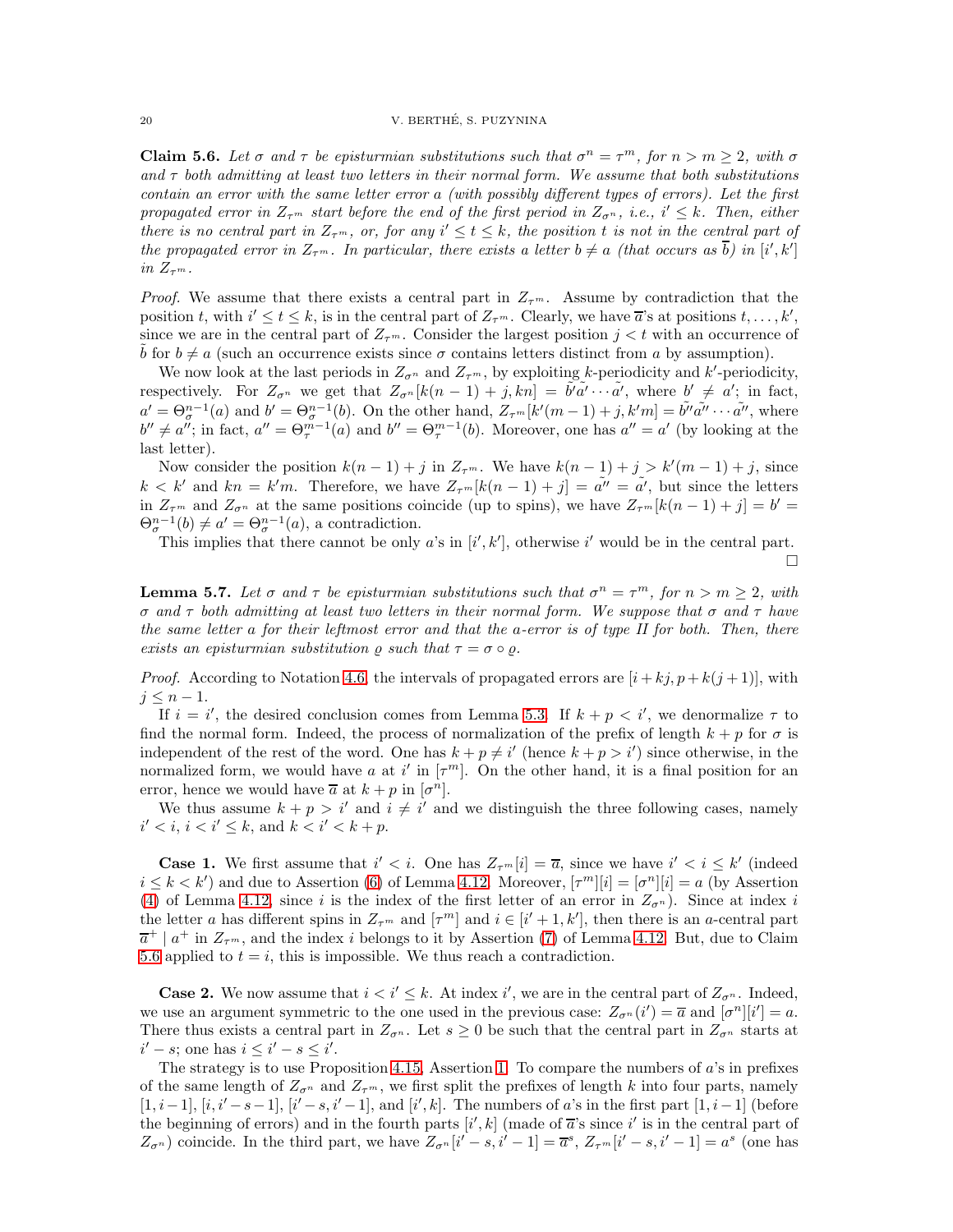**Claim 5.6.** *Let $\sigma$ and $\tau$ be episturmian substitutions such that $\sigma^n = \tau^m$, for $n > m \geq 2$, with $\sigma$ and $\tau$ both admitting at least two letters in their normal form. We assume that both substitutions contain an error with the same letter error $a$ (with possibly different types of errors). Let the first propagated error in $Z_{\tau^m}$ start before the end of the first period in $Z_{\sigma^n}$, i.e., $i' \leq k$. Then, either there is no central part in $Z_{\tau^m}$, or, for any $i' \leq t \leq k$, the position $t$ is not in the central part of the propagated error in $Z_{\tau^m}$. In particular, there exists a letter $b \neq a$ (that occurs as $\overline{b}$) in $[i', k']$ in $Z_{\tau^m}$.*

*Proof.* We assume that there exists a central part in $Z_{\tau^m}$. Assume by contradiction that the position $t$, with $i' \leq t \leq k$, is in the central part of $Z_{\tau^m}$. Clearly, we have $\overline{a}$'s at positions $t, \ldots, k'$, since we are in the central part of $Z_{\tau^m}$. Consider the largest position $j < t$ with an occurrence of $\tilde{b}$ for $b \neq a$ (such an occurrence exists since $\sigma$ contains letters distinct from $a$ by assumption).

We now look at the last periods in $Z_{\sigma^n}$ and $Z_{\tau^m}$, by exploiting $k$-periodicity and $k'$-periodicity, respectively. For $Z_{\sigma^n}$ we get that $Z_{\sigma^n}[k(n-1)+j, kn] = \tilde{b'}\tilde{a'}\cdots\tilde{a'}$, where $b' \neq a'$; in fact, $a' = \Theta_{\sigma}^{n-1}(a)$ and $b' = \Theta_{\sigma}^{n-1}(b)$. On the other hand, $Z_{\tau^m}[k'(m-1)+j, k'm] = \tilde{b''}\tilde{a''}\cdots\tilde{a''}$, where $b'' \neq a''$; in fact, $a'' = \Theta_{\tau}^{m-1}(a)$ and $b'' = \Theta_{\tau}^{m-1}(b)$. Moreover, one has $a'' = a'$ (by looking at the last letter).

Now consider the position $k(n-1)+j$ in $Z_{\tau^m}$. We have $k(n-1)+j > k'(m-1)+j$, since $k < k'$ and $kn = k'm$. Therefore, we have $Z_{\tau^m}[k(n-1)+j] = \tilde{a''} = \tilde{a'}$, but since the letters in $Z_{\tau^m}$ and $Z_{\sigma^n}$ at the same positions coincide (up to spins), we have $Z_{\tau^m}[k(n-1)+j] = b' = \Theta_{\sigma}^{n-1}(b) \neq a' = \Theta_{\sigma}^{n-1}(a)$, a contradiction.

This implies that there cannot be only $a$'s in $[i', k']$, otherwise $i'$ would be in the central part. $\square$

**Lemma 5.7.** *Let $\sigma$ and $\tau$ be episturmian substitutions such that $\sigma^n = \tau^m$, for $n > m \geq 2$, with $\sigma$ and $\tau$ both admitting at least two letters in their normal form. We suppose that $\sigma$ and $\tau$ have the same letter $a$ for their leftmost error and that the $a$-error is of type II for both. Then, there exists an episturmian substitution $\varrho$ such that $\tau = \sigma \circ \varrho$.*

*Proof.* According to Notation 4.6, the intervals of propagated errors are $[i + kj, p + k(j+1)]$, with $j \leq n-1$.

If $i = i'$, the desired conclusion comes from Lemma 5.3. If $k + p < i'$, we denormalize $\tau$ to find the normal form. Indeed, the process of normalization of the prefix of length $k + p$ for $\sigma$ is independent of the rest of the word. One has $k + p \neq i'$ (hence $k + p > i'$) since otherwise, in the normalized form, we would have $a$ at $i'$ in $[\tau^m]$. On the other hand, it is a final position for an error, hence we would have $\overline{a}$ at $k + p$ in $[\sigma^n]$.

We thus assume $k + p > i'$ and $i \neq i'$ and we distinguish the three following cases, namely $i' < i$, $i < i' \leq k$, and $k < i' < k + p$.

**Case 1.** We first assume that $i' < i$. One has $Z_{\tau^m}[i] = \overline{a}$, since we have $i' < i \leq k'$ (indeed $i \leq k < k'$) and due to Assertion (6) of Lemma 4.12. Moreover, $[\tau^m][i] = [\sigma^n][i] = a$ (by Assertion (4) of Lemma 4.12, since $i$ is the index of the first letter of an error in $Z_{\sigma^n}$). Since at index $i$ the letter $a$ has different spins in $Z_{\tau^m}$ and $[\tau^m]$ and $i \in [i'+1, k']$, then there is an $a$-central part $\overline{a}^+ \mid a^+$ in $Z_{\tau^m}$, and the index $i$ belongs to it by Assertion (7) of Lemma 4.12. But, due to Claim 5.6 applied to $t = i$, this is impossible. We thus reach a contradiction.

**Case 2.** We now assume that $i < i' \leq k$. At index $i'$, we are in the central part of $Z_{\sigma^n}$. Indeed, we use an argument symmetric to the one used in the previous case: $Z_{\sigma^n}(i') = \overline{a}$ and $[\sigma^n][i'] = a$. There thus exists a central part in $Z_{\sigma^n}$. Let $s \geq 0$ be such that the central part in $Z_{\sigma^n}$ starts at $i' - s$; one has $i \leq i' - s \leq i'$.

The strategy is to use Proposition 4.15, Assertion 1. To compare the numbers of $a$'s in prefixes of the same length of $Z_{\sigma^n}$ and $Z_{\tau^m}$, we first split the prefixes of length $k$ into four parts, namely $[1, i-1]$, $[i, i'-s-1]$, $[i'-s, i'-1]$, and $[i', k]$. The numbers of $a$'s in the first part $[1, i-1]$ (before the beginning of errors) and in the fourth parts $[i', k]$ (made of $\overline{a}$'s since $i'$ is in the central part of $Z_{\sigma^n}$) coincide. In the third part, we have $Z_{\sigma^n}[i'-s, i'-1] = \overline{a}^s$, $Z_{\tau^m}[i'-s, i'-1] = a^s$ (one has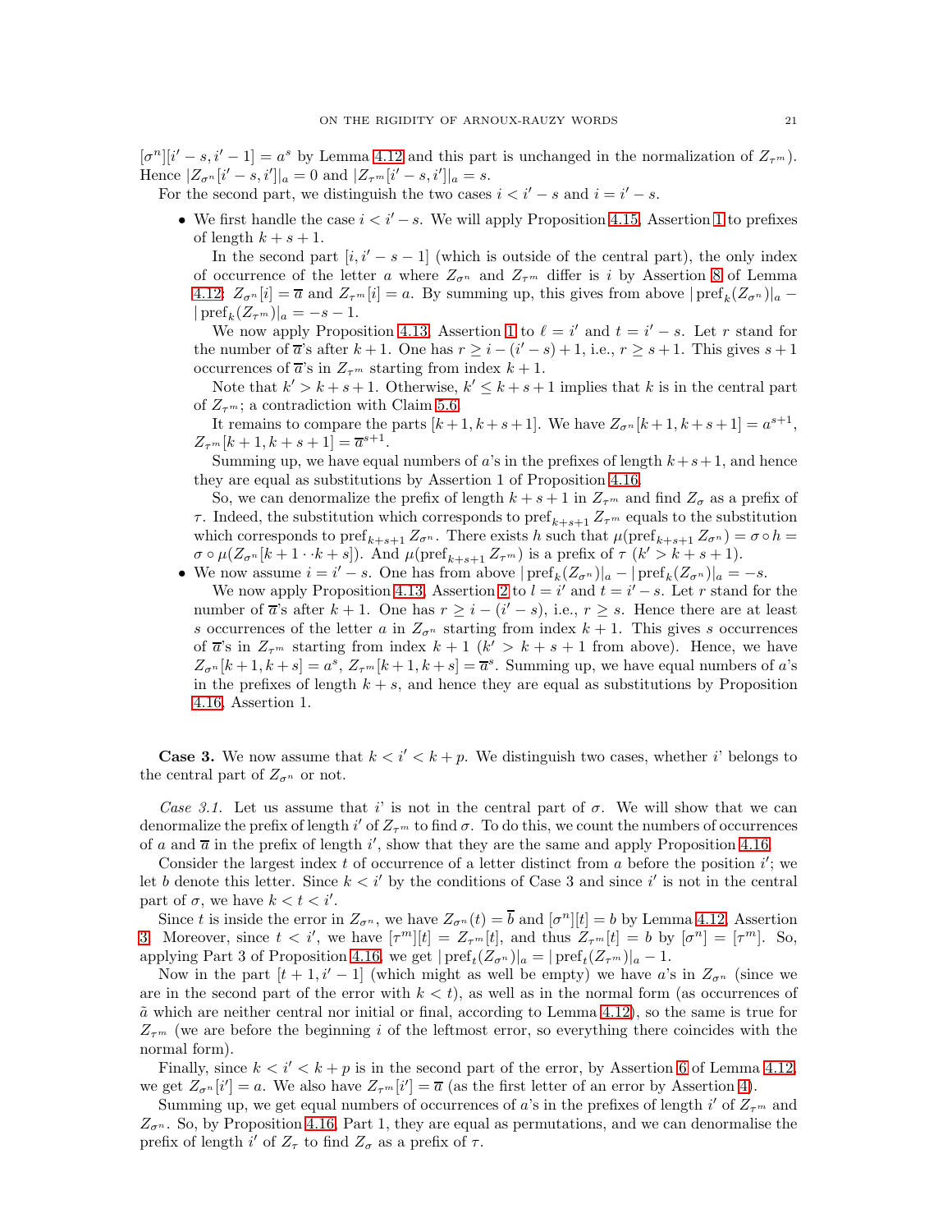$[\sigma^n][i'-s, i'-1] = a^s$ by Lemma 4.12 and this part is unchanged in the normalization of $Z_{\tau^m}$). Hence $|Z_{\sigma^n}[i'-s, i']|_a = 0$ and $|Z_{\tau^m}[i'-s, i']|_a = s$.

For the second part, we distinguish the two cases $i < i'-s$ and $i = i'-s$.

- We first handle the case $i < i'-s$. We will apply Proposition 4.15, Assertion 1 to prefixes of length $k+s+1$.

  In the second part $[i, i'-s-1]$ (which is outside of the central part), the only index of occurrence of the letter $a$ where $Z_{\sigma^n}$ and $Z_{\tau^m}$ differ is $i$ by Assertion 8 of Lemma 4.12: $Z_{\sigma^n}[i] = \overline{a}$ and $Z_{\tau^m}[i] = a$. By summing up, this gives from above $|\operatorname{pref}_k(Z_{\sigma^n})|_a - |\operatorname{pref}_k(Z_{\tau^m})|_a = -s-1$.

  We now apply Proposition 4.13, Assertion 1 to $\ell = i'$ and $t = i'-s$. Let $r$ stand for the number of $\overline{a}$'s after $k+1$. One has $r \geq i-(i'-s)+1$, i.e., $r \geq s+1$. This gives $s+1$ occurrences of $\overline{a}$'s in $Z_{\tau^m}$ starting from index $k+1$.

  Note that $k' > k+s+1$. Otherwise, $k' \leq k+s+1$ implies that $k$ is in the central part of $Z_{\tau^m}$; a contradiction with Claim 5.6.

  It remains to compare the parts $[k+1, k+s+1]$. We have $Z_{\sigma^n}[k+1, k+s+1] = a^{s+1}$, $Z_{\tau^m}[k+1, k+s+1] = \overline{a}^{s+1}$.

  Summing up, we have equal numbers of $a$'s in the prefixes of length $k+s+1$, and hence they are equal as substitutions by Assertion 1 of Proposition 4.16.

  So, we can denormalize the prefix of length $k+s+1$ in $Z_{\tau^m}$ and find $Z_\sigma$ as a prefix of $\tau$. Indeed, the substitution which corresponds to $\operatorname{pref}_{k+s+1} Z_{\tau^m}$ equals to the substitution which corresponds to $\operatorname{pref}_{k+s+1} Z_{\sigma^n}$. There exists $h$ such that $\mu(\operatorname{pref}_{k+s+1} Z_{\sigma^n}) = \sigma \circ h = \sigma \circ \mu(Z_{\sigma^n}[k+1 \cdots k+s])$. And $\mu(\operatorname{pref}_{k+s+1} Z_{\tau^m})$ is a prefix of $\tau$ ($k' > k+s+1$).
- We now assume $i = i'-s$. One has from above $|\operatorname{pref}_k(Z_{\sigma^n})|_a - |\operatorname{pref}_k(Z_{\sigma^n})|_a = -s$.

  We now apply Proposition 4.13, Assertion 2 to $l = i'$ and $t = i'-s$. Let $r$ stand for the number of $\overline{a}$'s after $k+1$. One has $r \geq i-(i'-s)$, i.e., $r \geq s$. Hence there are at least $s$ occurrences of the letter $a$ in $Z_{\sigma^n}$ starting from index $k+1$. This gives $s$ occurrences of $\overline{a}$'s in $Z_{\tau^m}$ starting from index $k+1$ ($k' > k+s+1$ from above). Hence, we have $Z_{\sigma^n}[k+1, k+s] = a^s$, $Z_{\tau^m}[k+1, k+s] = \overline{a}^s$. Summing up, we have equal numbers of $a$'s in the prefixes of length $k+s$, and hence they are equal as substitutions by Proposition 4.16, Assertion 1.

**Case 3.** We now assume that $k < i' < k+p$. We distinguish two cases, whether $i'$ belongs to the central part of $Z_{\sigma^n}$ or not.

*Case 3.1.* Let us assume that $i'$ is not in the central part of $\sigma$. We will show that we can denormalize the prefix of length $i'$ of $Z_{\tau^m}$ to find $\sigma$. To do this, we count the numbers of occurrences of $a$ and $\overline{a}$ in the prefix of length $i'$, show that they are the same and apply Proposition 4.16.

Consider the largest index $t$ of occurrence of a letter distinct from $a$ before the position $i'$; we let $b$ denote this letter. Since $k < i'$ by the conditions of Case 3 and since $i'$ is not in the central part of $\sigma$, we have $k < t < i'$.

Since $t$ is inside the error in $Z_{\sigma^n}$, we have $Z_{\sigma^n}(t) = \overline{b}$ and $[\sigma^n][t] = b$ by Lemma 4.12, Assertion 3. Moreover, since $t < i'$, we have $[\tau^m][t] = Z_{\tau^m}[t]$, and thus $Z_{\tau^m}[t] = b$ by $[\sigma^n] = [\tau^m]$. So, applying Part 3 of Proposition 4.16, we get $|\operatorname{pref}_t(Z_{\sigma^n})|_a = |\operatorname{pref}_t(Z_{\tau^m})|_a - 1$.

Now in the part $[t+1, i'-1]$ (which might as well be empty) we have $a$'s in $Z_{\sigma^n}$ (since we are in the second part of the error with $k < t$), as well as in the normal form (as occurrences of $\tilde{a}$ which are neither central nor initial or final, according to Lemma 4.12), so the same is true for $Z_{\tau^m}$ (we are before the beginning $i$ of the leftmost error, so everything there coincides with the normal form).

Finally, since $k < i' < k+p$ is in the second part of the error, by Assertion 6 of Lemma 4.12, we get $Z_{\sigma^n}[i'] = a$. We also have $Z_{\tau^m}[i'] = \overline{a}$ (as the first letter of an error by Assertion 4).

Summing up, we get equal numbers of occurrences of $a$'s in the prefixes of length $i'$ of $Z_{\tau^m}$ and $Z_{\sigma^n}$. So, by Proposition 4.16, Part 1, they are equal as permutations, and we can denormalise the prefix of length $i'$ of $Z_\tau$ to find $Z_\sigma$ as a prefix of $\tau$.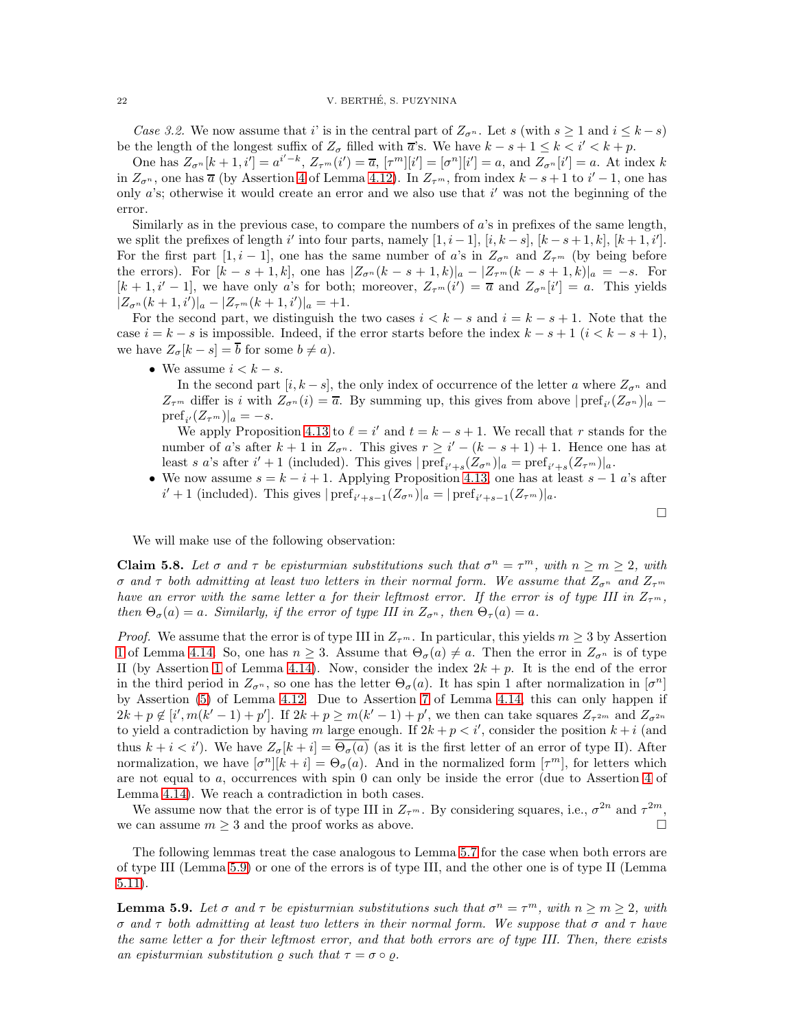*Case 3.2.* We now assume that $i'$ is in the central part of $Z_{\sigma^n}$. Let $s$ (with $s \geq 1$ and $i \leq k-s$) be the length of the longest suffix of $Z_\sigma$ filled with $\overline{a}$'s. We have $k-s+1 \leq k < i' < k+p$.

One has $Z_{\sigma^n}[k+1, i'] = a^{i'-k}$, $Z_{\tau^m}(i') = \overline{a}$, $[\tau^m][i'] = [\sigma^n][i'] = a$, and $Z_{\sigma^n}[i'] = a$. At index $k$ in $Z_{\sigma^n}$, one has $\overline{a}$ (by Assertion 4 of Lemma 4.12). In $Z_{\tau^m}$, from index $k-s+1$ to $i'-1$, one has only $a$'s; otherwise it would create an error and we also use that $i'$ was not the beginning of the error.

Similarly as in the previous case, to compare the numbers of $a$'s in prefixes of the same length, we split the prefixes of length $i'$ into four parts, namely $[1, i-1]$, $[i, k-s]$, $[k-s+1, k]$, $[k+1, i']$. For the first part $[1, i-1]$, one has the same number of $a$'s in $Z_{\sigma^n}$ and $Z_{\tau^m}$ (by being before the errors). For $[k-s+1, k]$, one has $|Z_{\sigma^n}(k-s+1, k)|_a - |Z_{\tau^m}(k-s+1, k)|_a = -s$. For $[k+1, i'-1]$, we have only $a$'s for both; moreover, $Z_{\tau^m}(i') = \overline{a}$ and $Z_{\sigma^n}[i'] = a$. This yields $|Z_{\sigma^n}(k+1, i')|_a - |Z_{\tau^m}(k+1, i')|_a = +1$.

For the second part, we distinguish the two cases $i < k-s$ and $i = k-s+1$. Note that the case $i = k-s$ is impossible. Indeed, if the error starts before the index $k-s+1$ ($i < k-s+1$), we have $Z_\sigma[k-s] = \overline{b}$ for some $b \neq a$).

- We assume $i < k-s$.

  In the second part $[i, k-s]$, the only index of occurrence of the letter $a$ where $Z_{\sigma^n}$ and $Z_{\tau^m}$ differ is $i$ with $Z_{\sigma^n}(i) = \overline{a}$. By summing up, this gives from above $|\operatorname{pref}_{i'}(Z_{\sigma^n})|_a - \operatorname{pref}_{i'}(Z_{\tau^m})|_a = -s$.

  We apply Proposition 4.13 to $\ell = i'$ and $t = k-s+1$. We recall that $r$ stands for the number of $a$'s after $k+1$ in $Z_{\sigma^n}$. This gives $r \geq i' - (k-s+1) + 1$. Hence one has at least $s$ $a$'s after $i'+1$ (included). This gives $|\operatorname{pref}_{i'+s}(Z_{\sigma^n})|_a = \operatorname{pref}_{i'+s}(Z_{\tau^m})|_a$.
- We now assume $s = k-i+1$. Applying Proposition 4.13, one has at least $s-1$ $a$'s after $i'+1$ (included). This gives $|\operatorname{pref}_{i'+s-1}(Z_{\sigma^n})|_a = |\operatorname{pref}_{i'+s-1}(Z_{\tau^m})|_a$.

$\square$

We will make use of the following observation:

**Claim 5.8.** *Let $\sigma$ and $\tau$ be episturmian substitutions such that $\sigma^n = \tau^m$, with $n \geq m \geq 2$, with $\sigma$ and $\tau$ both admitting at least two letters in their normal form. We assume that $Z_{\sigma^n}$ and $Z_{\tau^m}$ have an error with the same letter $a$ for their leftmost error. If the error is of type III in $Z_{\tau^m}$, then $\Theta_\sigma(a) = a$. Similarly, if the error of type III in $Z_{\sigma^n}$, then $\Theta_\tau(a) = a$.*

*Proof.* We assume that the error is of type III in $Z_{\tau^m}$. In particular, this yields $m \geq 3$ by Assertion 1 of Lemma 4.14. So, one has $n \geq 3$. Assume that $\Theta_\sigma(a) \neq a$. Then the error in $Z_{\sigma^n}$ is of type II (by Assertion 1 of Lemma 4.14). Now, consider the index $2k+p$. It is the end of the error in the third period in $Z_{\sigma^n}$, so one has the letter $\Theta_\sigma(a)$. It has spin 1 after normalization in $[\sigma^n]$ by Assertion (5) of Lemma 4.12. Due to Assertion 7 of Lemma 4.14, this can only happen if $2k+p \notin [i', m(k'-1)+p']$. If $2k+p \geq m(k'-1)+p'$, we then can take squares $Z_{\tau^{2m}}$ and $Z_{\sigma^{2n}}$ to yield a contradiction by having $m$ large enough. If $2k+p < i'$, consider the position $k+i$ (and thus $k+i < i'$). We have $Z_\sigma[k+i] = \overline{\Theta_\sigma(a)}$ (as it is the first letter of an error of type II). After normalization, we have $[\sigma^n][k+i] = \Theta_\sigma(a)$. And in the normalized form $[\tau^m]$, for letters which are not equal to $a$, occurrences with spin 0 can only be inside the error (due to Assertion 4 of Lemma 4.14). We reach a contradiction in both cases.

We assume now that the error is of type III in $Z_{\tau^m}$. By considering squares, i.e., $\sigma^{2n}$ and $\tau^{2m}$, we can assume $m \geq 3$ and the proof works as above. $\square$

The following lemmas treat the case analogous to Lemma 5.7 for the case when both errors are of type III (Lemma 5.9) or one of the errors is of type III, and the other one is of type II (Lemma 5.11).

**Lemma 5.9.** *Let $\sigma$ and $\tau$ be episturmian substitutions such that $\sigma^n = \tau^m$, with $n \geq m \geq 2$, with $\sigma$ and $\tau$ both admitting at least two letters in their normal form. We suppose that $\sigma$ and $\tau$ have the same letter $a$ for their leftmost error, and that both errors are of type III. Then, there exists an episturmian substitution $\varrho$ such that $\tau = \sigma \circ \varrho$.*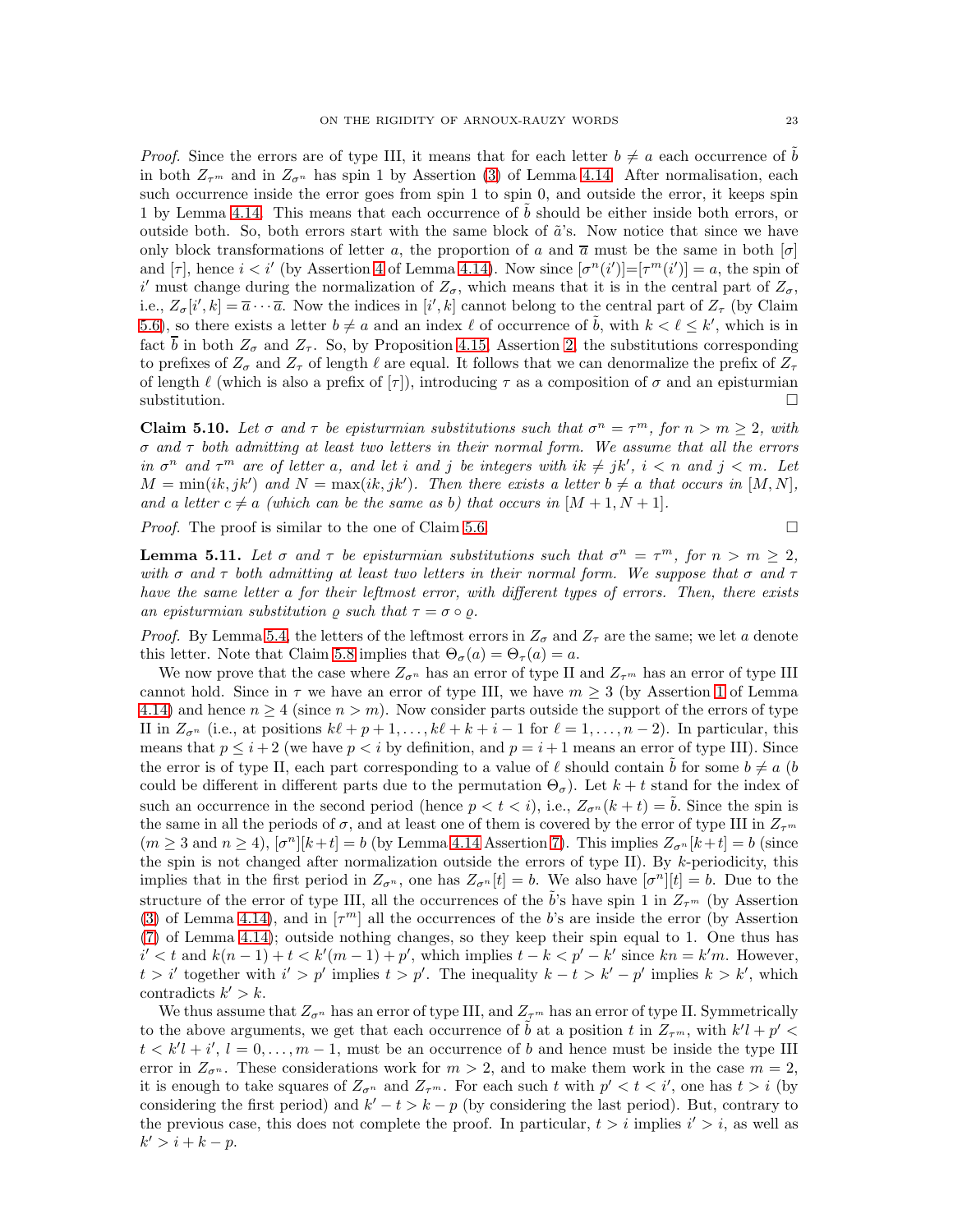*Proof.* Since the errors are of type III, it means that for each letter $b \neq a$ each occurrence of $\tilde{b}$ in both $Z_{\tau^m}$ and in $Z_{\sigma^n}$ has spin 1 by Assertion (3) of Lemma 4.14. After normalisation, each such occurrence inside the error goes from spin 1 to spin 0, and outside the error, it keeps spin 1 by Lemma 4.14. This means that each occurrence of $\tilde{b}$ should be either inside both errors, or outside both. So, both errors start with the same block of $\tilde{a}$'s. Now notice that since we have only block transformations of letter $a$, the proportion of $a$ and $\overline{a}$ must be the same in both $[\sigma]$ and $[\tau]$, hence $i < i'$ (by Assertion 4 of Lemma 4.14). Now since $[\sigma^n(i')]{=}[\tau^m(i')] = a$, the spin of $i'$ must change during the normalization of $Z_\sigma$, which means that it is in the central part of $Z_\sigma$, i.e., $Z_\sigma[i', k] = \overline{a} \cdots \overline{a}$. Now the indices in $[i', k]$ cannot belong to the central part of $Z_\tau$ (by Claim 5.6), so there exists a letter $b \neq a$ and an index $\ell$ of occurrence of $\tilde{b}$, with $k < \ell \leq k'$, which is in fact $\overline{b}$ in both $Z_\sigma$ and $Z_\tau$. So, by Proposition 4.15, Assertion 2, the substitutions corresponding to prefixes of $Z_\sigma$ and $Z_\tau$ of length $\ell$ are equal. It follows that we can denormalize the prefix of $Z_\tau$ of length $\ell$ (which is also a prefix of $[\tau]$), introducing $\tau$ as a composition of $\sigma$ and an episturmian substitution. □

**Claim 5.10.** *Let $\sigma$ and $\tau$ be episturmian substitutions such that $\sigma^n = \tau^m$, for $n > m \geq 2$, with $\sigma$ and $\tau$ both admitting at least two letters in their normal form. We assume that all the errors in $\sigma^n$ and $\tau^m$ are of letter $a$, and let $i$ and $j$ be integers with $ik \neq jk'$, $i < n$ and $j < m$. Let $M = \min(ik, jk')$ and $N = \max(ik, jk')$. Then there exists a letter $b \neq a$ that occurs in $[M, N]$, and a letter $c \neq a$ (which can be the same as $b$) that occurs in $[M + 1, N + 1]$.*

*Proof.* The proof is similar to the one of Claim 5.6. □

**Lemma 5.11.** *Let $\sigma$ and $\tau$ be episturmian substitutions such that $\sigma^n = \tau^m$, for $n > m \geq 2$, with $\sigma$ and $\tau$ both admitting at least two letters in their normal form. We suppose that $\sigma$ and $\tau$ have the same letter $a$ for their leftmost error, with different types of errors. Then, there exists an episturmian substitution $\varrho$ such that $\tau = \sigma \circ \varrho$.*

*Proof.* By Lemma 5.4, the letters of the leftmost errors in $Z_\sigma$ and $Z_\tau$ are the same; we let $a$ denote this letter. Note that Claim 5.8 implies that $\Theta_\sigma(a) = \Theta_\tau(a) = a$.

We now prove that the case where $Z_{\sigma^n}$ has an error of type II and $Z_{\tau^m}$ has an error of type III cannot hold. Since in $\tau$ we have an error of type III, we have $m \geq 3$ (by Assertion 1 of Lemma 4.14) and hence $n \geq 4$ (since $n > m$). Now consider parts outside the support of the errors of type II in $Z_{\sigma^n}$ (i.e., at positions $k\ell + p + 1, \ldots, k\ell + k + i - 1$ for $\ell = 1, \ldots, n-2$). In particular, this means that $p \leq i + 2$ (we have $p < i$ by definition, and $p = i + 1$ means an error of type III). Since the error is of type II, each part corresponding to a value of $\ell$ should contain $\tilde{b}$ for some $b \neq a$ ($b$ could be different in different parts due to the permutation $\Theta_\sigma$). Let $k + t$ stand for the index of such an occurrence in the second period (hence $p < t < i$), i.e., $Z_{\sigma^n}(k + t) = \tilde{b}$. Since the spin is the same in all the periods of $\sigma$, and at least one of them is covered by the error of type III in $Z_{\tau^m}$ ($m \geq 3$ and $n \geq 4$), $[\sigma^n][k+t] = b$ (by Lemma 4.14 Assertion 7). This implies $Z_{\sigma^n}[k+t] = b$ (since the spin is not changed after normalization outside the errors of type II). By $k$-periodicity, this implies that in the first period in $Z_{\sigma^n}$, one has $Z_{\sigma^n}[t] = b$. We also have $[\sigma^n][t] = b$. Due to the structure of the error of type III, all the occurrences of the $\tilde{b}$'s have spin 1 in $Z_{\tau^m}$ (by Assertion (3) of Lemma 4.14), and in $[\tau^m]$ all the occurrences of the $b$'s are inside the error (by Assertion (7) of Lemma 4.14); outside nothing changes, so they keep their spin equal to 1. One thus has $i' < t$ and $k(n-1) + t < k'(m-1) + p'$, which implies $t - k < p' - k'$ since $kn = k'm$. However, $t > i'$ together with $i' > p'$ implies $t > p'$. The inequality $k - t > k' - p'$ implies $k > k'$, which contradicts $k' > k$.

We thus assume that $Z_{\sigma^n}$ has an error of type III, and $Z_{\tau^m}$ has an error of type II. Symmetrically to the above arguments, we get that each occurrence of $\tilde{b}$ at a position $t$ in $Z_{\tau^m}$, with $k'l + p' < t < k'l + i'$, $l = 0, \ldots, m-1$, must be an occurrence of $b$ and hence must be inside the type III error in $Z_{\sigma^n}$. These considerations work for $m > 2$, and to make them work in the case $m = 2$, it is enough to take squares of $Z_{\sigma^n}$ and $Z_{\tau^m}$. For each such $t$ with $p' < t < i'$, one has $t > i$ (by considering the first period) and $k' - t > k - p$ (by considering the last period). But, contrary to the previous case, this does not complete the proof. In particular, $t > i$ implies $i' > i$, as well as $k' > i + k - p$.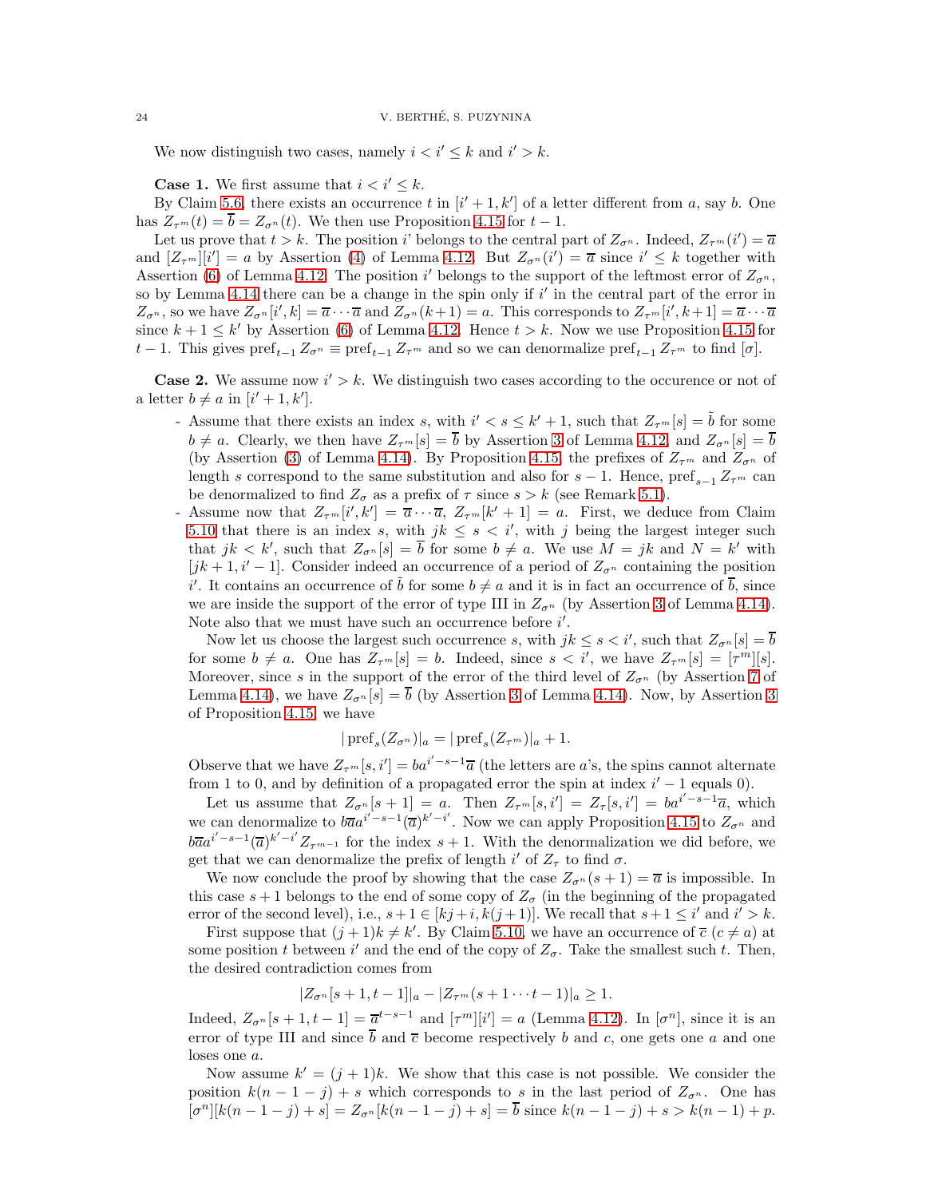We now distinguish two cases, namely $i < i' \le k$ and $i' > k$.

**Case 1.** We first assume that $i < i' \le k$.

By Claim 5.6, there exists an occurrence $t$ in $[i'+1, k']$ of a letter different from $a$, say $b$. One has $Z_{\tau^m}(t) = \overline{b} = Z_{\sigma^n}(t)$. We then use Proposition 4.15 for $t-1$.

Let us prove that $t > k$. The position $i'$ belongs to the central part of $Z_{\sigma^n}$. Indeed, $Z_{\tau^m}(i') = \overline{a}$ and $[Z_{\tau^m}][i'] = a$ by Assertion (4) of Lemma 4.12. But $Z_{\sigma^n}(i') = \overline{a}$ since $i' \le k$ together with Assertion (6) of Lemma 4.12. The position $i'$ belongs to the support of the leftmost error of $Z_{\sigma^n}$, so by Lemma 4.14 there can be a change in the spin only if $i'$ in the central part of the error in $Z_{\sigma^n}$, so we have $Z_{\sigma^n}[i', k] = \overline{a} \cdots \overline{a}$ and $Z_{\sigma^n}(k+1) = a$. This corresponds to $Z_{\tau^m}[i', k+1] = \overline{a} \cdots \overline{a}$ since $k+1 \le k'$ by Assertion (6) of Lemma 4.12. Hence $t > k$. Now we use Proposition 4.15 for $t-1$. This gives $\mathrm{pref}_{t-1} Z_{\sigma^n} \equiv \mathrm{pref}_{t-1} Z_{\tau^m}$ and so we can denormalize $\mathrm{pref}_{t-1} Z_{\tau^m}$ to find $[\sigma]$.

**Case 2.** We assume now $i' > k$. We distinguish two cases according to the occurence or not of a letter $b \neq a$ in $[i'+1, k']$.

- Assume that there exists an index $s$, with $i' < s \le k'+1$, such that $Z_{\tau^m}[s] = \tilde{b}$ for some $b \neq a$. Clearly, we then have $Z_{\tau^m}[s] = \overline{b}$ by Assertion 3 of Lemma 4.12, and $Z_{\sigma^n}[s] = \overline{b}$ (by Assertion (3) of Lemma 4.14). By Proposition 4.15, the prefixes of $Z_{\tau^m}$ and $Z_{\sigma^n}$ of length $s$ correspond to the same substitution and also for $s-1$. Hence, $\mathrm{pref}_{s-1} Z_{\tau^m}$ can be denormalized to find $Z_\sigma$ as a prefix of $\tau$ since $s > k$ (see Remark 5.1).
- Assume now that $Z_{\tau^m}[i', k'] = \overline{a} \cdots \overline{a}$, $Z_{\tau^m}[k'+1] = a$. First, we deduce from Claim 5.10 that there is an index $s$, with $jk \le s < i'$, with $j$ being the largest integer such that $jk < k'$, such that $Z_{\sigma^n}[s] = \overline{b}$ for some $b \neq a$. We use $M = jk$ and $N = k'$ with $[jk+1, i'-1]$. Consider indeed an occurrence of a period of $Z_{\sigma^n}$ containing the position $i'$. It contains an occurrence of $\tilde{b}$ for some $b \neq a$ and it is in fact an occurrence of $\overline{b}$, since we are inside the support of the error of type III in $Z_{\sigma^n}$ (by Assertion 3 of Lemma 4.14). Note also that we must have such an occurrence before $i'$.

  Now let us choose the largest such occurrence $s$, with $jk \le s < i'$, such that $Z_{\sigma^n}[s] = \overline{b}$ for some $b \neq a$. One has $Z_{\tau^m}[s] = b$. Indeed, since $s < i'$, we have $Z_{\tau^m}[s] = [\tau^m][s]$. Moreover, since $s$ in the support of the error of the third level of $Z_{\sigma^n}$ (by Assertion 7 of Lemma 4.14), we have $Z_{\sigma^n}[s] = \overline{b}$ (by Assertion 3 of Lemma 4.14). Now, by Assertion 3 of Proposition 4.15, we have
  $$|\,\mathrm{pref}_s(Z_{\sigma^n})|_a = |\,\mathrm{pref}_s(Z_{\tau^m})|_a + 1.$$
  Observe that we have $Z_{\tau^m}[s, i'] = ba^{i'-s-1}\overline{a}$ (the letters are $a$'s, the spins cannot alternate from 1 to 0, and by definition of a propagated error the spin at index $i'-1$ equals 0).

  Let us assume that $Z_{\sigma^n}[s+1] = a$. Then $Z_{\tau^m}[s, i'] = Z_\tau[s, i'] = ba^{i'-s-1}\overline{a}$, which we can denormalize to $b\overline{a}a^{i'-s-1}(\overline{a})^{k'-i'}$. Now we can apply Proposition 4.15 to $Z_{\sigma^n}$ and $b\overline{a}a^{i'-s-1}(\overline{a})^{k'-i'}Z_{\tau^{m-1}}$ for the index $s+1$. With the denormalization we did before, we get that we can denormalize the prefix of length $i'$ of $Z_\tau$ to find $\sigma$.

  We now conclude the proof by showing that the case $Z_{\sigma^n}(s+1) = \overline{a}$ is impossible. In this case $s+1$ belongs to the end of some copy of $Z_\sigma$ (in the beginning of the propagated error of the second level), i.e., $s+1 \in [kj+i, k(j+1)]$. We recall that $s+1 \le i'$ and $i' > k$.

  First suppose that $(j+1)k \neq k'$. By Claim 5.10, we have an occurrence of $\overline{c}$ ($c \neq a$) at some position $t$ between $i'$ and the end of the copy of $Z_\sigma$. Take the smallest such $t$. Then, the desired contradiction comes from
  $$|Z_{\sigma^n}[s+1, t-1]|_a - |Z_{\tau^m}(s+1 \cdots t-1)|_a \ge 1.$$
  Indeed, $Z_{\sigma^n}[s+1, t-1] = \overline{a}^{t-s-1}$ and $[\tau^m][i'] = a$ (Lemma 4.12). In $[\sigma^n]$, since it is an error of type III and since $\overline{b}$ and $\overline{c}$ become respectively $b$ and $c$, one gets one $a$ and one loses one $a$.

  Now assume $k' = (j+1)k$. We show that this case is not possible. We consider the position $k(n-1-j)+s$ which corresponds to $s$ in the last period of $Z_{\sigma^n}$. One has $[\sigma^n][k(n-1-j)+s] = Z_{\sigma^n}[k(n-1-j)+s] = \overline{b}$ since $k(n-1-j)+s > k(n-1)+p$.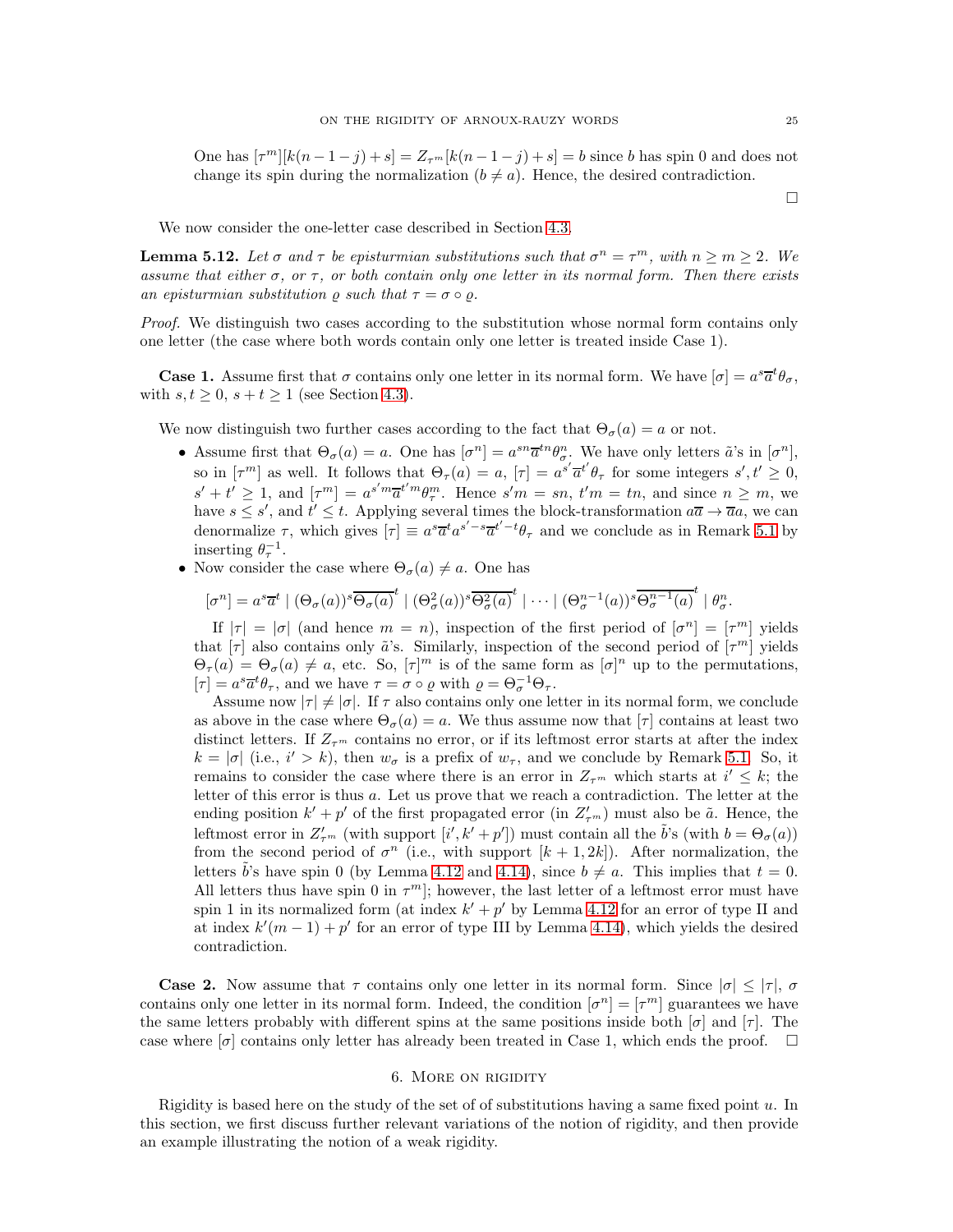One has $[\tau^m][k(n-1-j)+s] = Z_{\tau^m}[k(n-1-j)+s] = b$ since $b$ has spin 0 and does not change its spin during the normalization ($b \neq a$). Hence, the desired contradiction.

□

We now consider the one-letter case described in Section 4.3.

**Lemma 5.12.** *Let $\sigma$ and $\tau$ be episturmian substitutions such that $\sigma^n = \tau^m$, with $n \geq m \geq 2$. We assume that either $\sigma$, or $\tau$, or both contain only one letter in its normal form. Then there exists an episturmian substitution $\varrho$ such that $\tau = \sigma \circ \varrho$.*

*Proof.* We distinguish two cases according to the substitution whose normal form contains only one letter (the case where both words contain only one letter is treated inside Case 1).

**Case 1.** Assume first that $\sigma$ contains only one letter in its normal form. We have $[\sigma] = a^s \overline{a}^t \theta_\sigma$, with $s, t \geq 0$, $s + t \geq 1$ (see Section 4.3).

We now distinguish two further cases according to the fact that $\Theta_\sigma(a) = a$ or not.

- Assume first that $\Theta_\sigma(a) = a$. One has $[\sigma^n] = a^{sn} \overline{a}^{tn} \theta_\sigma^n$. We have only letters $\tilde{a}$'s in $[\sigma^n]$, so in $[\tau^m]$ as well. It follows that $\Theta_\tau(a) = a$, $[\tau] = a^{s'} \overline{a}^{t'} \theta_\tau$ for some integers $s', t' \geq 0$, $s' + t' \geq 1$, and $[\tau^m] = a^{s'm} \overline{a}^{t'm} \theta_\tau^m$. Hence $s'm = sn$, $t'm = tn$, and since $n \geq m$, we have $s \leq s'$, and $t' \leq t$. Applying several times the block-transformation $a\overline{a} \to \overline{a}a$, we can denormalize $\tau$, which gives $[\tau] \equiv a^s \overline{a}^t a^{s'-s} \overline{a}^{t'-t} \theta_\tau$ and we conclude as in Remark 5.1 by inserting $\theta_\tau^{-1}$.
- Now consider the case where $\Theta_\sigma(a) \neq a$. One has
$$[\sigma^n] = a^s \overline{a}^t \mid (\Theta_\sigma(a))^s \overline{\Theta_\sigma(a)}^t \mid (\Theta_\sigma^2(a))^s \overline{\Theta_\sigma^2(a)}^t \mid \cdots \mid (\Theta_\sigma^{n-1}(a))^s \overline{\Theta_\sigma^{n-1}(a)}^t \mid \theta_\sigma^n.$$
If $|\tau| = |\sigma|$ (and hence $m = n$), inspection of the first period of $[\sigma^n] = [\tau^m]$ yields that $[\tau]$ also contains only $\tilde{a}$'s. Similarly, inspection of the second period of $[\tau^m]$ yields $\Theta_\tau(a) = \Theta_\sigma(a) \neq a$, etc. So, $[\tau]^m$ is of the same form as $[\sigma]^n$ up to the permutations, $[\tau] = a^s \overline{a}^t \theta_\tau$, and we have $\tau = \sigma \circ \varrho$ with $\varrho = \Theta_\sigma^{-1} \Theta_\tau$.
Assume now $|\tau| \neq |\sigma|$. If $\tau$ also contains only one letter in its normal form, we conclude as above in the case where $\Theta_\sigma(a) = a$. We thus assume now that $[\tau]$ contains at least two distinct letters. If $Z_{\tau^m}$ contains no error, or if its leftmost error starts at after the index $k = |\sigma|$ (i.e., $i' > k$), then $w_\sigma$ is a prefix of $w_\tau$, and we conclude by Remark 5.1. So, it remains to consider the case where there is an error in $Z_{\tau^m}$ which starts at $i' \leq k$; the letter of this error is thus $a$. Let us prove that we reach a contradiction. The letter at the ending position $k' + p'$ of the first propagated error (in $Z'_{\tau^m}$) must also be $\tilde{a}$. Hence, the leftmost error in $Z'_{\tau^m}$ (with support $[i', k' + p']$) must contain all the $\tilde{b}$'s (with $b = \Theta_\sigma(a)$) from the second period of $\sigma^n$ (i.e., with support $[k+1, 2k]$). After normalization, the letters $\tilde{b}$'s have spin 0 (by Lemma 4.12 and 4.14), since $b \neq a$. This implies that $t = 0$. All letters thus have spin 0 in $\tau^m$]; however, the last letter of a leftmost error must have spin 1 in its normalized form (at index $k' + p'$ by Lemma 4.12 for an error of type II and at index $k'(m-1) + p'$ for an error of type III by Lemma 4.14), which yields the desired contradiction.

**Case 2.** Now assume that $\tau$ contains only one letter in its normal form. Since $|\sigma| \leq |\tau|$, $\sigma$ contains only one letter in its normal form. Indeed, the condition $[\sigma^n] = [\tau^m]$ guarantees we have the same letters probably with different spins at the same positions inside both $[\sigma]$ and $[\tau]$. The case where $[\sigma]$ contains only letter has already been treated in Case 1, which ends the proof. □

## 6. More on rigidity

Rigidity is based here on the study of the set of of substitutions having a same fixed point $u$. In this section, we first discuss further relevant variations of the notion of rigidity, and then provide an example illustrating the notion of a weak rigidity.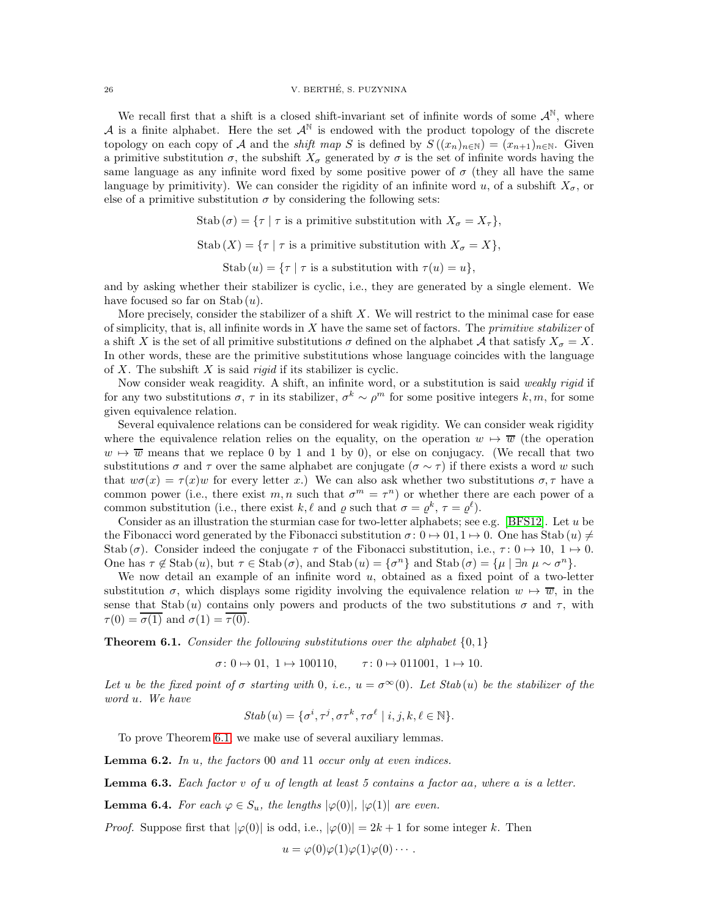We recall first that a shift is a closed shift-invariant set of infinite words of some $\mathcal{A}^{\mathbb{N}}$, where $\mathcal{A}$ is a finite alphabet. Here the set $\mathcal{A}^{\mathbb{N}}$ is endowed with the product topology of the discrete topology on each copy of $\mathcal{A}$ and the *shift map* $S$ is defined by $S((x_n)_{n\in\mathbb{N}}) = (x_{n+1})_{n\in\mathbb{N}}$. Given a primitive substitution $\sigma$, the subshift $X_\sigma$ generated by $\sigma$ is the set of infinite words having the same language as any infinite word fixed by some positive power of $\sigma$ (they all have the same language by primitivity). We can consider the rigidity of an infinite word $u$, of a subshift $X_\sigma$, or else of a primitive substitution $\sigma$ by considering the following sets:

$$\mathrm{Stab}\,(\sigma) = \{\tau \mid \tau \text{ is a primitive substitution with } X_\sigma = X_\tau\},$$

$$\mathrm{Stab}\,(X) = \{\tau \mid \tau \text{ is a primitive substitution with } X_\sigma = X\},$$

$$\mathrm{Stab}\,(u) = \{\tau \mid \tau \text{ is a substitution with } \tau(u) = u\},$$

and by asking whether their stabilizer is cyclic, i.e., they are generated by a single element. We have focused so far on $\mathrm{Stab}\,(u)$.

More precisely, consider the stabilizer of a shift $X$. We will restrict to the minimal case for ease of simplicity, that is, all infinite words in $X$ have the same set of factors. The *primitive stabilizer* of a shift $X$ is the set of all primitive substitutions $\sigma$ defined on the alphabet $\mathcal{A}$ that satisfy $X_\sigma = X$. In other words, these are the primitive substitutions whose language coincides with the language of $X$. The subshift $X$ is said *rigid* if its stabilizer is cyclic.

Now consider weak reagidity. A shift, an infinite word, or a substitution is said *weakly rigid* if for any two substitutions $\sigma$, $\tau$ in its stabilizer, $\sigma^k \sim \rho^m$ for some positive integers $k, m$, for some given equivalence relation.

Several equivalence relations can be considered for weak rigidity. We can consider weak rigidity where the equivalence relation relies on the equality, on the operation $w \mapsto \overline{w}$ (the operation $w \mapsto \overline{w}$ means that we replace 0 by 1 and 1 by 0), or else on conjugacy. (We recall that two substitutions $\sigma$ and $\tau$ over the same alphabet are conjugate ($\sigma \sim \tau$) if there exists a word $w$ such that $w\sigma(x) = \tau(x)w$ for every letter $x$.) We can also ask whether two substitutions $\sigma, \tau$ have a common power (i.e., there exist $m, n$ such that $\sigma^m = \tau^n$) or whether there are each power of a common substitution (i.e., there exist $k, \ell$ and $\varrho$ such that $\sigma = \varrho^k$, $\tau = \varrho^\ell$).

Consider as an illustration the sturmian case for two-letter alphabets; see e.g. [BFS12]. Let $u$ be the Fibonacci word generated by the Fibonacci substitution $\sigma\colon 0 \mapsto 01, 1 \mapsto 0$. One has $\mathrm{Stab}\,(u) \neq \mathrm{Stab}\,(\sigma)$. Consider indeed the conjugate $\tau$ of the Fibonacci substitution, i.e., $\tau\colon 0 \mapsto 10,\ 1 \mapsto 0$. One has $\tau \notin \mathrm{Stab}\,(u)$, but $\tau \in \mathrm{Stab}\,(\sigma)$, and $\mathrm{Stab}\,(u) = \{\sigma^n\}$ and $\mathrm{Stab}\,(\sigma) = \{\mu \mid \exists n\ \mu \sim \sigma^n\}$.

We now detail an example of an infinite word $u$, obtained as a fixed point of a two-letter substitution $\sigma$, which displays some rigidity involving the equivalence relation $w \mapsto \overline{w}$, in the sense that $\mathrm{Stab}\,(u)$ contains only powers and products of the two substitutions $\sigma$ and $\tau$, with $\tau(0) = \overline{\sigma(1)}$ and $\sigma(1) = \overline{\tau(0)}$.

**Theorem 6.1.** *Consider the following substitutions over the alphabet* $\{0, 1\}$

$$\sigma\colon 0 \mapsto 01,\ 1 \mapsto 100110, \qquad \tau\colon 0 \mapsto 011001,\ 1 \mapsto 10.$$

*Let $u$ be the fixed point of $\sigma$ starting with 0, i.e., $u = \sigma^\infty(0)$. Let $\mathrm{Stab}\,(u)$ be the stabilizer of the word $u$. We have*

$$\mathrm{Stab}\,(u) = \{\sigma^i, \tau^j, \sigma\tau^k, \tau\sigma^\ell \mid i, j, k, \ell \in \mathbb{N}\}.$$

To prove Theorem 6.1, we make use of several auxiliary lemmas.

**Lemma 6.2.** *In $u$, the factors 00 and 11 occur only at even indices.*

**Lemma 6.3.** *Each factor $v$ of $u$ of length at least 5 contains a factor $aa$, where $a$ is a letter.*

**Lemma 6.4.** *For each $\varphi \in S_u$, the lengths $|\varphi(0)|$, $|\varphi(1)|$ are even.*

*Proof.* Suppose first that $|\varphi(0)|$ is odd, i.e., $|\varphi(0)| = 2k + 1$ for some integer $k$. Then

$$u = \varphi(0)\varphi(1)\varphi(1)\varphi(0)\cdots.$$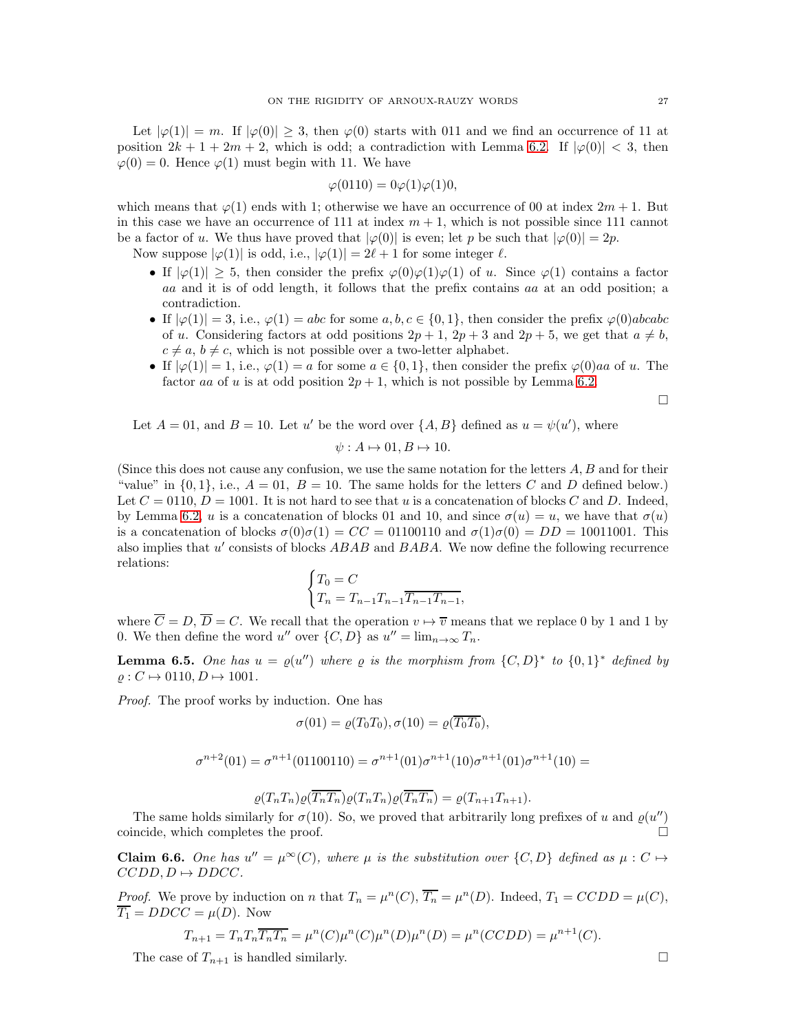Let $|\varphi(1)| = m$. If $|\varphi(0)| \geq 3$, then $\varphi(0)$ starts with 011 and we find an occurrence of 11 at position $2k + 1 + 2m + 2$, which is odd; a contradiction with Lemma 6.2. If $|\varphi(0)| < 3$, then $\varphi(0) = 0$. Hence $\varphi(1)$ must begin with 11. We have

$$\varphi(0110) = 0\varphi(1)\varphi(1)0,$$

which means that $\varphi(1)$ ends with 1; otherwise we have an occurrence of 00 at index $2m + 1$. But in this case we have an occurrence of 111 at index $m + 1$, which is not possible since 111 cannot be a factor of $u$. We thus have proved that $|\varphi(0)|$ is even; let $p$ be such that $|\varphi(0)| = 2p$.

Now suppose $|\varphi(1)|$ is odd, i.e., $|\varphi(1)| = 2\ell + 1$ for some integer $\ell$.

- If $|\varphi(1)| \geq 5$, then consider the prefix $\varphi(0)\varphi(1)\varphi(1)$ of $u$. Since $\varphi(1)$ contains a factor $aa$ and it is of odd length, it follows that the prefix contains $aa$ at an odd position; a contradiction.
- If $|\varphi(1)| = 3$, i.e., $\varphi(1) = abc$ for some $a, b, c \in \{0, 1\}$, then consider the prefix $\varphi(0)abcabc$ of $u$. Considering factors at odd positions $2p + 1$, $2p + 3$ and $2p + 5$, we get that $a \neq b$, $c \neq a$, $b \neq c$, which is not possible over a two-letter alphabet.
- If $|\varphi(1)| = 1$, i.e., $\varphi(1) = a$ for some $a \in \{0, 1\}$, then consider the prefix $\varphi(0)aa$ of $u$. The factor $aa$ of $u$ is at odd position $2p + 1$, which is not possible by Lemma 6.2.

□

Let $A = 01$, and $B = 10$. Let $u'$ be the word over $\{A, B\}$ defined as $u = \psi(u')$, where

$$\psi : A \mapsto 01, B \mapsto 10.$$

(Since this does not cause any confusion, we use the same notation for the letters $A, B$ and for their "value" in $\{0, 1\}$, i.e., $A = 01$, $B = 10$. The same holds for the letters $C$ and $D$ defined below.) Let $C = 0110$, $D = 1001$. It is not hard to see that $u$ is a concatenation of blocks $C$ and $D$. Indeed, by Lemma 6.2, $u$ is a concatenation of blocks 01 and 10, and since $\sigma(u) = u$, we have that $\sigma(u)$ is a concatenation of blocks $\sigma(0)\sigma(1) = CC = 01100110$ and $\sigma(1)\sigma(0) = DD = 10011001$. This also implies that $u'$ consists of blocks $ABAB$ and $BABA$. We now define the following recurrence relations:

$$\begin{cases} T_0 = C \\ T_n = T_{n-1}T_{n-1}\overline{T_{n-1}T_{n-1}}, \end{cases}$$

where $\overline{C} = D$, $\overline{D} = C$. We recall that the operation $v \mapsto \overline{v}$ means that we replace 0 by 1 and 1 by 0. We then define the word $u''$ over $\{C, D\}$ as $u'' = \lim_{n\to\infty} T_n$.

**Lemma 6.5.** *One has $u = \varrho(u'')$ where $\varrho$ is the morphism from $\{C, D\}^*$ to $\{0, 1\}^*$ defined by $\varrho : C \mapsto 0110, D \mapsto 1001$.*

*Proof.* The proof works by induction. One has

$$\sigma(01) = \varrho(T_0T_0), \sigma(10) = \varrho(\overline{T_0T_0}),$$

$$\sigma^{n+2}(01) = \sigma^{n+1}(01100110) = \sigma^{n+1}(01)\sigma^{n+1}(10)\sigma^{n+1}(01)\sigma^{n+1}(10) =$$

$$\varrho(T_nT_n)\varrho(\overline{T_nT_n})\varrho(T_nT_n)\varrho(\overline{T_nT_n}) = \varrho(T_{n+1}T_{n+1}).$$

The same holds similarly for $\sigma(10)$. So, we proved that arbitrarily long prefixes of $u$ and $\varrho(u'')$ coincide, which completes the proof. □

**Claim 6.6.** *One has $u'' = \mu^\infty(C)$, where $\mu$ is the substitution over $\{C, D\}$ defined as $\mu : C \mapsto CCDD, D \mapsto DDCC$.*

*Proof.* We prove by induction on $n$ that $T_n = \mu^n(C)$, $\overline{T_n} = \mu^n(D)$. Indeed, $T_1 = CCDD = \mu(C)$, $\overline{T_1} = DDCC = \mu(D)$. Now

$$T_{n+1} = T_nT_n\overline{T_nT_n} = \mu^n(C)\mu^n(C)\mu^n(D)\mu^n(D) = \mu^n(CCDD) = \mu^{n+1}(C).$$

The case of $\overline{T_{n+1}}$ is handled similarly. □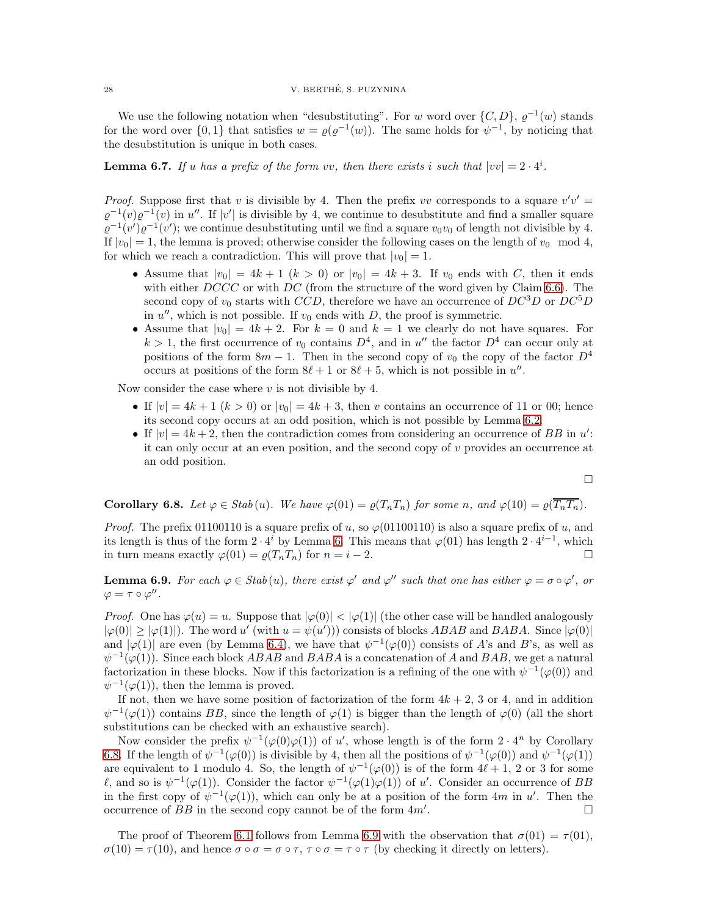We use the following notation when "desubstituting". For $w$ word over $\{C, D\}$, $\varrho^{-1}(w)$ stands for the word over $\{0, 1\}$ that satisfies $w = \varrho(\varrho^{-1}(w))$. The same holds for $\psi^{-1}$, by noticing that the desubstitution is unique in both cases.

**Lemma 6.7.** *If $u$ has a prefix of the form $vv$, then there exists $i$ such that $|vv| = 2 \cdot 4^i$.*

*Proof.* Suppose first that $v$ is divisible by 4. Then the prefix $vv$ corresponds to a square $v'v' = \varrho^{-1}(v)\varrho^{-1}(v)$ in $u''$. If $|v'|$ is divisible by 4, we continue to desubstitute and find a smaller square $\varrho^{-1}(v')\varrho^{-1}(v')$; we continue desubstituting until we find a square $v_0v_0$ of length not divisible by 4. If $|v_0| = 1$, the lemma is proved; otherwise consider the following cases on the length of $v_0 \mod 4$, for which we reach a contradiction. This will prove that $|v_0| = 1$.

- Assume that $|v_0| = 4k + 1$ ($k > 0$) or $|v_0| = 4k + 3$. If $v_0$ ends with $C$, then it ends with either $DCCC$ or with $DC$ (from the structure of the word given by Claim 6.6). The second copy of $v_0$ starts with $CCD$, therefore we have an occurrence of $DC^3D$ or $DC^5D$ in $u''$, which is not possible. If $v_0$ ends with $D$, the proof is symmetric.
- Assume that $|v_0| = 4k + 2$. For $k = 0$ and $k = 1$ we clearly do not have squares. For $k > 1$, the first occurrence of $v_0$ contains $D^4$, and in $u''$ the factor $D^4$ can occur only at positions of the form $8m - 1$. Then in the second copy of $v_0$ the copy of the factor $D^4$ occurs at positions of the form $8\ell + 1$ or $8\ell + 5$, which is not possible in $u''$.

Now consider the case where $v$ is not divisible by 4.

- If $|v| = 4k + 1$ ($k > 0$) or $|v_0| = 4k + 3$, then $v$ contains an occurrence of 11 or 00; hence its second copy occurs at an odd position, which is not possible by Lemma 6.2.
- If $|v| = 4k + 2$, then the contradiction comes from considering an occurrence of $BB$ in $u'$: it can only occur at an even position, and the second copy of $v$ provides an occurrence at an odd position.

$\square$

**Corollary 6.8.** *Let $\varphi \in Stab(u)$. We have $\varphi(01) = \varrho(T_nT_n)$ for some $n$, and $\varphi(10) = \varrho(\overline{T_nT_n})$.*

*Proof.* The prefix 01100110 is a square prefix of $u$, so $\varphi(01100110)$ is also a square prefix of $u$, and its length is thus of the form $2 \cdot 4^i$ by Lemma 6. This means that $\varphi(01)$ has length $2 \cdot 4^{i-1}$, which in turn means exactly $\varphi(01) = \varrho(T_nT_n)$ for $n = i - 2$. $\square$

**Lemma 6.9.** *For each $\varphi \in Stab(u)$, there exist $\varphi'$ and $\varphi''$ such that one has either $\varphi = \sigma \circ \varphi'$, or $\varphi = \tau \circ \varphi''$.*

*Proof.* One has $\varphi(u) = u$. Suppose that $|\varphi(0)| < |\varphi(1)|$ (the other case will be handled analogously $|\varphi(0)| \geq |\varphi(1)|$). The word $u'$ (with $u = \psi(u')$) consists of blocks $ABAB$ and $BABA$. Since $|\varphi(0)|$ and $|\varphi(1)|$ are even (by Lemma 6.4), we have that $\psi^{-1}(\varphi(0))$ consists of $A$'s and $B$'s, as well as $\psi^{-1}(\varphi(1))$. Since each block $ABAB$ and $BABA$ is a concatenation of $A$ and $BAB$, we get a natural factorization in these blocks. Now if this factorization is a refining of the one with $\psi^{-1}(\varphi(0))$ and $\psi^{-1}(\varphi(1))$, then the lemma is proved.

If not, then we have some position of factorization of the form $4k + 2$, 3 or 4, and in addition $\psi^{-1}(\varphi(1))$ contains $BB$, since the length of $\varphi(1)$ is bigger than the length of $\varphi(0)$ (all the short substitutions can be checked with an exhaustive search).

Now consider the prefix $\psi^{-1}(\varphi(0)\varphi(1))$ of $u'$, whose length is of the form $2 \cdot 4^n$ by Corollary 6.8. If the length of $\psi^{-1}(\varphi(0))$ is divisible by 4, then all the positions of $\psi^{-1}(\varphi(0))$ and $\psi^{-1}(\varphi(1))$ are equivalent to 1 modulo 4. So, the length of $\psi^{-1}(\varphi(0))$ is of the form $4\ell + 1$, 2 or 3 for some $\ell$, and so is $\psi^{-1}(\varphi(1))$. Consider the factor $\psi^{-1}(\varphi(1)\varphi(1))$ of $u'$. Consider an occurrence of $BB$ in the first copy of $\psi^{-1}(\varphi(1))$, which can only be at a position of the form $4m$ in $u'$. Then the occurrence of $BB$ in the second copy cannot be of the form $4m'$. $\square$

The proof of Theorem 6.1 follows from Lemma 6.9 with the observation that $\sigma(01) = \tau(01)$, $\sigma(10) = \tau(10)$, and hence $\sigma \circ \sigma = \sigma \circ \tau$, $\tau \circ \sigma = \tau \circ \tau$ (by checking it directly on letters).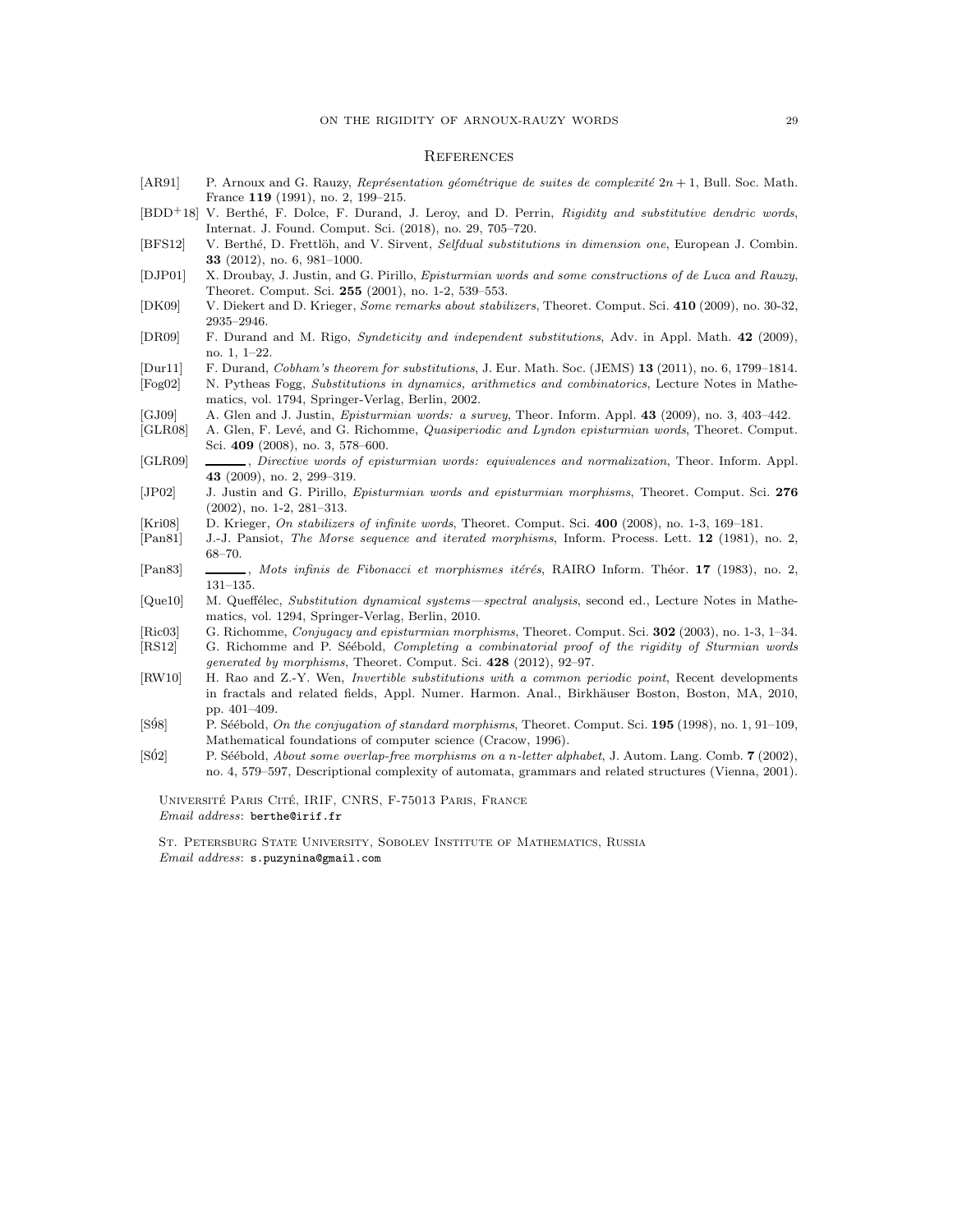## References

[AR91] P. Arnoux and G. Rauzy, *Représentation géométrique de suites de complexité $2n+1$*, Bull. Soc. Math. France **119** (1991), no. 2, 199–215.

[BDD+18] V. Berthé, F. Dolce, F. Durand, J. Leroy, and D. Perrin, *Rigidity and substitutive dendric words*, Internat. J. Found. Comput. Sci. (2018), no. 29, 705–720.

[BFS12] V. Berthé, D. Frettlöh, and V. Sirvent, *Selfdual substitutions in dimension one*, European J. Combin. **33** (2012), no. 6, 981–1000.

[DJP01] X. Droubay, J. Justin, and G. Pirillo, *Episturmian words and some constructions of de Luca and Rauzy*, Theoret. Comput. Sci. **255** (2001), no. 1-2, 539–553.

[DK09] V. Diekert and D. Krieger, *Some remarks about stabilizers*, Theoret. Comput. Sci. **410** (2009), no. 30-32, 2935–2946.

[DR09] F. Durand and M. Rigo, *Syndeticity and independent substitutions*, Adv. in Appl. Math. **42** (2009), no. 1, 1–22.

[Dur11] F. Durand, *Cobham's theorem for substitutions*, J. Eur. Math. Soc. (JEMS) **13** (2011), no. 6, 1799–1814.

[Fog02] N. Pytheas Fogg, *Substitutions in dynamics, arithmetics and combinatorics*, Lecture Notes in Mathematics, vol. 1794, Springer-Verlag, Berlin, 2002.

[GJ09] A. Glen and J. Justin, *Episturmian words: a survey*, Theor. Inform. Appl. **43** (2009), no. 3, 403–442.

[GLR08] A. Glen, F. Levé, and G. Richomme, *Quasiperiodic and Lyndon episturmian words*, Theoret. Comput. Sci. **409** (2008), no. 3, 578–600.

[GLR09] ______, *Directive words of episturmian words: equivalences and normalization*, Theor. Inform. Appl. **43** (2009), no. 2, 299–319.

[JP02] J. Justin and G. Pirillo, *Episturmian words and episturmian morphisms*, Theoret. Comput. Sci. **276** (2002), no. 1-2, 281–313.

[Kri08] D. Krieger, *On stabilizers of infinite words*, Theoret. Comput. Sci. **400** (2008), no. 1-3, 169–181.

[Pan81] J.-J. Pansiot, *The Morse sequence and iterated morphisms*, Inform. Process. Lett. **12** (1981), no. 2, 68–70.

[Pan83] ______, *Mots infinis de Fibonacci et morphismes itérés*, RAIRO Inform. Théor. **17** (1983), no. 2, 131–135.

[Que10] M. Queffélec, *Substitution dynamical systems—spectral analysis*, second ed., Lecture Notes in Mathematics, vol. 1294, Springer-Verlag, Berlin, 2010.

[Ric03] G. Richomme, *Conjugacy and episturmian morphisms*, Theoret. Comput. Sci. **302** (2003), no. 1-3, 1–34.

[RS12] G. Richomme and P. Séébold, *Completing a combinatorial proof of the rigidity of Sturmian words generated by morphisms*, Theoret. Comput. Sci. **428** (2012), 92–97.

[RW10] H. Rao and Z.-Y. Wen, *Invertible substitutions with a common periodic point*, Recent developments in fractals and related fields, Appl. Numer. Harmon. Anal., Birkhäuser Boston, Boston, MA, 2010, pp. 401–409.

[Sé98] P. Séébold, *On the conjugation of standard morphisms*, Theoret. Comput. Sci. **195** (1998), no. 1, 91–109, Mathematical foundations of computer science (Cracow, 1996).

[Sé02] P. Séébold, *About some overlap-free morphisms on a n-letter alphabet*, J. Autom. Lang. Comb. **7** (2002), no. 4, 579–597, Descriptional complexity of automata, grammars and related structures (Vienna, 2001).

Université Paris Cité, IRIF, CNRS, F-75013 Paris, France
*Email address*: berthe@irif.fr

St. Petersburg State University, Sobolev Institute of Mathematics, Russia
*Email address*: s.puzynina@gmail.com